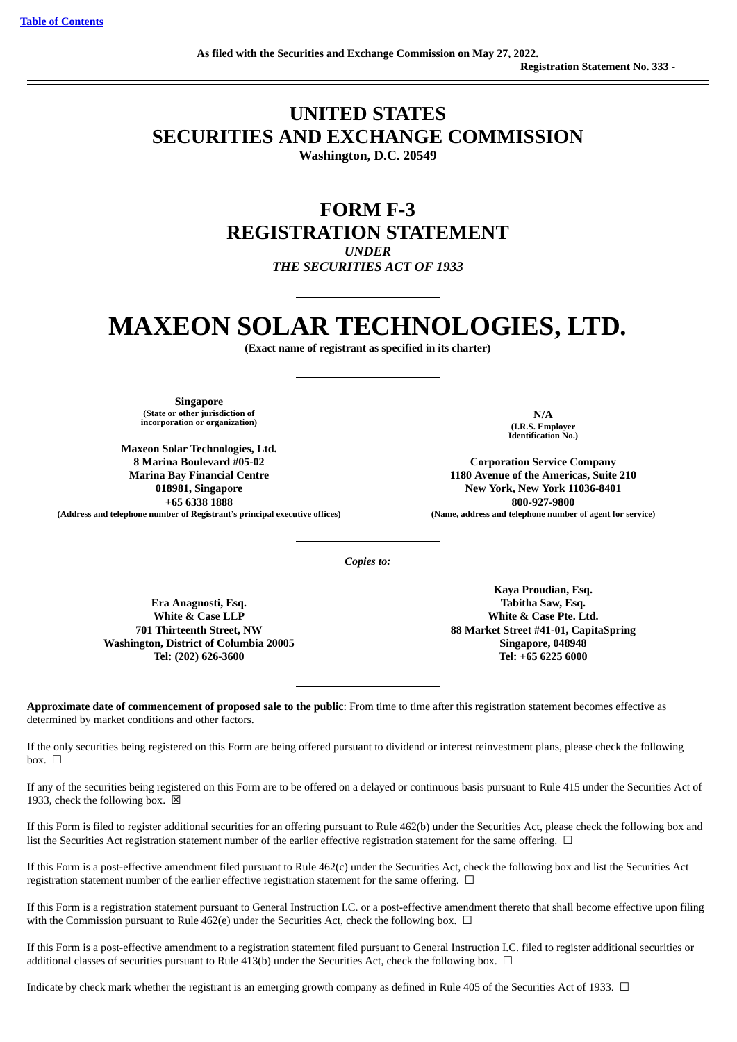[Table of Contents](#)

**As filed with the Securities and Exchange Commission on May 27, 2022.**

**Registration Statement No. 333 -**

# UNITED STATES
# SECURITIES AND EXCHANGE COMMISSION
**Washington, D.C. 20549**

## FORM F-3
## REGISTRATION STATEMENT
***UNDER***
***THE SECURITIES ACT OF 1933***

# MAXEON SOLAR TECHNOLOGIES, LTD.
**(Exact name of registrant as specified in its charter)**

**Singapore**
**(State or other jurisdiction of incorporation or organization)**

**N/A**
**(I.R.S. Employer Identification No.)**

**Maxeon Solar Technologies, Ltd.**
**8 Marina Boulevard #05-02**
**Marina Bay Financial Centre**
**018981, Singapore**
**+65 6338 1888**
**(Address and telephone number of Registrant's principal executive offices)**

**Corporation Service Company**
**1180 Avenue of the Americas, Suite 210**
**New York, New York 11036-8401**
**800-927-9800**
**(Name, address and telephone number of agent for service)**

***Copies to:***

**Era Anagnosti, Esq.**
**White & Case LLP**
**701 Thirteenth Street, NW**
**Washington, District of Columbia 20005**
**Tel: (202) 626-3600**

**Kaya Proudian, Esq.**
**Tabitha Saw, Esq.**
**White & Case Pte. Ltd.**
**88 Market Street #41-01, CapitaSpring**
**Singapore, 048948**
**Tel: +65 6225 6000**

**Approximate date of commencement of proposed sale to the public**: From time to time after this registration statement becomes effective as determined by market conditions and other factors.

If the only securities being registered on this Form are being offered pursuant to dividend or interest reinvestment plans, please check the following box. ☐

If any of the securities being registered on this Form are to be offered on a delayed or continuous basis pursuant to Rule 415 under the Securities Act of 1933, check the following box. ☒

If this Form is filed to register additional securities for an offering pursuant to Rule 462(b) under the Securities Act, please check the following box and list the Securities Act registration statement number of the earlier effective registration statement for the same offering. ☐

If this Form is a post-effective amendment filed pursuant to Rule 462(c) under the Securities Act, check the following box and list the Securities Act registration statement number of the earlier effective registration statement for the same offering. ☐

If this Form is a registration statement pursuant to General Instruction I.C. or a post-effective amendment thereto that shall become effective upon filing with the Commission pursuant to Rule 462(e) under the Securities Act, check the following box. ☐

If this Form is a post-effective amendment to a registration statement filed pursuant to General Instruction I.C. filed to register additional securities or additional classes of securities pursuant to Rule 413(b) under the Securities Act, check the following box. ☐

Indicate by check mark whether the registrant is an emerging growth company as defined in Rule 405 of the Securities Act of 1933. ☐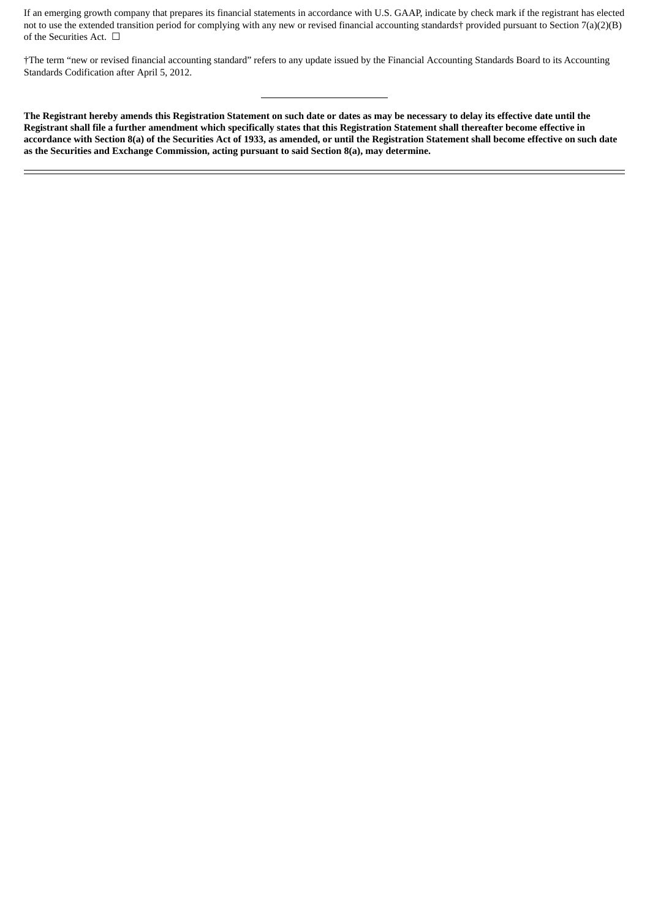If an emerging growth company that prepares its financial statements in accordance with U.S. GAAP, indicate by check mark if the registrant has elected not to use the extended transition period for complying with any new or revised financial accounting standards† provided pursuant to Section 7(a)(2)(B) of the Securities Act. ☐

†The term "new or revised financial accounting standard" refers to any update issued by the Financial Accounting Standards Board to its Accounting Standards Codification after April 5, 2012.

---

**The Registrant hereby amends this Registration Statement on such date or dates as may be necessary to delay its effective date until the Registrant shall file a further amendment which specifically states that this Registration Statement shall thereafter become effective in accordance with Section 8(a) of the Securities Act of 1933, as amended, or until the Registration Statement shall become effective on such date as the Securities and Exchange Commission, acting pursuant to said Section 8(a), may determine.**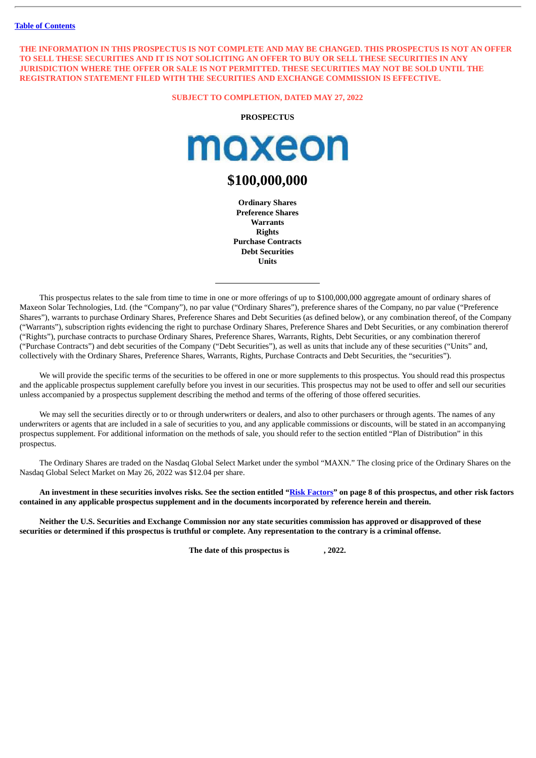[Table of Contents](#)

**THE INFORMATION IN THIS PROSPECTUS IS NOT COMPLETE AND MAY BE CHANGED. THIS PROSPECTUS IS NOT AN OFFER TO SELL THESE SECURITIES AND IT IS NOT SOLICITING AN OFFER TO BUY OR SELL THESE SECURITIES IN ANY JURISDICTION WHERE THE OFFER OR SALE IS NOT PERMITTED. THESE SECURITIES MAY NOT BE SOLD UNTIL THE REGISTRATION STATEMENT FILED WITH THE SECURITIES AND EXCHANGE COMMISSION IS EFFECTIVE.**

**SUBJECT TO COMPLETION, DATED MAY 27, 2022**

**PROSPECTUS**

maxeon

# $100,000,000

**Ordinary Shares**
**Preference Shares**
**Warrants**
**Rights**
**Purchase Contracts**
**Debt Securities**
**Units**

---

This prospectus relates to the sale from time to time in one or more offerings of up to $100,000,000 aggregate amount of ordinary shares of Maxeon Solar Technologies, Ltd. (the "Company"), no par value ("Ordinary Shares"), preference shares of the Company, no par value ("Preference Shares"), warrants to purchase Ordinary Shares, Preference Shares and Debt Securities (as defined below), or any combination thereof, of the Company ("Warrants"), subscription rights evidencing the right to purchase Ordinary Shares, Preference Shares and Debt Securities, or any combination thereof ("Rights"), purchase contracts to purchase Ordinary Shares, Preference Shares, Warrants, Rights, Debt Securities, or any combination thereof ("Purchase Contracts") and debt securities of the Company ("Debt Securities"), as well as units that include any of these securities ("Units" and, collectively with the Ordinary Shares, Preference Shares, Warrants, Rights, Purchase Contracts and Debt Securities, the "securities").

We will provide the specific terms of the securities to be offered in one or more supplements to this prospectus. You should read this prospectus and the applicable prospectus supplement carefully before you invest in our securities. This prospectus may not be used to offer and sell our securities unless accompanied by a prospectus supplement describing the method and terms of the offering of those offered securities.

We may sell the securities directly or to or through underwriters or dealers, and also to other purchasers or through agents. The names of any underwriters or agents that are included in a sale of securities to you, and any applicable commissions or discounts, will be stated in an accompanying prospectus supplement. For additional information on the methods of sale, you should refer to the section entitled "Plan of Distribution" in this prospectus.

The Ordinary Shares are traded on the Nasdaq Global Select Market under the symbol "MAXN." The closing price of the Ordinary Shares on the Nasdaq Global Select Market on May 26, 2022 was $12.04 per share.

**An investment in these securities involves risks. See the section entitled "[Risk Factors](#)" on page 8 of this prospectus, and other risk factors contained in any applicable prospectus supplement and in the documents incorporated by reference herein and therein.**

**Neither the U.S. Securities and Exchange Commission nor any state securities commission has approved or disapproved of these securities or determined if this prospectus is truthful or complete. Any representation to the contrary is a criminal offense.**

**The date of this prospectus is , 2022.**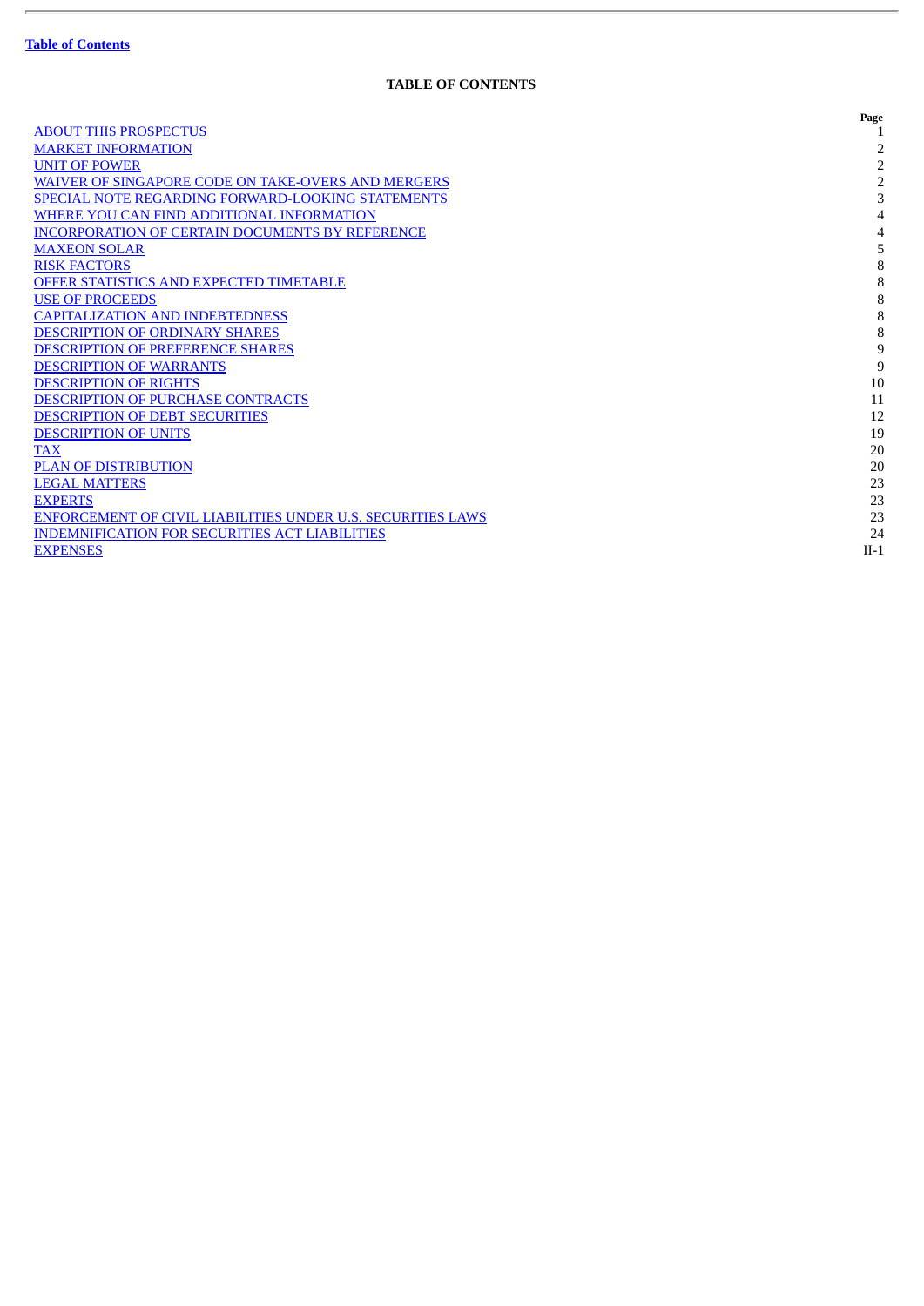[Table of Contents](#)

# TABLE OF CONTENTS

| | Page |
|---|---|
| [ABOUT THIS PROSPECTUS](#) | 1 |
| [MARKET INFORMATION](#) | 2 |
| [UNIT OF POWER](#) | 2 |
| [WAIVER OF SINGAPORE CODE ON TAKE-OVERS AND MERGERS](#) | 2 |
| [SPECIAL NOTE REGARDING FORWARD-LOOKING STATEMENTS](#) | 3 |
| [WHERE YOU CAN FIND ADDITIONAL INFORMATION](#) | 4 |
| [INCORPORATION OF CERTAIN DOCUMENTS BY REFERENCE](#) | 4 |
| [MAXEON SOLAR](#) | 5 |
| [RISK FACTORS](#) | 8 |
| [OFFER STATISTICS AND EXPECTED TIMETABLE](#) | 8 |
| [USE OF PROCEEDS](#) | 8 |
| [CAPITALIZATION AND INDEBTEDNESS](#) | 8 |
| [DESCRIPTION OF ORDINARY SHARES](#) | 8 |
| [DESCRIPTION OF PREFERENCE SHARES](#) | 9 |
| [DESCRIPTION OF WARRANTS](#) | 9 |
| [DESCRIPTION OF RIGHTS](#) | 10 |
| [DESCRIPTION OF PURCHASE CONTRACTS](#) | 11 |
| [DESCRIPTION OF DEBT SECURITIES](#) | 12 |
| [DESCRIPTION OF UNITS](#) | 19 |
| [TAX](#) | 20 |
| [PLAN OF DISTRIBUTION](#) | 20 |
| [LEGAL MATTERS](#) | 23 |
| [EXPERTS](#) | 23 |
| [ENFORCEMENT OF CIVIL LIABILITIES UNDER U.S. SECURITIES LAWS](#) | 23 |
| [INDEMNIFICATION FOR SECURITIES ACT LIABILITIES](#) | 24 |
| [EXPENSES](#) | II-1 |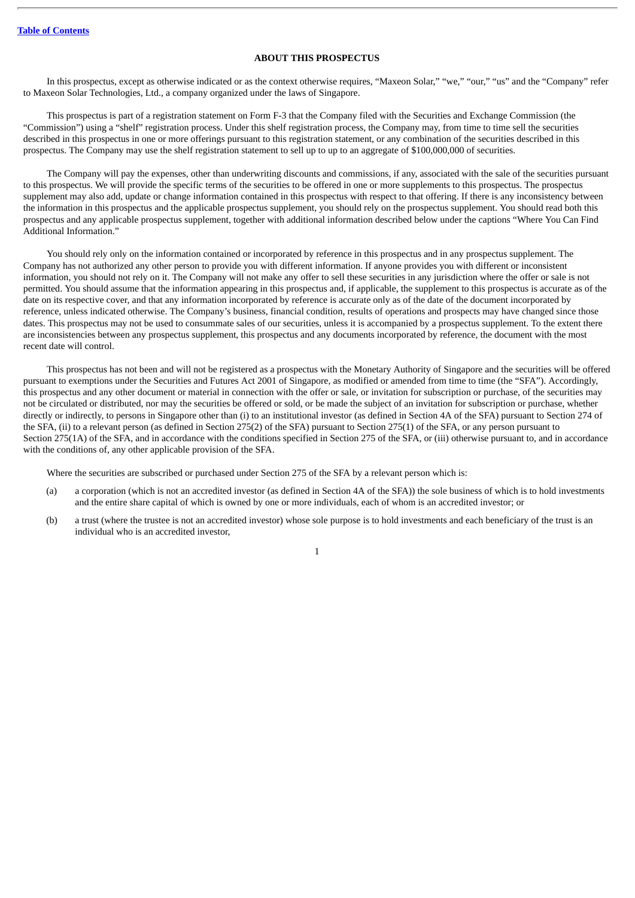## ABOUT THIS PROSPECTUS

In this prospectus, except as otherwise indicated or as the context otherwise requires, "Maxeon Solar," "we," "our," "us" and the "Company" refer to Maxeon Solar Technologies, Ltd., a company organized under the laws of Singapore.

This prospectus is part of a registration statement on Form F-3 that the Company filed with the Securities and Exchange Commission (the "Commission") using a "shelf" registration process. Under this shelf registration process, the Company may, from time to time sell the securities described in this prospectus in one or more offerings pursuant to this registration statement, or any combination of the securities described in this prospectus. The Company may use the shelf registration statement to sell up to up to an aggregate of $100,000,000 of securities.

The Company will pay the expenses, other than underwriting discounts and commissions, if any, associated with the sale of the securities pursuant to this prospectus. We will provide the specific terms of the securities to be offered in one or more supplements to this prospectus. The prospectus supplement may also add, update or change information contained in this prospectus with respect to that offering. If there is any inconsistency between the information in this prospectus and the applicable prospectus supplement, you should rely on the prospectus supplement. You should read both this prospectus and any applicable prospectus supplement, together with additional information described below under the captions "Where You Can Find Additional Information."

You should rely only on the information contained or incorporated by reference in this prospectus and in any prospectus supplement. The Company has not authorized any other person to provide you with different information. If anyone provides you with different or inconsistent information, you should not rely on it. The Company will not make any offer to sell these securities in any jurisdiction where the offer or sale is not permitted. You should assume that the information appearing in this prospectus and, if applicable, the supplement to this prospectus is accurate as of the date on its respective cover, and that any information incorporated by reference is accurate only as of the date of the document incorporated by reference, unless indicated otherwise. The Company's business, financial condition, results of operations and prospects may have changed since those dates. This prospectus may not be used to consummate sales of our securities, unless it is accompanied by a prospectus supplement. To the extent there are inconsistencies between any prospectus supplement, this prospectus and any documents incorporated by reference, the document with the most recent date will control.

This prospectus has not been and will not be registered as a prospectus with the Monetary Authority of Singapore and the securities will be offered pursuant to exemptions under the Securities and Futures Act 2001 of Singapore, as modified or amended from time to time (the "SFA"). Accordingly, this prospectus and any other document or material in connection with the offer or sale, or invitation for subscription or purchase, of the securities may not be circulated or distributed, nor may the securities be offered or sold, or be made the subject of an invitation for subscription or purchase, whether directly or indirectly, to persons in Singapore other than (i) to an institutional investor (as defined in Section 4A of the SFA) pursuant to Section 274 of the SFA, (ii) to a relevant person (as defined in Section 275(2) of the SFA) pursuant to Section 275(1) of the SFA, or any person pursuant to Section 275(1A) of the SFA, and in accordance with the conditions specified in Section 275 of the SFA, or (iii) otherwise pursuant to, and in accordance with the conditions of, any other applicable provision of the SFA.

Where the securities are subscribed or purchased under Section 275 of the SFA by a relevant person which is:

(a) a corporation (which is not an accredited investor (as defined in Section 4A of the SFA)) the sole business of which is to hold investments and the entire share capital of which is owned by one or more individuals, each of whom is an accredited investor; or

(b) a trust (where the trustee is not an accredited investor) whose sole purpose is to hold investments and each beneficiary of the trust is an individual who is an accredited investor,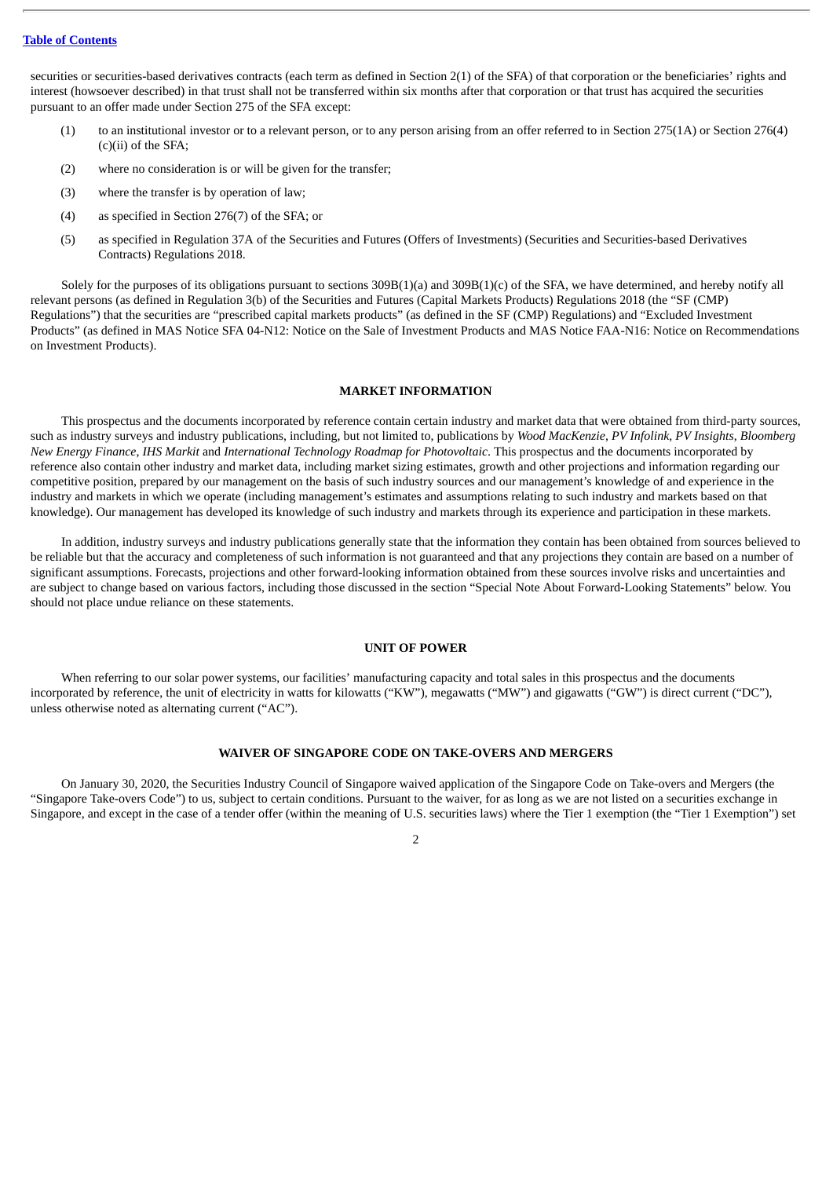securities or securities-based derivatives contracts (each term as defined in Section 2(1) of the SFA) of that corporation or the beneficiaries' rights and interest (howsoever described) in that trust shall not be transferred within six months after that corporation or that trust has acquired the securities pursuant to an offer made under Section 275 of the SFA except:

(1) to an institutional investor or to a relevant person, or to any person arising from an offer referred to in Section 275(1A) or Section 276(4)(c)(ii) of the SFA;

(2) where no consideration is or will be given for the transfer;

(3) where the transfer is by operation of law;

(4) as specified in Section 276(7) of the SFA; or

(5) as specified in Regulation 37A of the Securities and Futures (Offers of Investments) (Securities and Securities-based Derivatives Contracts) Regulations 2018.

Solely for the purposes of its obligations pursuant to sections 309B(1)(a) and 309B(1)(c) of the SFA, we have determined, and hereby notify all relevant persons (as defined in Regulation 3(b) of the Securities and Futures (Capital Markets Products) Regulations 2018 (the "SF (CMP) Regulations") that the securities are "prescribed capital markets products" (as defined in the SF (CMP) Regulations) and "Excluded Investment Products" (as defined in MAS Notice SFA 04-N12: Notice on the Sale of Investment Products and MAS Notice FAA-N16: Notice on Recommendations on Investment Products).

## MARKET INFORMATION

This prospectus and the documents incorporated by reference contain certain industry and market data that were obtained from third-party sources, such as industry surveys and industry publications, including, but not limited to, publications by *Wood MacKenzie*, *PV Infolink*, *PV Insights*, *Bloomberg New Energy Finance*, *IHS Markit* and *International Technology Roadmap for Photovoltaic*. This prospectus and the documents incorporated by reference also contain other industry and market data, including market sizing estimates, growth and other projections and information regarding our competitive position, prepared by our management on the basis of such industry sources and our management's knowledge of and experience in the industry and markets in which we operate (including management's estimates and assumptions relating to such industry and markets based on that knowledge). Our management has developed its knowledge of such industry and markets through its experience and participation in these markets.

In addition, industry surveys and industry publications generally state that the information they contain has been obtained from sources believed to be reliable but that the accuracy and completeness of such information is not guaranteed and that any projections they contain are based on a number of significant assumptions. Forecasts, projections and other forward-looking information obtained from these sources involve risks and uncertainties and are subject to change based on various factors, including those discussed in the section "Special Note About Forward-Looking Statements" below. You should not place undue reliance on these statements.

## UNIT OF POWER

When referring to our solar power systems, our facilities' manufacturing capacity and total sales in this prospectus and the documents incorporated by reference, the unit of electricity in watts for kilowatts ("KW"), megawatts ("MW") and gigawatts ("GW") is direct current ("DC"), unless otherwise noted as alternating current ("AC").

## WAIVER OF SINGAPORE CODE ON TAKE-OVERS AND MERGERS

On January 30, 2020, the Securities Industry Council of Singapore waived application of the Singapore Code on Take-overs and Mergers (the "Singapore Take-overs Code") to us, subject to certain conditions. Pursuant to the waiver, for as long as we are not listed on a securities exchange in Singapore, and except in the case of a tender offer (within the meaning of U.S. securities laws) where the Tier 1 exemption (the "Tier 1 Exemption") set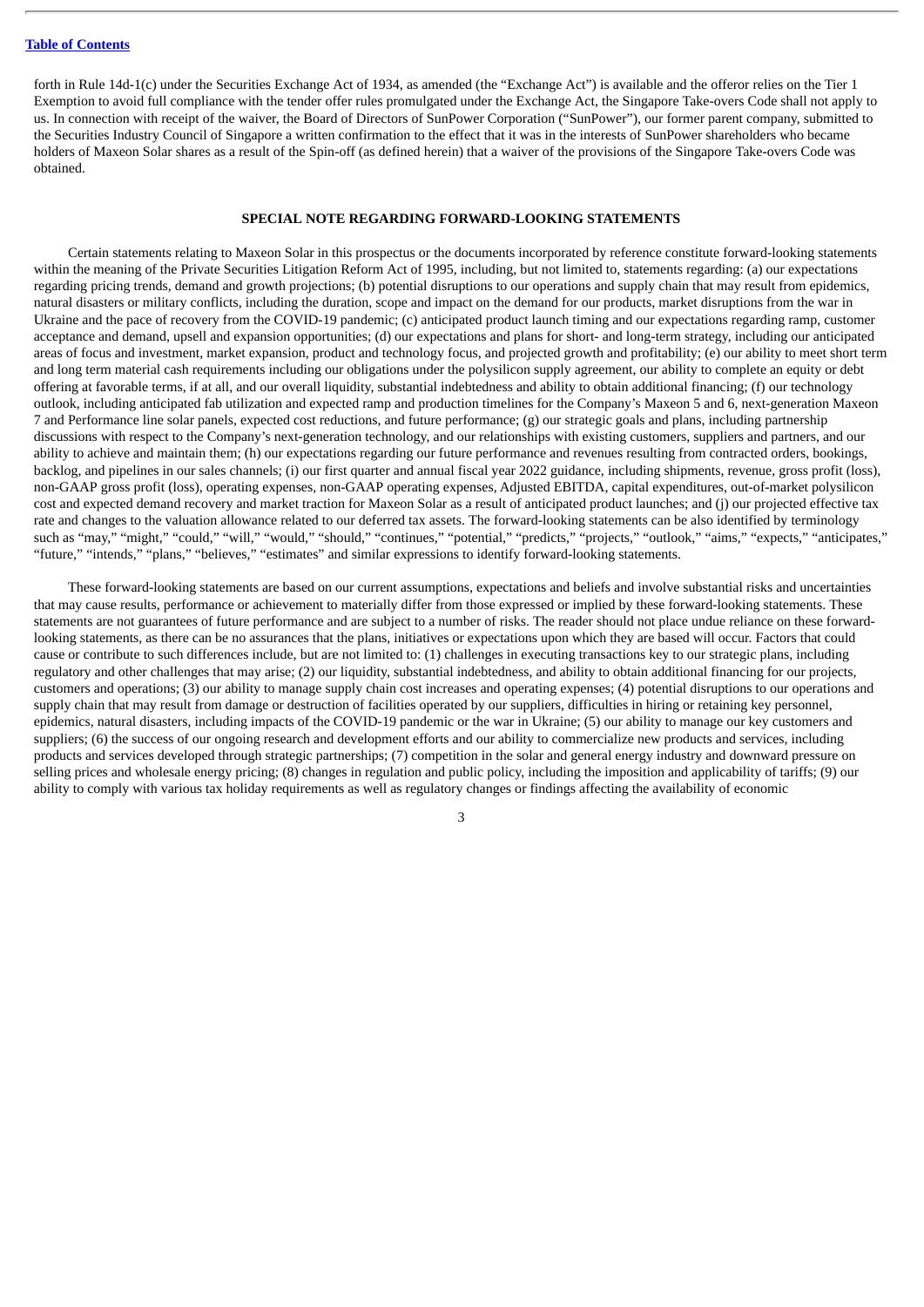forth in Rule 14d-1(c) under the Securities Exchange Act of 1934, as amended (the "Exchange Act") is available and the offeror relies on the Tier 1 Exemption to avoid full compliance with the tender offer rules promulgated under the Exchange Act, the Singapore Take-overs Code shall not apply to us. In connection with receipt of the waiver, the Board of Directors of SunPower Corporation ("SunPower"), our former parent company, submitted to the Securities Industry Council of Singapore a written confirmation to the effect that it was in the interests of SunPower shareholders who became holders of Maxeon Solar shares as a result of the Spin-off (as defined herein) that a waiver of the provisions of the Singapore Take-overs Code was obtained.

## SPECIAL NOTE REGARDING FORWARD-LOOKING STATEMENTS

Certain statements relating to Maxeon Solar in this prospectus or the documents incorporated by reference constitute forward-looking statements within the meaning of the Private Securities Litigation Reform Act of 1995, including, but not limited to, statements regarding: (a) our expectations regarding pricing trends, demand and growth projections; (b) potential disruptions to our operations and supply chain that may result from epidemics, natural disasters or military conflicts, including the duration, scope and impact on the demand for our products, market disruptions from the war in Ukraine and the pace of recovery from the COVID-19 pandemic; (c) anticipated product launch timing and our expectations regarding ramp, customer acceptance and demand, upsell and expansion opportunities; (d) our expectations and plans for short- and long-term strategy, including our anticipated areas of focus and investment, market expansion, product and technology focus, and projected growth and profitability; (e) our ability to meet short term and long term material cash requirements including our obligations under the polysilicon supply agreement, our ability to complete an equity or debt offering at favorable terms, if at all, and our overall liquidity, substantial indebtedness and ability to obtain additional financing; (f) our technology outlook, including anticipated fab utilization and expected ramp and production timelines for the Company's Maxeon 5 and 6, next-generation Maxeon 7 and Performance line solar panels, expected cost reductions, and future performance; (g) our strategic goals and plans, including partnership discussions with respect to the Company's next-generation technology, and our relationships with existing customers, suppliers and partners, and our ability to achieve and maintain them; (h) our expectations regarding our future performance and revenues resulting from contracted orders, bookings, backlog, and pipelines in our sales channels; (i) our first quarter and annual fiscal year 2022 guidance, including shipments, revenue, gross profit (loss), non-GAAP gross profit (loss), operating expenses, non-GAAP operating expenses, Adjusted EBITDA, capital expenditures, out-of-market polysilicon cost and expected demand recovery and market traction for Maxeon Solar as a result of anticipated product launches; and (j) our projected effective tax rate and changes to the valuation allowance related to our deferred tax assets. The forward-looking statements can be also identified by terminology such as "may," "might," "could," "will," "would," "should," "continues," "potential," "predicts," "projects," "outlook," "aims," "expects," "anticipates," "future," "intends," "plans," "believes," "estimates" and similar expressions to identify forward-looking statements.

These forward-looking statements are based on our current assumptions, expectations and beliefs and involve substantial risks and uncertainties that may cause results, performance or achievement to materially differ from those expressed or implied by these forward-looking statements. These statements are not guarantees of future performance and are subject to a number of risks. The reader should not place undue reliance on these forward-looking statements, as there can be no assurances that the plans, initiatives or expectations upon which they are based will occur. Factors that could cause or contribute to such differences include, but are not limited to: (1) challenges in executing transactions key to our strategic plans, including regulatory and other challenges that may arise; (2) our liquidity, substantial indebtedness, and ability to obtain additional financing for our projects, customers and operations; (3) our ability to manage supply chain cost increases and operating expenses; (4) potential disruptions to our operations and supply chain that may result from damage or destruction of facilities operated by our suppliers, difficulties in hiring or retaining key personnel, epidemics, natural disasters, including impacts of the COVID-19 pandemic or the war in Ukraine; (5) our ability to manage our key customers and suppliers; (6) the success of our ongoing research and development efforts and our ability to commercialize new products and services, including products and services developed through strategic partnerships; (7) competition in the solar and general energy industry and downward pressure on selling prices and wholesale energy pricing; (8) changes in regulation and public policy, including the imposition and applicability of tariffs; (9) our ability to comply with various tax holiday requirements as well as regulatory changes or findings affecting the availability of economic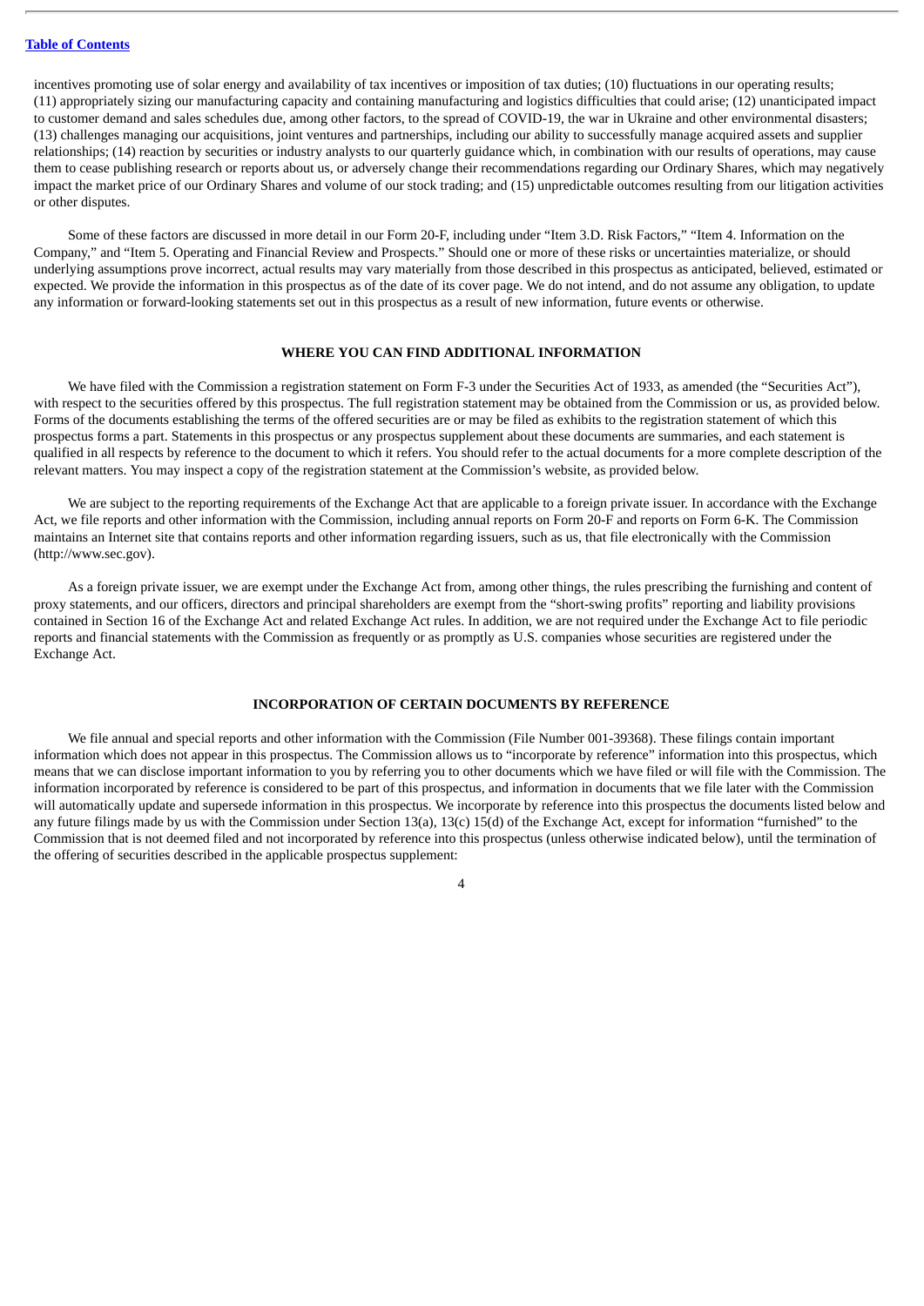incentives promoting use of solar energy and availability of tax incentives or imposition of tax duties; (10) fluctuations in our operating results; (11) appropriately sizing our manufacturing capacity and containing manufacturing and logistics difficulties that could arise; (12) unanticipated impact to customer demand and sales schedules due, among other factors, to the spread of COVID-19, the war in Ukraine and other environmental disasters; (13) challenges managing our acquisitions, joint ventures and partnerships, including our ability to successfully manage acquired assets and supplier relationships; (14) reaction by securities or industry analysts to our quarterly guidance which, in combination with our results of operations, may cause them to cease publishing research or reports about us, or adversely change their recommendations regarding our Ordinary Shares, which may negatively impact the market price of our Ordinary Shares and volume of our stock trading; and (15) unpredictable outcomes resulting from our litigation activities or other disputes.

Some of these factors are discussed in more detail in our Form 20-F, including under "Item 3.D. Risk Factors," "Item 4. Information on the Company," and "Item 5. Operating and Financial Review and Prospects." Should one or more of these risks or uncertainties materialize, or should underlying assumptions prove incorrect, actual results may vary materially from those described in this prospectus as anticipated, believed, estimated or expected. We provide the information in this prospectus as of the date of its cover page. We do not intend, and do not assume any obligation, to update any information or forward-looking statements set out in this prospectus as a result of new information, future events or otherwise.

## WHERE YOU CAN FIND ADDITIONAL INFORMATION

We have filed with the Commission a registration statement on Form F-3 under the Securities Act of 1933, as amended (the "Securities Act"), with respect to the securities offered by this prospectus. The full registration statement may be obtained from the Commission or us, as provided below. Forms of the documents establishing the terms of the offered securities are or may be filed as exhibits to the registration statement of which this prospectus forms a part. Statements in this prospectus or any prospectus supplement about these documents are summaries, and each statement is qualified in all respects by reference to the document to which it refers. You should refer to the actual documents for a more complete description of the relevant matters. You may inspect a copy of the registration statement at the Commission's website, as provided below.

We are subject to the reporting requirements of the Exchange Act that are applicable to a foreign private issuer. In accordance with the Exchange Act, we file reports and other information with the Commission, including annual reports on Form 20-F and reports on Form 6-K. The Commission maintains an Internet site that contains reports and other information regarding issuers, such as us, that file electronically with the Commission (http://www.sec.gov).

As a foreign private issuer, we are exempt under the Exchange Act from, among other things, the rules prescribing the furnishing and content of proxy statements, and our officers, directors and principal shareholders are exempt from the "short-swing profits" reporting and liability provisions contained in Section 16 of the Exchange Act and related Exchange Act rules. In addition, we are not required under the Exchange Act to file periodic reports and financial statements with the Commission as frequently or as promptly as U.S. companies whose securities are registered under the Exchange Act.

## INCORPORATION OF CERTAIN DOCUMENTS BY REFERENCE

We file annual and special reports and other information with the Commission (File Number 001-39368). These filings contain important information which does not appear in this prospectus. The Commission allows us to "incorporate by reference" information into this prospectus, which means that we can disclose important information to you by referring you to other documents which we have filed or will file with the Commission. The information incorporated by reference is considered to be part of this prospectus, and information in documents that we file later with the Commission will automatically update and supersede information in this prospectus. We incorporate by reference into this prospectus the documents listed below and any future filings made by us with the Commission under Section 13(a), 13(c) 15(d) of the Exchange Act, except for information "furnished" to the Commission that is not deemed filed and not incorporated by reference into this prospectus (unless otherwise indicated below), until the termination of the offering of securities described in the applicable prospectus supplement: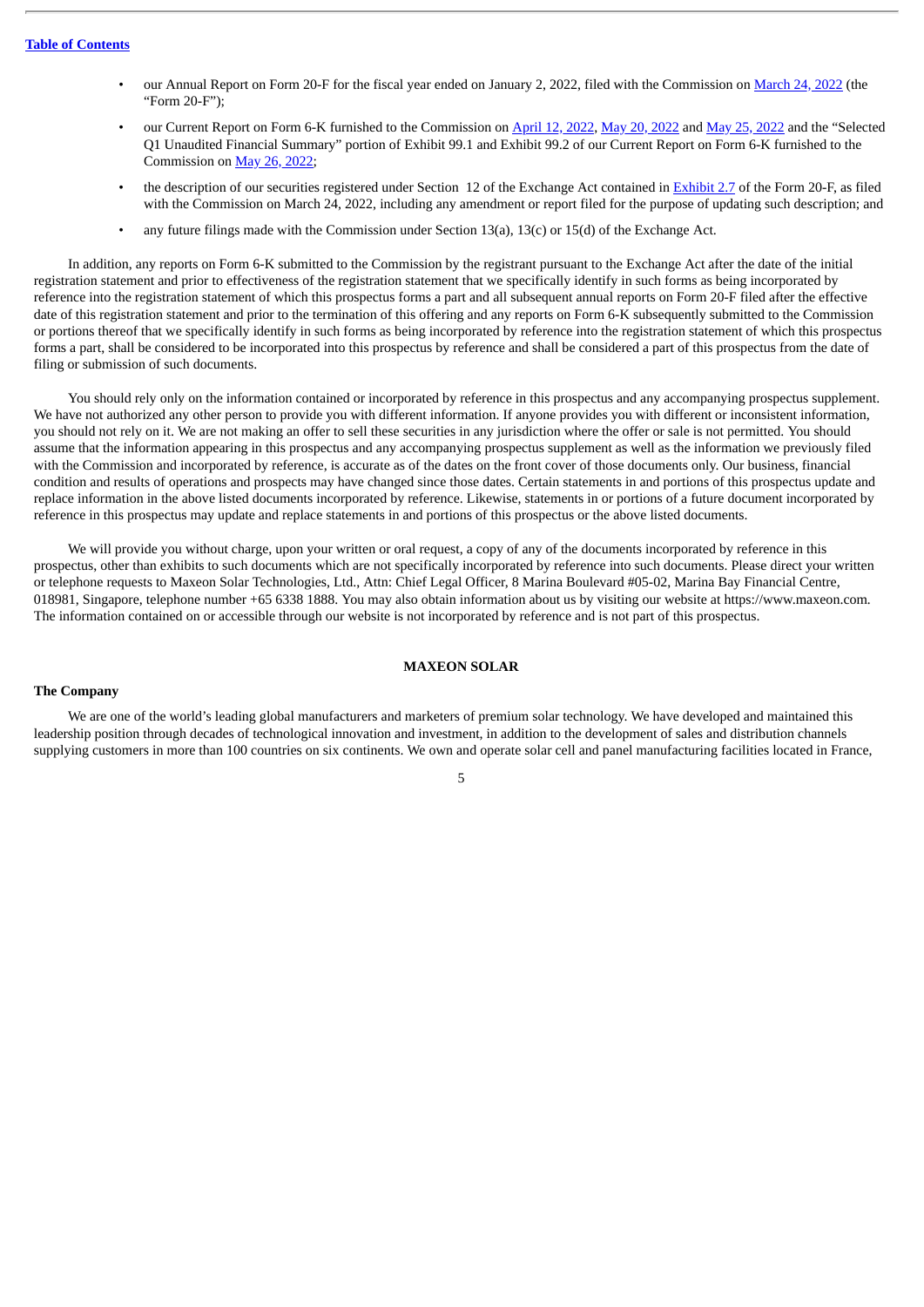- our Annual Report on Form 20-F for the fiscal year ended on January 2, 2022, filed with the Commission on March 24, 2022 (the "Form 20-F");
- our Current Report on Form 6-K furnished to the Commission on April 12, 2022, May 20, 2022 and May 25, 2022 and the "Selected Q1 Unaudited Financial Summary" portion of Exhibit 99.1 and Exhibit 99.2 of our Current Report on Form 6-K furnished to the Commission on May 26, 2022;
- the description of our securities registered under Section 12 of the Exchange Act contained in Exhibit 2.7 of the Form 20-F, as filed with the Commission on March 24, 2022, including any amendment or report filed for the purpose of updating such description; and
- any future filings made with the Commission under Section 13(a), 13(c) or 15(d) of the Exchange Act.

In addition, any reports on Form 6-K submitted to the Commission by the registrant pursuant to the Exchange Act after the date of the initial registration statement and prior to effectiveness of the registration statement that we specifically identify in such forms as being incorporated by reference into the registration statement of which this prospectus forms a part and all subsequent annual reports on Form 20-F filed after the effective date of this registration statement and prior to the termination of this offering and any reports on Form 6-K subsequently submitted to the Commission or portions thereof that we specifically identify in such forms as being incorporated by reference into the registration statement of which this prospectus forms a part, shall be considered to be incorporated into this prospectus by reference and shall be considered a part of this prospectus from the date of filing or submission of such documents.

You should rely only on the information contained or incorporated by reference in this prospectus and any accompanying prospectus supplement. We have not authorized any other person to provide you with different information. If anyone provides you with different or inconsistent information, you should not rely on it. We are not making an offer to sell these securities in any jurisdiction where the offer or sale is not permitted. You should assume that the information appearing in this prospectus and any accompanying prospectus supplement as well as the information we previously filed with the Commission and incorporated by reference, is accurate as of the dates on the front cover of those documents only. Our business, financial condition and results of operations and prospects may have changed since those dates. Certain statements in and portions of this prospectus update and replace information in the above listed documents incorporated by reference. Likewise, statements in or portions of a future document incorporated by reference in this prospectus may update and replace statements in and portions of this prospectus or the above listed documents.

We will provide you without charge, upon your written or oral request, a copy of any of the documents incorporated by reference in this prospectus, other than exhibits to such documents which are not specifically incorporated by reference into such documents. Please direct your written or telephone requests to Maxeon Solar Technologies, Ltd., Attn: Chief Legal Officer, 8 Marina Boulevard #05-02, Marina Bay Financial Centre, 018981, Singapore, telephone number +65 6338 1888. You may also obtain information about us by visiting our website at https://www.maxeon.com. The information contained on or accessible through our website is not incorporated by reference and is not part of this prospectus.

## MAXEON SOLAR

### The Company

We are one of the world's leading global manufacturers and marketers of premium solar technology. We have developed and maintained this leadership position through decades of technological innovation and investment, in addition to the development of sales and distribution channels supplying customers in more than 100 countries on six continents. We own and operate solar cell and panel manufacturing facilities located in France,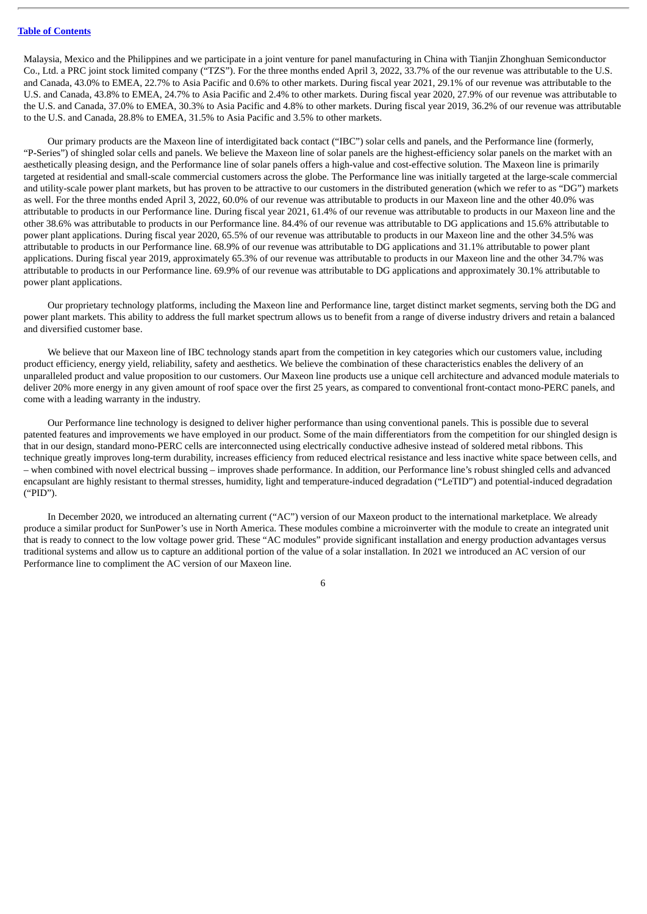Malaysia, Mexico and the Philippines and we participate in a joint venture for panel manufacturing in China with Tianjin Zhonghuan Semiconductor Co., Ltd. a PRC joint stock limited company ("TZS"). For the three months ended April 3, 2022, 33.7% of the our revenue was attributable to the U.S. and Canada, 43.0% to EMEA, 22.7% to Asia Pacific and 0.6% to other markets. During fiscal year 2021, 29.1% of our revenue was attributable to the U.S. and Canada, 43.8% to EMEA, 24.7% to Asia Pacific and 2.4% to other markets. During fiscal year 2020, 27.9% of our revenue was attributable to the U.S. and Canada, 37.0% to EMEA, 30.3% to Asia Pacific and 4.8% to other markets. During fiscal year 2019, 36.2% of our revenue was attributable to the U.S. and Canada, 28.8% to EMEA, 31.5% to Asia Pacific and 3.5% to other markets.

Our primary products are the Maxeon line of interdigitated back contact ("IBC") solar cells and panels, and the Performance line (formerly, "P-Series") of shingled solar cells and panels. We believe the Maxeon line of solar panels are the highest-efficiency solar panels on the market with an aesthetically pleasing design, and the Performance line of solar panels offers a high-value and cost-effective solution. The Maxeon line is primarily targeted at residential and small-scale commercial customers across the globe. The Performance line was initially targeted at the large-scale commercial and utility-scale power plant markets, but has proven to be attractive to our customers in the distributed generation (which we refer to as "DG") markets as well. For the three months ended April 3, 2022, 60.0% of our revenue was attributable to products in our Maxeon line and the other 40.0% was attributable to products in our Performance line. During fiscal year 2021, 61.4% of our revenue was attributable to products in our Maxeon line and the other 38.6% was attributable to products in our Performance line. 84.4% of our revenue was attributable to DG applications and 15.6% attributable to power plant applications. During fiscal year 2020, 65.5% of our revenue was attributable to products in our Maxeon line and the other 34.5% was attributable to products in our Performance line. 68.9% of our revenue was attributable to DG applications and 31.1% attributable to power plant applications. During fiscal year 2019, approximately 65.3% of our revenue was attributable to products in our Maxeon line and the other 34.7% was attributable to products in our Performance line. 69.9% of our revenue was attributable to DG applications and approximately 30.1% attributable to power plant applications.

Our proprietary technology platforms, including the Maxeon line and Performance line, target distinct market segments, serving both the DG and power plant markets. This ability to address the full market spectrum allows us to benefit from a range of diverse industry drivers and retain a balanced and diversified customer base.

We believe that our Maxeon line of IBC technology stands apart from the competition in key categories which our customers value, including product efficiency, energy yield, reliability, safety and aesthetics. We believe the combination of these characteristics enables the delivery of an unparalleled product and value proposition to our customers. Our Maxeon line products use a unique cell architecture and advanced module materials to deliver 20% more energy in any given amount of roof space over the first 25 years, as compared to conventional front-contact mono-PERC panels, and come with a leading warranty in the industry.

Our Performance line technology is designed to deliver higher performance than using conventional panels. This is possible due to several patented features and improvements we have employed in our product. Some of the main differentiators from the competition for our shingled design is that in our design, standard mono-PERC cells are interconnected using electrically conductive adhesive instead of soldered metal ribbons. This technique greatly improves long-term durability, increases efficiency from reduced electrical resistance and less inactive white space between cells, and – when combined with novel electrical bussing – improves shade performance. In addition, our Performance line's robust shingled cells and advanced encapsulant are highly resistant to thermal stresses, humidity, light and temperature-induced degradation ("LeTID") and potential-induced degradation ("PID").

In December 2020, we introduced an alternating current ("AC") version of our Maxeon product to the international marketplace. We already produce a similar product for SunPower's use in North America. These modules combine a microinverter with the module to create an integrated unit that is ready to connect to the low voltage power grid. These "AC modules" provide significant installation and energy production advantages versus traditional systems and allow us to capture an additional portion of the value of a solar installation. In 2021 we introduced an AC version of our Performance line to compliment the AC version of our Maxeon line.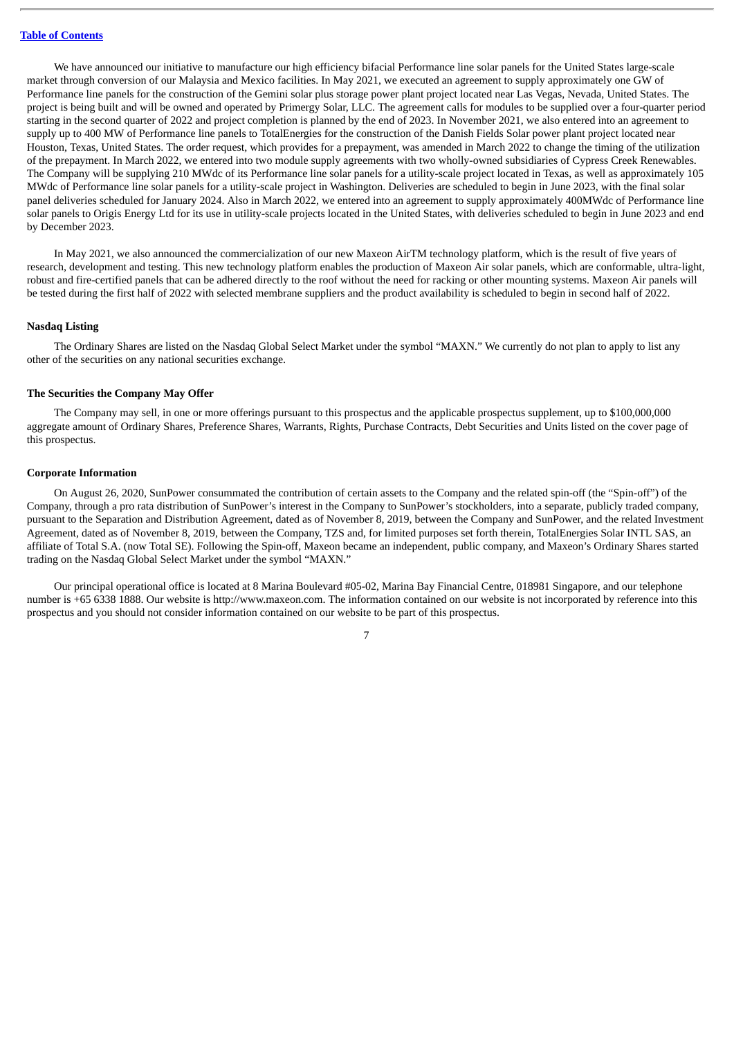We have announced our initiative to manufacture our high efficiency bifacial Performance line solar panels for the United States large-scale market through conversion of our Malaysia and Mexico facilities. In May 2021, we executed an agreement to supply approximately one GW of Performance line panels for the construction of the Gemini solar plus storage power plant project located near Las Vegas, Nevada, United States. The project is being built and will be owned and operated by Primergy Solar, LLC. The agreement calls for modules to be supplied over a four-quarter period starting in the second quarter of 2022 and project completion is planned by the end of 2023. In November 2021, we also entered into an agreement to supply up to 400 MW of Performance line panels to TotalEnergies for the construction of the Danish Fields Solar power plant project located near Houston, Texas, United States. The order request, which provides for a prepayment, was amended in March 2022 to change the timing of the utilization of the prepayment. In March 2022, we entered into two module supply agreements with two wholly-owned subsidiaries of Cypress Creek Renewables. The Company will be supplying 210 MWdc of its Performance line solar panels for a utility-scale project located in Texas, as well as approximately 105 MWdc of Performance line solar panels for a utility-scale project in Washington. Deliveries are scheduled to begin in June 2023, with the final solar panel deliveries scheduled for January 2024. Also in March 2022, we entered into an agreement to supply approximately 400MWdc of Performance line solar panels to Origis Energy Ltd for its use in utility-scale projects located in the United States, with deliveries scheduled to begin in June 2023 and end by December 2023.

In May 2021, we also announced the commercialization of our new Maxeon AirTM technology platform, which is the result of five years of research, development and testing. This new technology platform enables the production of Maxeon Air solar panels, which are conformable, ultra-light, robust and fire-certified panels that can be adhered directly to the roof without the need for racking or other mounting systems. Maxeon Air panels will be tested during the first half of 2022 with selected membrane suppliers and the product availability is scheduled to begin in second half of 2022.

**Nasdaq Listing**

The Ordinary Shares are listed on the Nasdaq Global Select Market under the symbol "MAXN." We currently do not plan to apply to list any other of the securities on any national securities exchange.

**The Securities the Company May Offer**

The Company may sell, in one or more offerings pursuant to this prospectus and the applicable prospectus supplement, up to $100,000,000 aggregate amount of Ordinary Shares, Preference Shares, Warrants, Rights, Purchase Contracts, Debt Securities and Units listed on the cover page of this prospectus.

**Corporate Information**

On August 26, 2020, SunPower consummated the contribution of certain assets to the Company and the related spin-off (the "Spin-off") of the Company, through a pro rata distribution of SunPower's interest in the Company to SunPower's stockholders, into a separate, publicly traded company, pursuant to the Separation and Distribution Agreement, dated as of November 8, 2019, between the Company and SunPower, and the related Investment Agreement, dated as of November 8, 2019, between the Company, TZS and, for limited purposes set forth therein, TotalEnergies Solar INTL SAS, an affiliate of Total S.A. (now Total SE). Following the Spin-off, Maxeon became an independent, public company, and Maxeon's Ordinary Shares started trading on the Nasdaq Global Select Market under the symbol "MAXN."

Our principal operational office is located at 8 Marina Boulevard #05-02, Marina Bay Financial Centre, 018981 Singapore, and our telephone number is +65 6338 1888. Our website is http://www.maxeon.com. The information contained on our website is not incorporated by reference into this prospectus and you should not consider information contained on our website to be part of this prospectus.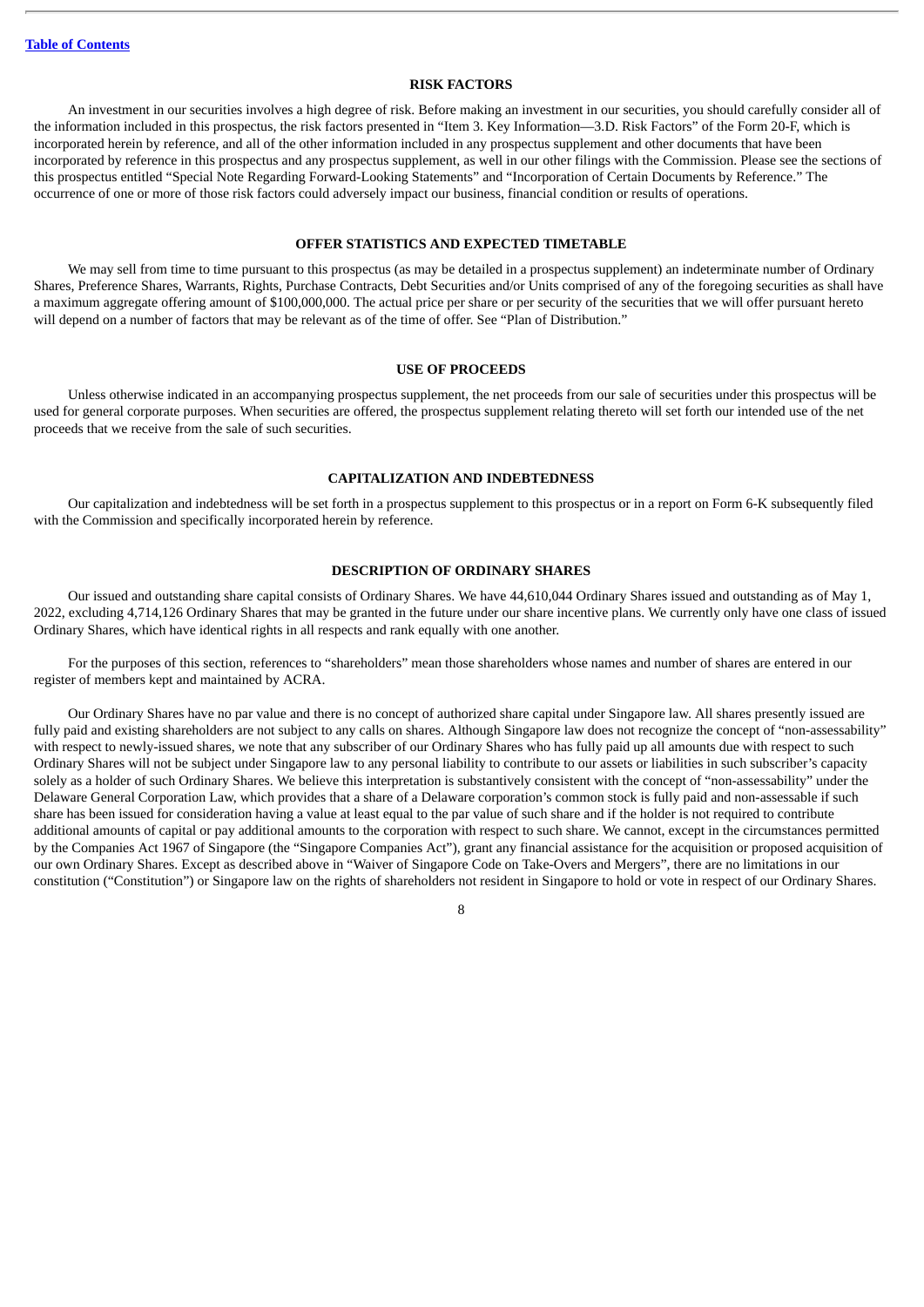## RISK FACTORS

An investment in our securities involves a high degree of risk. Before making an investment in our securities, you should carefully consider all of the information included in this prospectus, the risk factors presented in "Item 3. Key Information—3.D. Risk Factors" of the Form 20-F, which is incorporated herein by reference, and all of the other information included in any prospectus supplement and other documents that have been incorporated by reference in this prospectus and any prospectus supplement, as well in our other filings with the Commission. Please see the sections of this prospectus entitled "Special Note Regarding Forward-Looking Statements" and "Incorporation of Certain Documents by Reference." The occurrence of one or more of those risk factors could adversely impact our business, financial condition or results of operations.

## OFFER STATISTICS AND EXPECTED TIMETABLE

We may sell from time to time pursuant to this prospectus (as may be detailed in a prospectus supplement) an indeterminate number of Ordinary Shares, Preference Shares, Warrants, Rights, Purchase Contracts, Debt Securities and/or Units comprised of any of the foregoing securities as shall have a maximum aggregate offering amount of $100,000,000. The actual price per share or per security of the securities that we will offer pursuant hereto will depend on a number of factors that may be relevant as of the time of offer. See "Plan of Distribution."

## USE OF PROCEEDS

Unless otherwise indicated in an accompanying prospectus supplement, the net proceeds from our sale of securities under this prospectus will be used for general corporate purposes. When securities are offered, the prospectus supplement relating thereto will set forth our intended use of the net proceeds that we receive from the sale of such securities.

## CAPITALIZATION AND INDEBTEDNESS

Our capitalization and indebtedness will be set forth in a prospectus supplement to this prospectus or in a report on Form 6-K subsequently filed with the Commission and specifically incorporated herein by reference.

## DESCRIPTION OF ORDINARY SHARES

Our issued and outstanding share capital consists of Ordinary Shares. We have 44,610,044 Ordinary Shares issued and outstanding as of May 1, 2022, excluding 4,714,126 Ordinary Shares that may be granted in the future under our share incentive plans. We currently only have one class of issued Ordinary Shares, which have identical rights in all respects and rank equally with one another.

For the purposes of this section, references to "shareholders" mean those shareholders whose names and number of shares are entered in our register of members kept and maintained by ACRA.

Our Ordinary Shares have no par value and there is no concept of authorized share capital under Singapore law. All shares presently issued are fully paid and existing shareholders are not subject to any calls on shares. Although Singapore law does not recognize the concept of "non-assessability" with respect to newly-issued shares, we note that any subscriber of our Ordinary Shares who has fully paid up all amounts due with respect to such Ordinary Shares will not be subject under Singapore law to any personal liability to contribute to our assets or liabilities in such subscriber's capacity solely as a holder of such Ordinary Shares. We believe this interpretation is substantively consistent with the concept of "non-assessability" under the Delaware General Corporation Law, which provides that a share of a Delaware corporation's common stock is fully paid and non-assessable if such share has been issued for consideration having a value at least equal to the par value of such share and if the holder is not required to contribute additional amounts of capital or pay additional amounts to the corporation with respect to such share. We cannot, except in the circumstances permitted by the Companies Act 1967 of Singapore (the "Singapore Companies Act"), grant any financial assistance for the acquisition or proposed acquisition of our own Ordinary Shares. Except as described above in "Waiver of Singapore Code on Take-Overs and Mergers", there are no limitations in our constitution ("Constitution") or Singapore law on the rights of shareholders not resident in Singapore to hold or vote in respect of our Ordinary Shares.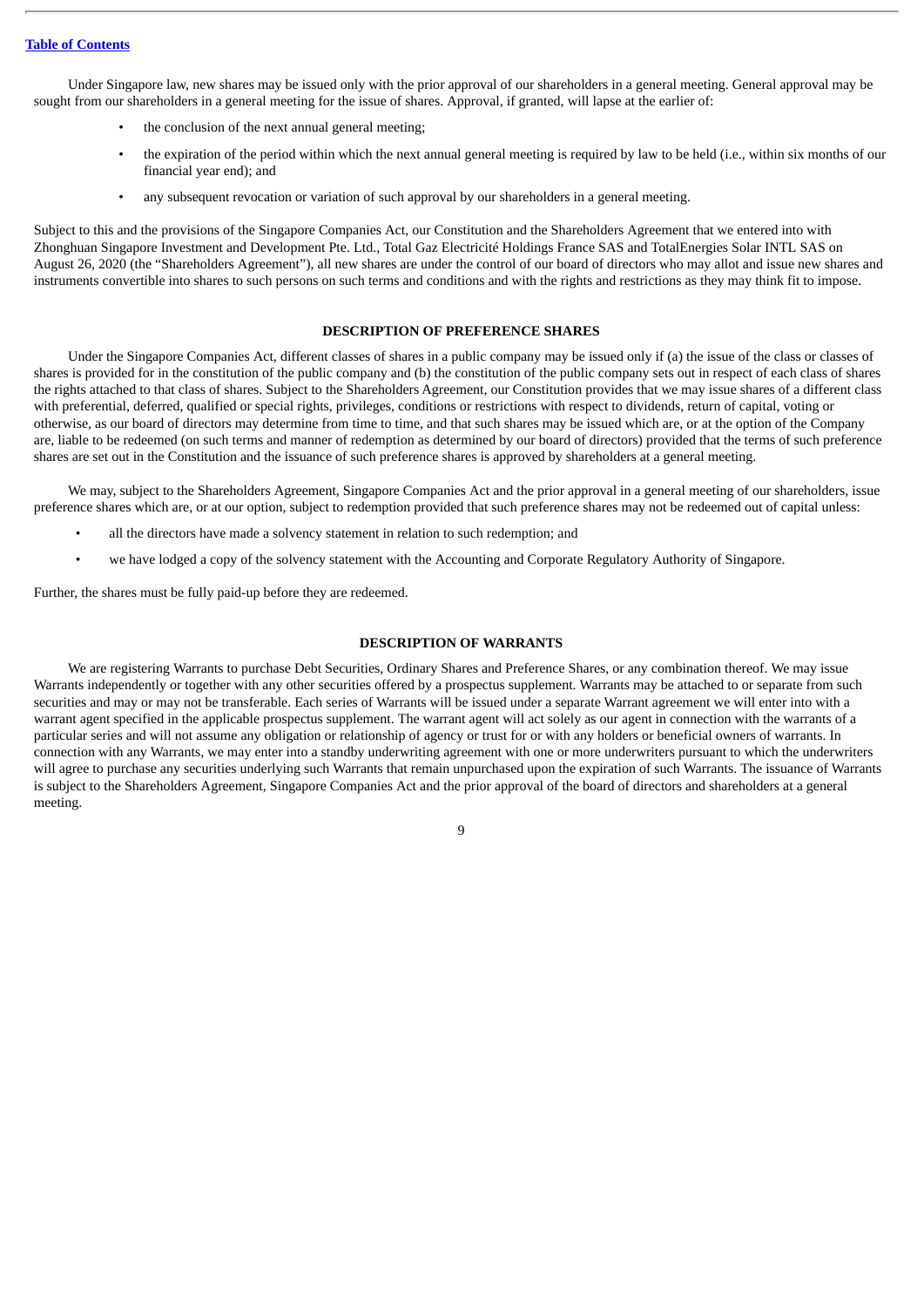Under Singapore law, new shares may be issued only with the prior approval of our shareholders in a general meeting. General approval may be sought from our shareholders in a general meeting for the issue of shares. Approval, if granted, will lapse at the earlier of:

- the conclusion of the next annual general meeting;
- the expiration of the period within which the next annual general meeting is required by law to be held (i.e., within six months of our financial year end); and
- any subsequent revocation or variation of such approval by our shareholders in a general meeting.

Subject to this and the provisions of the Singapore Companies Act, our Constitution and the Shareholders Agreement that we entered into with Zhonghuan Singapore Investment and Development Pte. Ltd., Total Gaz Electricité Holdings France SAS and TotalEnergies Solar INTL SAS on August 26, 2020 (the "Shareholders Agreement"), all new shares are under the control of our board of directors who may allot and issue new shares and instruments convertible into shares to such persons on such terms and conditions and with the rights and restrictions as they may think fit to impose.

## DESCRIPTION OF PREFERENCE SHARES

Under the Singapore Companies Act, different classes of shares in a public company may be issued only if (a) the issue of the class or classes of shares is provided for in the constitution of the public company and (b) the constitution of the public company sets out in respect of each class of shares the rights attached to that class of shares. Subject to the Shareholders Agreement, our Constitution provides that we may issue shares of a different class with preferential, deferred, qualified or special rights, privileges, conditions or restrictions with respect to dividends, return of capital, voting or otherwise, as our board of directors may determine from time to time, and that such shares may be issued which are, or at the option of the Company are, liable to be redeemed (on such terms and manner of redemption as determined by our board of directors) provided that the terms of such preference shares are set out in the Constitution and the issuance of such preference shares is approved by shareholders at a general meeting.

We may, subject to the Shareholders Agreement, Singapore Companies Act and the prior approval in a general meeting of our shareholders, issue preference shares which are, or at our option, subject to redemption provided that such preference shares may not be redeemed out of capital unless:

- all the directors have made a solvency statement in relation to such redemption; and
- we have lodged a copy of the solvency statement with the Accounting and Corporate Regulatory Authority of Singapore.

Further, the shares must be fully paid-up before they are redeemed.

## DESCRIPTION OF WARRANTS

We are registering Warrants to purchase Debt Securities, Ordinary Shares and Preference Shares, or any combination thereof. We may issue Warrants independently or together with any other securities offered by a prospectus supplement. Warrants may be attached to or separate from such securities and may or may not be transferable. Each series of Warrants will be issued under a separate Warrant agreement we will enter into with a warrant agent specified in the applicable prospectus supplement. The warrant agent will act solely as our agent in connection with the warrants of a particular series and will not assume any obligation or relationship of agency or trust for or with any holders or beneficial owners of warrants. In connection with any Warrants, we may enter into a standby underwriting agreement with one or more underwriters pursuant to which the underwriters will agree to purchase any securities underlying such Warrants that remain unpurchased upon the expiration of such Warrants. The issuance of Warrants is subject to the Shareholders Agreement, Singapore Companies Act and the prior approval of the board of directors and shareholders at a general meeting.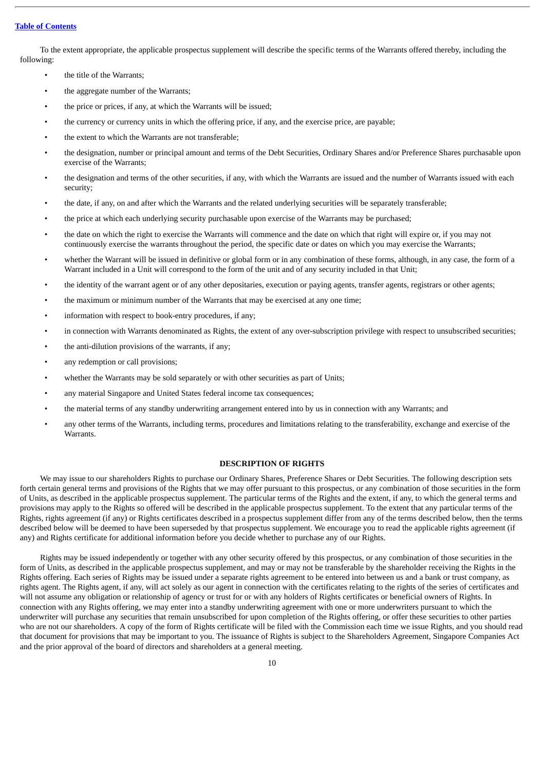To the extent appropriate, the applicable prospectus supplement will describe the specific terms of the Warrants offered thereby, including the following:

- the title of the Warrants;
- the aggregate number of the Warrants;
- the price or prices, if any, at which the Warrants will be issued;
- the currency or currency units in which the offering price, if any, and the exercise price, are payable;
- the extent to which the Warrants are not transferable;
- the designation, number or principal amount and terms of the Debt Securities, Ordinary Shares and/or Preference Shares purchasable upon exercise of the Warrants;
- the designation and terms of the other securities, if any, with which the Warrants are issued and the number of Warrants issued with each security;
- the date, if any, on and after which the Warrants and the related underlying securities will be separately transferable;
- the price at which each underlying security purchasable upon exercise of the Warrants may be purchased;
- the date on which the right to exercise the Warrants will commence and the date on which that right will expire or, if you may not continuously exercise the warrants throughout the period, the specific date or dates on which you may exercise the Warrants;
- whether the Warrant will be issued in definitive or global form or in any combination of these forms, although, in any case, the form of a Warrant included in a Unit will correspond to the form of the unit and of any security included in that Unit;
- the identity of the warrant agent or of any other depositaries, execution or paying agents, transfer agents, registrars or other agents;
- the maximum or minimum number of the Warrants that may be exercised at any one time;
- information with respect to book-entry procedures, if any;
- in connection with Warrants denominated as Rights, the extent of any over-subscription privilege with respect to unsubscribed securities;
- the anti-dilution provisions of the warrants, if any;
- any redemption or call provisions;
- whether the Warrants may be sold separately or with other securities as part of Units;
- any material Singapore and United States federal income tax consequences;
- the material terms of any standby underwriting arrangement entered into by us in connection with any Warrants; and
- any other terms of the Warrants, including terms, procedures and limitations relating to the transferability, exchange and exercise of the Warrants.

## DESCRIPTION OF RIGHTS

We may issue to our shareholders Rights to purchase our Ordinary Shares, Preference Shares or Debt Securities. The following description sets forth certain general terms and provisions of the Rights that we may offer pursuant to this prospectus, or any combination of those securities in the form of Units, as described in the applicable prospectus supplement. The particular terms of the Rights and the extent, if any, to which the general terms and provisions may apply to the Rights so offered will be described in the applicable prospectus supplement. To the extent that any particular terms of the Rights, rights agreement (if any) or Rights certificates described in a prospectus supplement differ from any of the terms described below, then the terms described below will be deemed to have been superseded by that prospectus supplement. We encourage you to read the applicable rights agreement (if any) and Rights certificate for additional information before you decide whether to purchase any of our Rights.

Rights may be issued independently or together with any other security offered by this prospectus, or any combination of those securities in the form of Units, as described in the applicable prospectus supplement, and may or may not be transferable by the shareholder receiving the Rights in the Rights offering. Each series of Rights may be issued under a separate rights agreement to be entered into between us and a bank or trust company, as rights agent. The Rights agent, if any, will act solely as our agent in connection with the certificates relating to the rights of the series of certificates and will not assume any obligation or relationship of agency or trust for or with any holders of Rights certificates or beneficial owners of Rights. In connection with any Rights offering, we may enter into a standby underwriting agreement with one or more underwriters pursuant to which the underwriter will purchase any securities that remain unsubscribed for upon completion of the Rights offering, or offer these securities to other parties who are not our shareholders. A copy of the form of Rights certificate will be filed with the Commission each time we issue Rights, and you should read that document for provisions that may be important to you. The issuance of Rights is subject to the Shareholders Agreement, Singapore Companies Act and the prior approval of the board of directors and shareholders at a general meeting.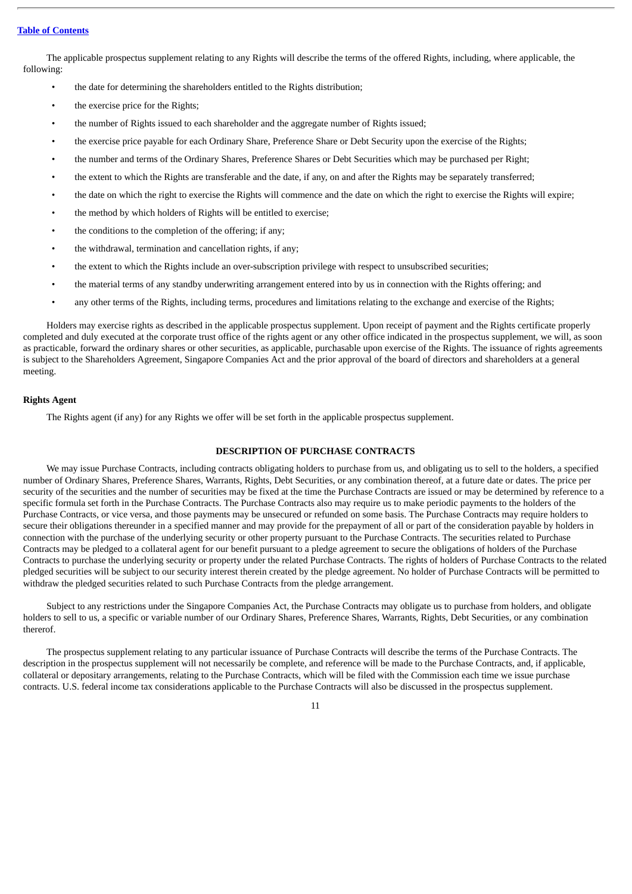The applicable prospectus supplement relating to any Rights will describe the terms of the offered Rights, including, where applicable, the following:

- the date for determining the shareholders entitled to the Rights distribution;
- the exercise price for the Rights;
- the number of Rights issued to each shareholder and the aggregate number of Rights issued;
- the exercise price payable for each Ordinary Share, Preference Share or Debt Security upon the exercise of the Rights;
- the number and terms of the Ordinary Shares, Preference Shares or Debt Securities which may be purchased per Right;
- the extent to which the Rights are transferable and the date, if any, on and after the Rights may be separately transferred;
- the date on which the right to exercise the Rights will commence and the date on which the right to exercise the Rights will expire;
- the method by which holders of Rights will be entitled to exercise;
- the conditions to the completion of the offering; if any;
- the withdrawal, termination and cancellation rights, if any;
- the extent to which the Rights include an over-subscription privilege with respect to unsubscribed securities;
- the material terms of any standby underwriting arrangement entered into by us in connection with the Rights offering; and
- any other terms of the Rights, including terms, procedures and limitations relating to the exchange and exercise of the Rights;

Holders may exercise rights as described in the applicable prospectus supplement. Upon receipt of payment and the Rights certificate properly completed and duly executed at the corporate trust office of the rights agent or any other office indicated in the prospectus supplement, we will, as soon as practicable, forward the ordinary shares or other securities, as applicable, purchasable upon exercise of the Rights. The issuance of rights agreements is subject to the Shareholders Agreement, Singapore Companies Act and the prior approval of the board of directors and shareholders at a general meeting.

**Rights Agent**

The Rights agent (if any) for any Rights we offer will be set forth in the applicable prospectus supplement.

## DESCRIPTION OF PURCHASE CONTRACTS

We may issue Purchase Contracts, including contracts obligating holders to purchase from us, and obligating us to sell to the holders, a specified number of Ordinary Shares, Preference Shares, Warrants, Rights, Debt Securities, or any combination thereof, at a future date or dates. The price per security of the securities and the number of securities may be fixed at the time the Purchase Contracts are issued or may be determined by reference to a specific formula set forth in the Purchase Contracts. The Purchase Contracts also may require us to make periodic payments to the holders of the Purchase Contracts, or vice versa, and those payments may be unsecured or refunded on some basis. The Purchase Contracts may require holders to secure their obligations thereunder in a specified manner and may provide for the prepayment of all or part of the consideration payable by holders in connection with the purchase of the underlying security or other property pursuant to the Purchase Contracts. The securities related to Purchase Contracts may be pledged to a collateral agent for our benefit pursuant to a pledge agreement to secure the obligations of holders of the Purchase Contracts to purchase the underlying security or property under the related Purchase Contracts. The rights of holders of Purchase Contracts to the related pledged securities will be subject to our security interest therein created by the pledge agreement. No holder of Purchase Contracts will be permitted to withdraw the pledged securities related to such Purchase Contracts from the pledge arrangement.

Subject to any restrictions under the Singapore Companies Act, the Purchase Contracts may obligate us to purchase from holders, and obligate holders to sell to us, a specific or variable number of our Ordinary Shares, Preference Shares, Warrants, Rights, Debt Securities, or any combination thereof.

The prospectus supplement relating to any particular issuance of Purchase Contracts will describe the terms of the Purchase Contracts. The description in the prospectus supplement will not necessarily be complete, and reference will be made to the Purchase Contracts, and, if applicable, collateral or depositary arrangements, relating to the Purchase Contracts, which will be filed with the Commission each time we issue purchase contracts. U.S. federal income tax considerations applicable to the Purchase Contracts will also be discussed in the prospectus supplement.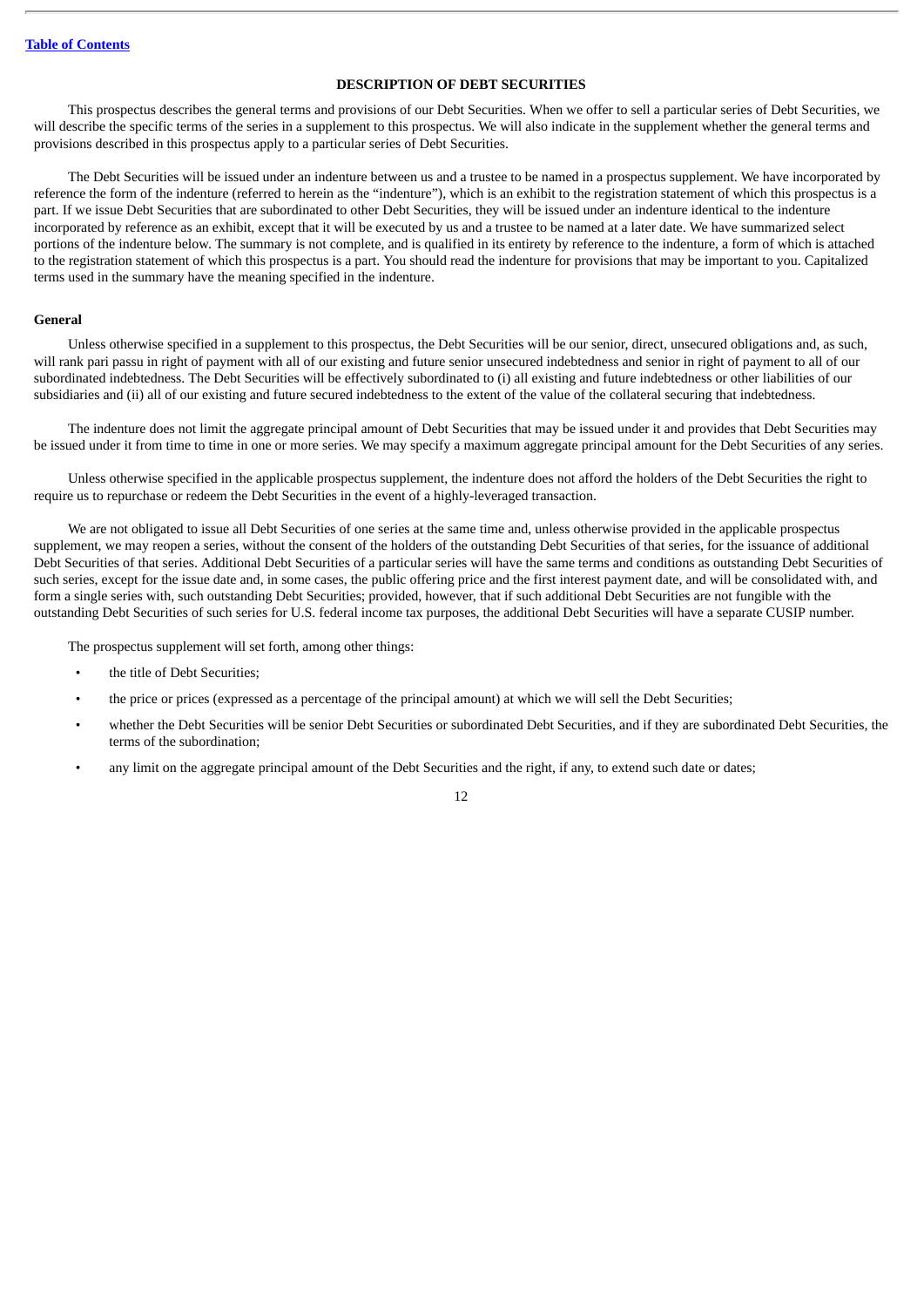## DESCRIPTION OF DEBT SECURITIES

This prospectus describes the general terms and provisions of our Debt Securities. When we offer to sell a particular series of Debt Securities, we will describe the specific terms of the series in a supplement to this prospectus. We will also indicate in the supplement whether the general terms and provisions described in this prospectus apply to a particular series of Debt Securities.

The Debt Securities will be issued under an indenture between us and a trustee to be named in a prospectus supplement. We have incorporated by reference the form of the indenture (referred to herein as the "indenture"), which is an exhibit to the registration statement of which this prospectus is a part. If we issue Debt Securities that are subordinated to other Debt Securities, they will be issued under an indenture identical to the indenture incorporated by reference as an exhibit, except that it will be executed by us and a trustee to be named at a later date. We have summarized select portions of the indenture below. The summary is not complete, and is qualified in its entirety by reference to the indenture, a form of which is attached to the registration statement of which this prospectus is a part. You should read the indenture for provisions that may be important to you. Capitalized terms used in the summary have the meaning specified in the indenture.

### General

Unless otherwise specified in a supplement to this prospectus, the Debt Securities will be our senior, direct, unsecured obligations and, as such, will rank pari passu in right of payment with all of our existing and future senior unsecured indebtedness and senior in right of payment to all of our subordinated indebtedness. The Debt Securities will be effectively subordinated to (i) all existing and future indebtedness or other liabilities of our subsidiaries and (ii) all of our existing and future secured indebtedness to the extent of the value of the collateral securing that indebtedness.

The indenture does not limit the aggregate principal amount of Debt Securities that may be issued under it and provides that Debt Securities may be issued under it from time to time in one or more series. We may specify a maximum aggregate principal amount for the Debt Securities of any series.

Unless otherwise specified in the applicable prospectus supplement, the indenture does not afford the holders of the Debt Securities the right to require us to repurchase or redeem the Debt Securities in the event of a highly-leveraged transaction.

We are not obligated to issue all Debt Securities of one series at the same time and, unless otherwise provided in the applicable prospectus supplement, we may reopen a series, without the consent of the holders of the outstanding Debt Securities of that series, for the issuance of additional Debt Securities of that series. Additional Debt Securities of a particular series will have the same terms and conditions as outstanding Debt Securities of such series, except for the issue date and, in some cases, the public offering price and the first interest payment date, and will be consolidated with, and form a single series with, such outstanding Debt Securities; provided, however, that if such additional Debt Securities are not fungible with the outstanding Debt Securities of such series for U.S. federal income tax purposes, the additional Debt Securities will have a separate CUSIP number.

The prospectus supplement will set forth, among other things:

- the title of Debt Securities;
- the price or prices (expressed as a percentage of the principal amount) at which we will sell the Debt Securities;
- whether the Debt Securities will be senior Debt Securities or subordinated Debt Securities, and if they are subordinated Debt Securities, the terms of the subordination;
- any limit on the aggregate principal amount of the Debt Securities and the right, if any, to extend such date or dates;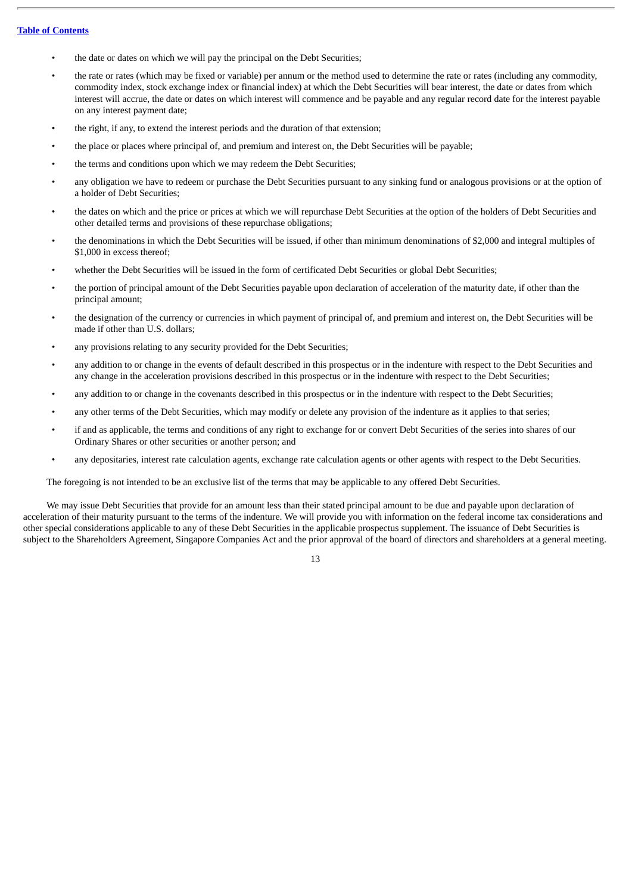- the date or dates on which we will pay the principal on the Debt Securities;
- the rate or rates (which may be fixed or variable) per annum or the method used to determine the rate or rates (including any commodity, commodity index, stock exchange index or financial index) at which the Debt Securities will bear interest, the date or dates from which interest will accrue, the date or dates on which interest will commence and be payable and any regular record date for the interest payable on any interest payment date;
- the right, if any, to extend the interest periods and the duration of that extension;
- the place or places where principal of, and premium and interest on, the Debt Securities will be payable;
- the terms and conditions upon which we may redeem the Debt Securities;
- any obligation we have to redeem or purchase the Debt Securities pursuant to any sinking fund or analogous provisions or at the option of a holder of Debt Securities;
- the dates on which and the price or prices at which we will repurchase Debt Securities at the option of the holders of Debt Securities and other detailed terms and provisions of these repurchase obligations;
- the denominations in which the Debt Securities will be issued, if other than minimum denominations of $2,000 and integral multiples of $1,000 in excess thereof;
- whether the Debt Securities will be issued in the form of certificated Debt Securities or global Debt Securities;
- the portion of principal amount of the Debt Securities payable upon declaration of acceleration of the maturity date, if other than the principal amount;
- the designation of the currency or currencies in which payment of principal of, and premium and interest on, the Debt Securities will be made if other than U.S. dollars;
- any provisions relating to any security provided for the Debt Securities;
- any addition to or change in the events of default described in this prospectus or in the indenture with respect to the Debt Securities and any change in the acceleration provisions described in this prospectus or in the indenture with respect to the Debt Securities;
- any addition to or change in the covenants described in this prospectus or in the indenture with respect to the Debt Securities;
- any other terms of the Debt Securities, which may modify or delete any provision of the indenture as it applies to that series;
- if and as applicable, the terms and conditions of any right to exchange for or convert Debt Securities of the series into shares of our Ordinary Shares or other securities or another person; and
- any depositaries, interest rate calculation agents, exchange rate calculation agents or other agents with respect to the Debt Securities.

The foregoing is not intended to be an exclusive list of the terms that may be applicable to any offered Debt Securities.

We may issue Debt Securities that provide for an amount less than their stated principal amount to be due and payable upon declaration of acceleration of their maturity pursuant to the terms of the indenture. We will provide you with information on the federal income tax considerations and other special considerations applicable to any of these Debt Securities in the applicable prospectus supplement. The issuance of Debt Securities is subject to the Shareholders Agreement, Singapore Companies Act and the prior approval of the board of directors and shareholders at a general meeting.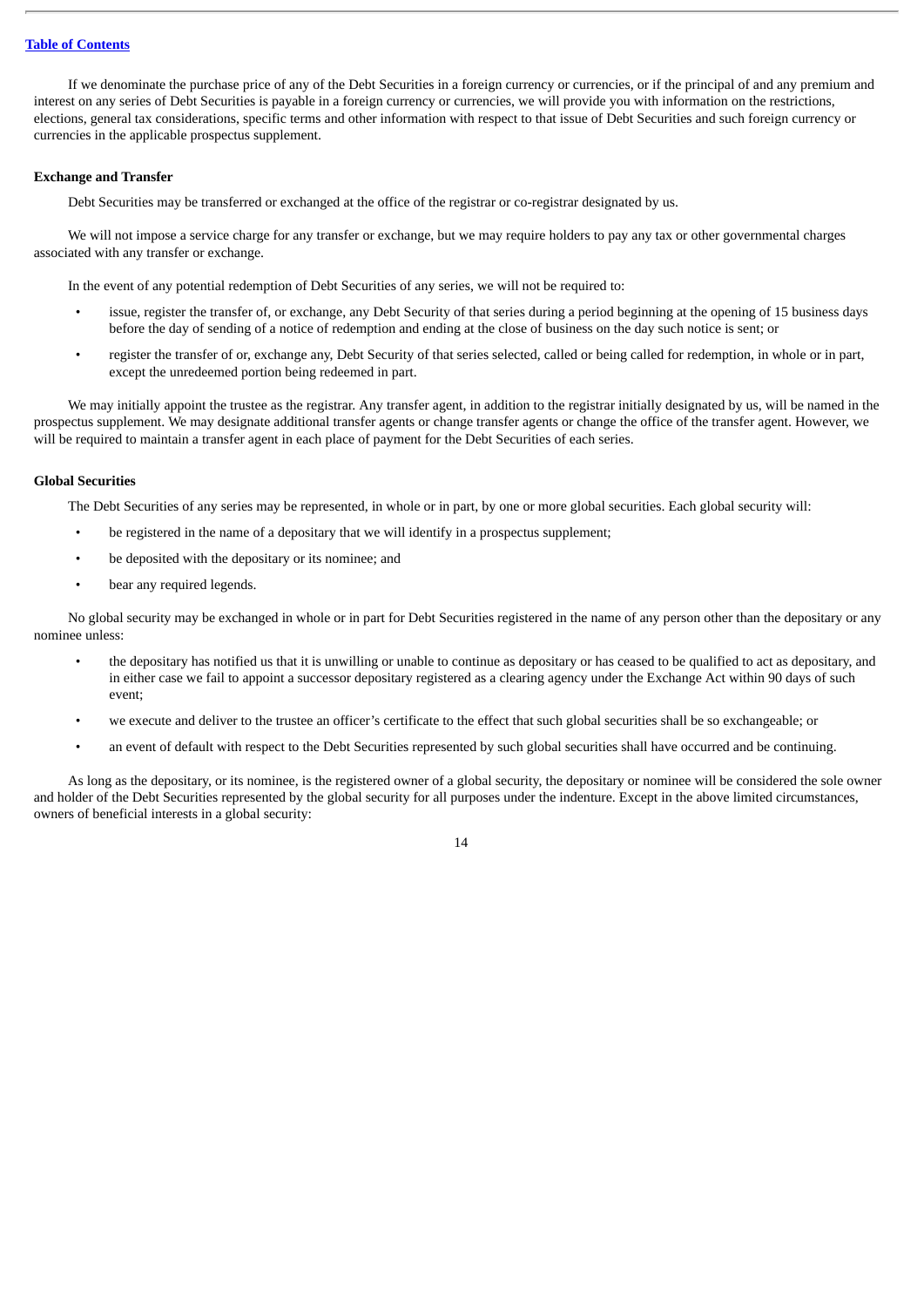If we denominate the purchase price of any of the Debt Securities in a foreign currency or currencies, or if the principal of and any premium and interest on any series of Debt Securities is payable in a foreign currency or currencies, we will provide you with information on the restrictions, elections, general tax considerations, specific terms and other information with respect to that issue of Debt Securities and such foreign currency or currencies in the applicable prospectus supplement.

**Exchange and Transfer**

Debt Securities may be transferred or exchanged at the office of the registrar or co-registrar designated by us.

We will not impose a service charge for any transfer or exchange, but we may require holders to pay any tax or other governmental charges associated with any transfer or exchange.

In the event of any potential redemption of Debt Securities of any series, we will not be required to:

- issue, register the transfer of, or exchange, any Debt Security of that series during a period beginning at the opening of 15 business days before the day of sending of a notice of redemption and ending at the close of business on the day such notice is sent; or
- register the transfer of or, exchange any, Debt Security of that series selected, called or being called for redemption, in whole or in part, except the unredeemed portion being redeemed in part.

We may initially appoint the trustee as the registrar. Any transfer agent, in addition to the registrar initially designated by us, will be named in the prospectus supplement. We may designate additional transfer agents or change transfer agents or change the office of the transfer agent. However, we will be required to maintain a transfer agent in each place of payment for the Debt Securities of each series.

**Global Securities**

The Debt Securities of any series may be represented, in whole or in part, by one or more global securities. Each global security will:

- be registered in the name of a depositary that we will identify in a prospectus supplement;
- be deposited with the depositary or its nominee; and
- bear any required legends.

No global security may be exchanged in whole or in part for Debt Securities registered in the name of any person other than the depositary or any nominee unless:

- the depositary has notified us that it is unwilling or unable to continue as depositary or has ceased to be qualified to act as depositary, and in either case we fail to appoint a successor depositary registered as a clearing agency under the Exchange Act within 90 days of such event;
- we execute and deliver to the trustee an officer's certificate to the effect that such global securities shall be so exchangeable; or
- an event of default with respect to the Debt Securities represented by such global securities shall have occurred and be continuing.

As long as the depositary, or its nominee, is the registered owner of a global security, the depositary or nominee will be considered the sole owner and holder of the Debt Securities represented by the global security for all purposes under the indenture. Except in the above limited circumstances, owners of beneficial interests in a global security: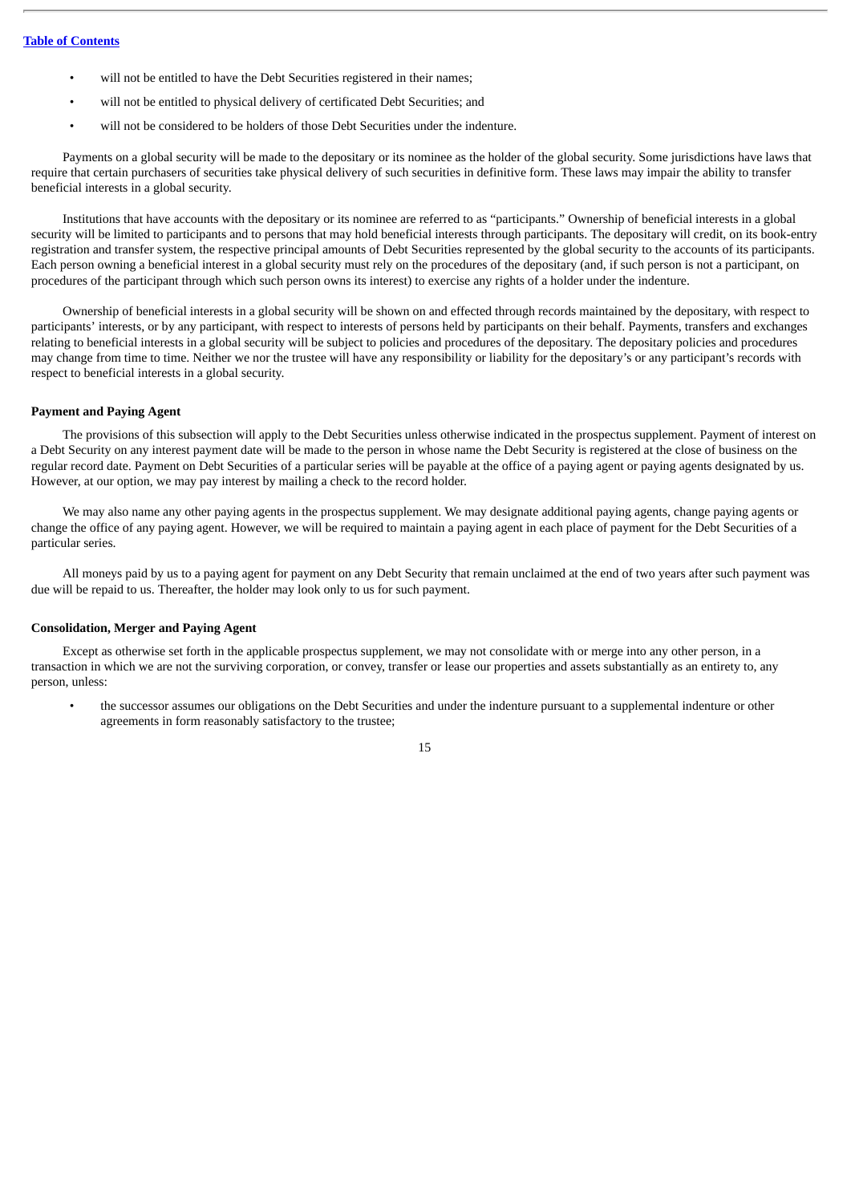- will not be entitled to have the Debt Securities registered in their names;
- will not be entitled to physical delivery of certificated Debt Securities; and
- will not be considered to be holders of those Debt Securities under the indenture.

Payments on a global security will be made to the depositary or its nominee as the holder of the global security. Some jurisdictions have laws that require that certain purchasers of securities take physical delivery of such securities in definitive form. These laws may impair the ability to transfer beneficial interests in a global security.

Institutions that have accounts with the depositary or its nominee are referred to as "participants." Ownership of beneficial interests in a global security will be limited to participants and to persons that may hold beneficial interests through participants. The depositary will credit, on its book-entry registration and transfer system, the respective principal amounts of Debt Securities represented by the global security to the accounts of its participants. Each person owning a beneficial interest in a global security must rely on the procedures of the depositary (and, if such person is not a participant, on procedures of the participant through which such person owns its interest) to exercise any rights of a holder under the indenture.

Ownership of beneficial interests in a global security will be shown on and effected through records maintained by the depositary, with respect to participants' interests, or by any participant, with respect to interests of persons held by participants on their behalf. Payments, transfers and exchanges relating to beneficial interests in a global security will be subject to policies and procedures of the depositary. The depositary policies and procedures may change from time to time. Neither we nor the trustee will have any responsibility or liability for the depositary's or any participant's records with respect to beneficial interests in a global security.

**Payment and Paying Agent**

The provisions of this subsection will apply to the Debt Securities unless otherwise indicated in the prospectus supplement. Payment of interest on a Debt Security on any interest payment date will be made to the person in whose name the Debt Security is registered at the close of business on the regular record date. Payment on Debt Securities of a particular series will be payable at the office of a paying agent or paying agents designated by us. However, at our option, we may pay interest by mailing a check to the record holder.

We may also name any other paying agents in the prospectus supplement. We may designate additional paying agents, change paying agents or change the office of any paying agent. However, we will be required to maintain a paying agent in each place of payment for the Debt Securities of a particular series.

All moneys paid by us to a paying agent for payment on any Debt Security that remain unclaimed at the end of two years after such payment was due will be repaid to us. Thereafter, the holder may look only to us for such payment.

**Consolidation, Merger and Paying Agent**

Except as otherwise set forth in the applicable prospectus supplement, we may not consolidate with or merge into any other person, in a transaction in which we are not the surviving corporation, or convey, transfer or lease our properties and assets substantially as an entirety to, any person, unless:

- the successor assumes our obligations on the Debt Securities and under the indenture pursuant to a supplemental indenture or other agreements in form reasonably satisfactory to the trustee;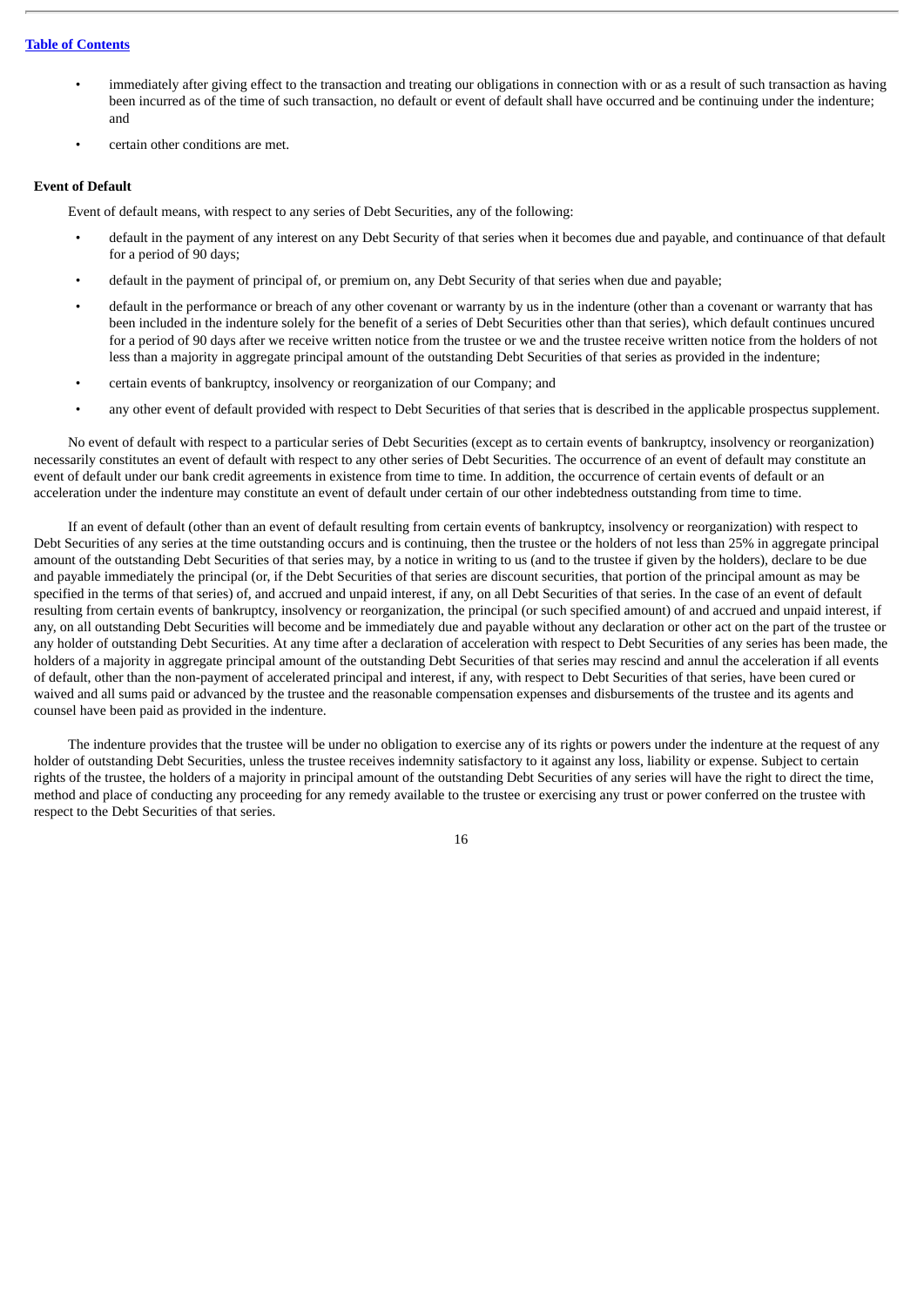- immediately after giving effect to the transaction and treating our obligations in connection with or as a result of such transaction as having been incurred as of the time of such transaction, no default or event of default shall have occurred and be continuing under the indenture; and
- certain other conditions are met.

**Event of Default**

Event of default means, with respect to any series of Debt Securities, any of the following:

- default in the payment of any interest on any Debt Security of that series when it becomes due and payable, and continuance of that default for a period of 90 days;
- default in the payment of principal of, or premium on, any Debt Security of that series when due and payable;
- default in the performance or breach of any other covenant or warranty by us in the indenture (other than a covenant or warranty that has been included in the indenture solely for the benefit of a series of Debt Securities other than that series), which default continues uncured for a period of 90 days after we receive written notice from the trustee or we and the trustee receive written notice from the holders of not less than a majority in aggregate principal amount of the outstanding Debt Securities of that series as provided in the indenture;
- certain events of bankruptcy, insolvency or reorganization of our Company; and
- any other event of default provided with respect to Debt Securities of that series that is described in the applicable prospectus supplement.

No event of default with respect to a particular series of Debt Securities (except as to certain events of bankruptcy, insolvency or reorganization) necessarily constitutes an event of default with respect to any other series of Debt Securities. The occurrence of an event of default may constitute an event of default under our bank credit agreements in existence from time to time. In addition, the occurrence of certain events of default or an acceleration under the indenture may constitute an event of default under certain of our other indebtedness outstanding from time to time.

If an event of default (other than an event of default resulting from certain events of bankruptcy, insolvency or reorganization) with respect to Debt Securities of any series at the time outstanding occurs and is continuing, then the trustee or the holders of not less than 25% in aggregate principal amount of the outstanding Debt Securities of that series may, by a notice in writing to us (and to the trustee if given by the holders), declare to be due and payable immediately the principal (or, if the Debt Securities of that series are discount securities, that portion of the principal amount as may be specified in the terms of that series) of, and accrued and unpaid interest, if any, on all Debt Securities of that series. In the case of an event of default resulting from certain events of bankruptcy, insolvency or reorganization, the principal (or such specified amount) of and accrued and unpaid interest, if any, on all outstanding Debt Securities will become and be immediately due and payable without any declaration or other act on the part of the trustee or any holder of outstanding Debt Securities. At any time after a declaration of acceleration with respect to Debt Securities of any series has been made, the holders of a majority in aggregate principal amount of the outstanding Debt Securities of that series may rescind and annul the acceleration if all events of default, other than the non-payment of accelerated principal and interest, if any, with respect to Debt Securities of that series, have been cured or waived and all sums paid or advanced by the trustee and the reasonable compensation expenses and disbursements of the trustee and its agents and counsel have been paid as provided in the indenture.

The indenture provides that the trustee will be under no obligation to exercise any of its rights or powers under the indenture at the request of any holder of outstanding Debt Securities, unless the trustee receives indemnity satisfactory to it against any loss, liability or expense. Subject to certain rights of the trustee, the holders of a majority in principal amount of the outstanding Debt Securities of any series will have the right to direct the time, method and place of conducting any proceeding for any remedy available to the trustee or exercising any trust or power conferred on the trustee with respect to the Debt Securities of that series.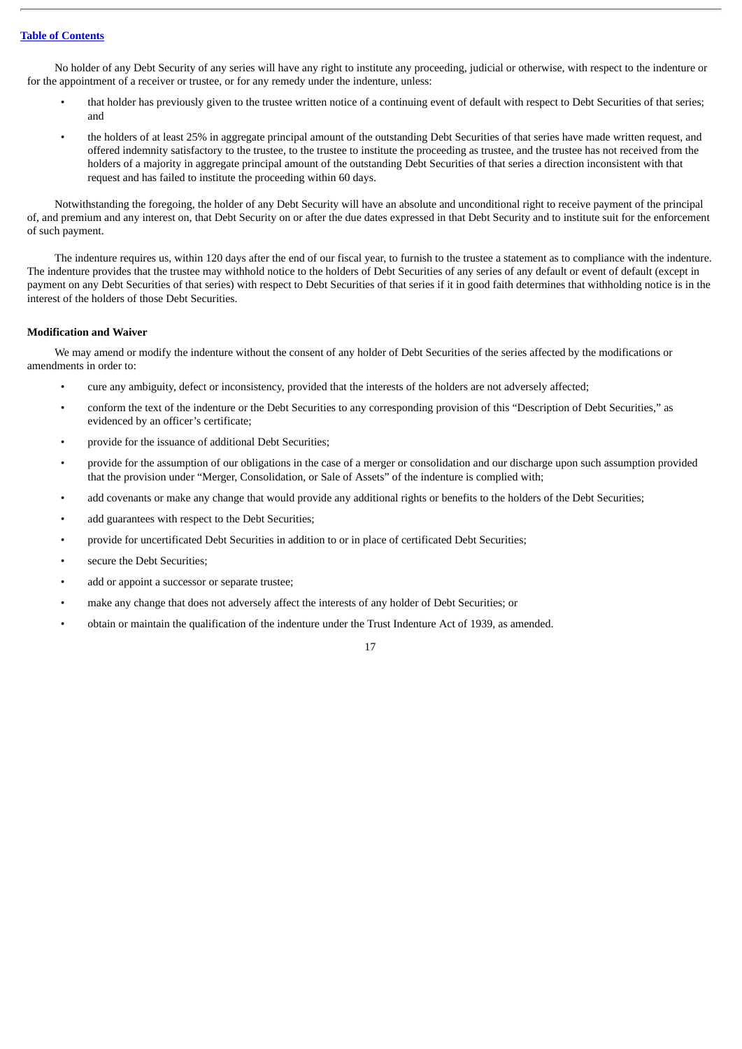No holder of any Debt Security of any series will have any right to institute any proceeding, judicial or otherwise, with respect to the indenture or for the appointment of a receiver or trustee, or for any remedy under the indenture, unless:

- that holder has previously given to the trustee written notice of a continuing event of default with respect to Debt Securities of that series; and
- the holders of at least 25% in aggregate principal amount of the outstanding Debt Securities of that series have made written request, and offered indemnity satisfactory to the trustee, to the trustee to institute the proceeding as trustee, and the trustee has not received from the holders of a majority in aggregate principal amount of the outstanding Debt Securities of that series a direction inconsistent with that request and has failed to institute the proceeding within 60 days.

Notwithstanding the foregoing, the holder of any Debt Security will have an absolute and unconditional right to receive payment of the principal of, and premium and any interest on, that Debt Security on or after the due dates expressed in that Debt Security and to institute suit for the enforcement of such payment.

The indenture requires us, within 120 days after the end of our fiscal year, to furnish to the trustee a statement as to compliance with the indenture. The indenture provides that the trustee may withhold notice to the holders of Debt Securities of any series of any default or event of default (except in payment on any Debt Securities of that series) with respect to Debt Securities of that series if it in good faith determines that withholding notice is in the interest of the holders of those Debt Securities.

**Modification and Waiver**

We may amend or modify the indenture without the consent of any holder of Debt Securities of the series affected by the modifications or amendments in order to:

- cure any ambiguity, defect or inconsistency, provided that the interests of the holders are not adversely affected;
- conform the text of the indenture or the Debt Securities to any corresponding provision of this "Description of Debt Securities," as evidenced by an officer's certificate;
- provide for the issuance of additional Debt Securities;
- provide for the assumption of our obligations in the case of a merger or consolidation and our discharge upon such assumption provided that the provision under "Merger, Consolidation, or Sale of Assets" of the indenture is complied with;
- add covenants or make any change that would provide any additional rights or benefits to the holders of the Debt Securities;
- add guarantees with respect to the Debt Securities;
- provide for uncertificated Debt Securities in addition to or in place of certificated Debt Securities;
- secure the Debt Securities;
- add or appoint a successor or separate trustee;
- make any change that does not adversely affect the interests of any holder of Debt Securities; or
- obtain or maintain the qualification of the indenture under the Trust Indenture Act of 1939, as amended.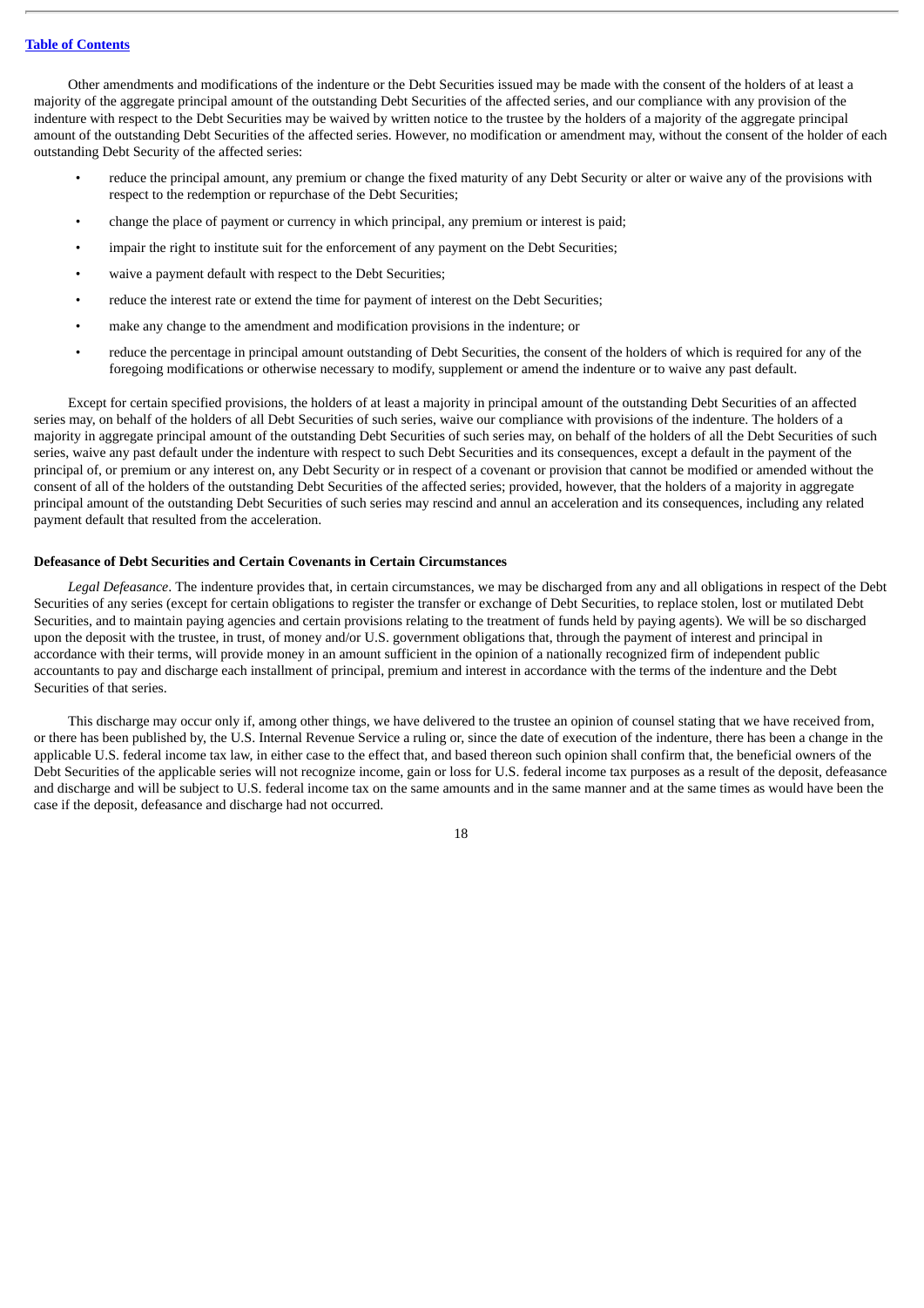Other amendments and modifications of the indenture or the Debt Securities issued may be made with the consent of the holders of at least a majority of the aggregate principal amount of the outstanding Debt Securities of the affected series, and our compliance with any provision of the indenture with respect to the Debt Securities may be waived by written notice to the trustee by the holders of a majority of the aggregate principal amount of the outstanding Debt Securities of the affected series. However, no modification or amendment may, without the consent of the holder of each outstanding Debt Security of the affected series:

- reduce the principal amount, any premium or change the fixed maturity of any Debt Security or alter or waive any of the provisions with respect to the redemption or repurchase of the Debt Securities;
- change the place of payment or currency in which principal, any premium or interest is paid;
- impair the right to institute suit for the enforcement of any payment on the Debt Securities;
- waive a payment default with respect to the Debt Securities;
- reduce the interest rate or extend the time for payment of interest on the Debt Securities;
- make any change to the amendment and modification provisions in the indenture; or
- reduce the percentage in principal amount outstanding of Debt Securities, the consent of the holders of which is required for any of the foregoing modifications or otherwise necessary to modify, supplement or amend the indenture or to waive any past default.

Except for certain specified provisions, the holders of at least a majority in principal amount of the outstanding Debt Securities of an affected series may, on behalf of the holders of all Debt Securities of such series, waive our compliance with provisions of the indenture. The holders of a majority in aggregate principal amount of the outstanding Debt Securities of such series may, on behalf of the holders of all the Debt Securities of such series, waive any past default under the indenture with respect to such Debt Securities and its consequences, except a default in the payment of the principal of, or premium or any interest on, any Debt Security or in respect of a covenant or provision that cannot be modified or amended without the consent of all of the holders of the outstanding Debt Securities of the affected series; provided, however, that the holders of a majority in aggregate principal amount of the outstanding Debt Securities of such series may rescind and annul an acceleration and its consequences, including any related payment default that resulted from the acceleration.

**Defeasance of Debt Securities and Certain Covenants in Certain Circumstances**

*Legal Defeasance*. The indenture provides that, in certain circumstances, we may be discharged from any and all obligations in respect of the Debt Securities of any series (except for certain obligations to register the transfer or exchange of Debt Securities, to replace stolen, lost or mutilated Debt Securities, and to maintain paying agencies and certain provisions relating to the treatment of funds held by paying agents). We will be so discharged upon the deposit with the trustee, in trust, of money and/or U.S. government obligations that, through the payment of interest and principal in accordance with their terms, will provide money in an amount sufficient in the opinion of a nationally recognized firm of independent public accountants to pay and discharge each installment of principal, premium and interest in accordance with the terms of the indenture and the Debt Securities of that series.

This discharge may occur only if, among other things, we have delivered to the trustee an opinion of counsel stating that we have received from, or there has been published by, the U.S. Internal Revenue Service a ruling or, since the date of execution of the indenture, there has been a change in the applicable U.S. federal income tax law, in either case to the effect that, and based thereon such opinion shall confirm that, the beneficial owners of the Debt Securities of the applicable series will not recognize income, gain or loss for U.S. federal income tax purposes as a result of the deposit, defeasance and discharge and will be subject to U.S. federal income tax on the same amounts and in the same manner and at the same times as would have been the case if the deposit, defeasance and discharge had not occurred.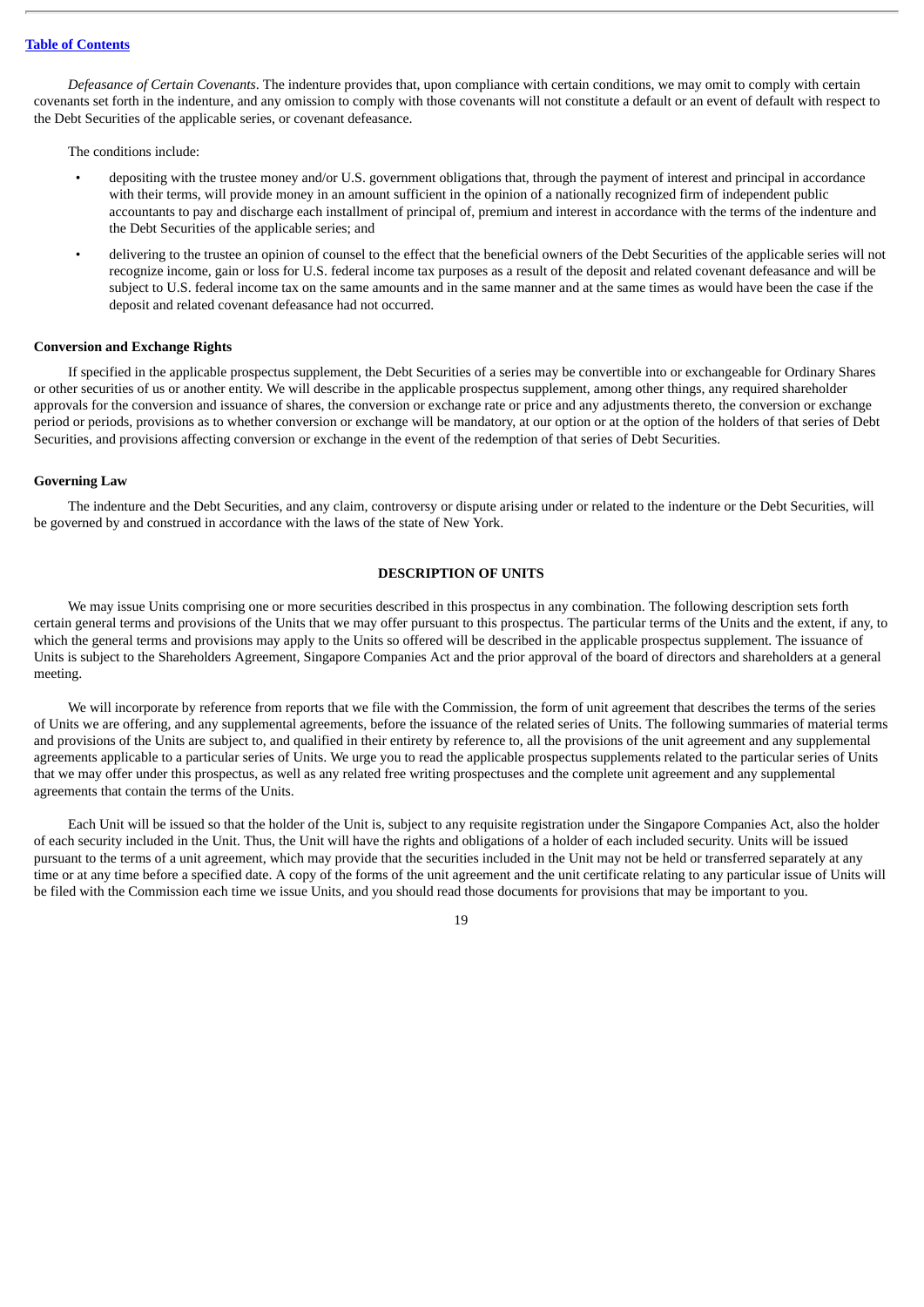*Defeasance of Certain Covenants*. The indenture provides that, upon compliance with certain conditions, we may omit to comply with certain covenants set forth in the indenture, and any omission to comply with those covenants will not constitute a default or an event of default with respect to the Debt Securities of the applicable series, or covenant defeasance.

The conditions include:

- depositing with the trustee money and/or U.S. government obligations that, through the payment of interest and principal in accordance with their terms, will provide money in an amount sufficient in the opinion of a nationally recognized firm of independent public accountants to pay and discharge each installment of principal of, premium and interest in accordance with the terms of the indenture and the Debt Securities of the applicable series; and
- delivering to the trustee an opinion of counsel to the effect that the beneficial owners of the Debt Securities of the applicable series will not recognize income, gain or loss for U.S. federal income tax purposes as a result of the deposit and related covenant defeasance and will be subject to U.S. federal income tax on the same amounts and in the same manner and at the same times as would have been the case if the deposit and related covenant defeasance had not occurred.

**Conversion and Exchange Rights**

If specified in the applicable prospectus supplement, the Debt Securities of a series may be convertible into or exchangeable for Ordinary Shares or other securities of us or another entity. We will describe in the applicable prospectus supplement, among other things, any required shareholder approvals for the conversion and issuance of shares, the conversion or exchange rate or price and any adjustments thereto, the conversion or exchange period or periods, provisions as to whether conversion or exchange will be mandatory, at our option or at the option of the holders of that series of Debt Securities, and provisions affecting conversion or exchange in the event of the redemption of that series of Debt Securities.

**Governing Law**

The indenture and the Debt Securities, and any claim, controversy or dispute arising under or related to the indenture or the Debt Securities, will be governed by and construed in accordance with the laws of the state of New York.

## DESCRIPTION OF UNITS

We may issue Units comprising one or more securities described in this prospectus in any combination. The following description sets forth certain general terms and provisions of the Units that we may offer pursuant to this prospectus. The particular terms of the Units and the extent, if any, to which the general terms and provisions may apply to the Units so offered will be described in the applicable prospectus supplement. The issuance of Units is subject to the Shareholders Agreement, Singapore Companies Act and the prior approval of the board of directors and shareholders at a general meeting.

We will incorporate by reference from reports that we file with the Commission, the form of unit agreement that describes the terms of the series of Units we are offering, and any supplemental agreements, before the issuance of the related series of Units. The following summaries of material terms and provisions of the Units are subject to, and qualified in their entirety by reference to, all the provisions of the unit agreement and any supplemental agreements applicable to a particular series of Units. We urge you to read the applicable prospectus supplements related to the particular series of Units that we may offer under this prospectus, as well as any related free writing prospectuses and the complete unit agreement and any supplemental agreements that contain the terms of the Units.

Each Unit will be issued so that the holder of the Unit is, subject to any requisite registration under the Singapore Companies Act, also the holder of each security included in the Unit. Thus, the Unit will have the rights and obligations of a holder of each included security. Units will be issued pursuant to the terms of a unit agreement, which may provide that the securities included in the Unit may not be held or transferred separately at any time or at any time before a specified date. A copy of the forms of the unit agreement and the unit certificate relating to any particular issue of Units will be filed with the Commission each time we issue Units, and you should read those documents for provisions that may be important to you.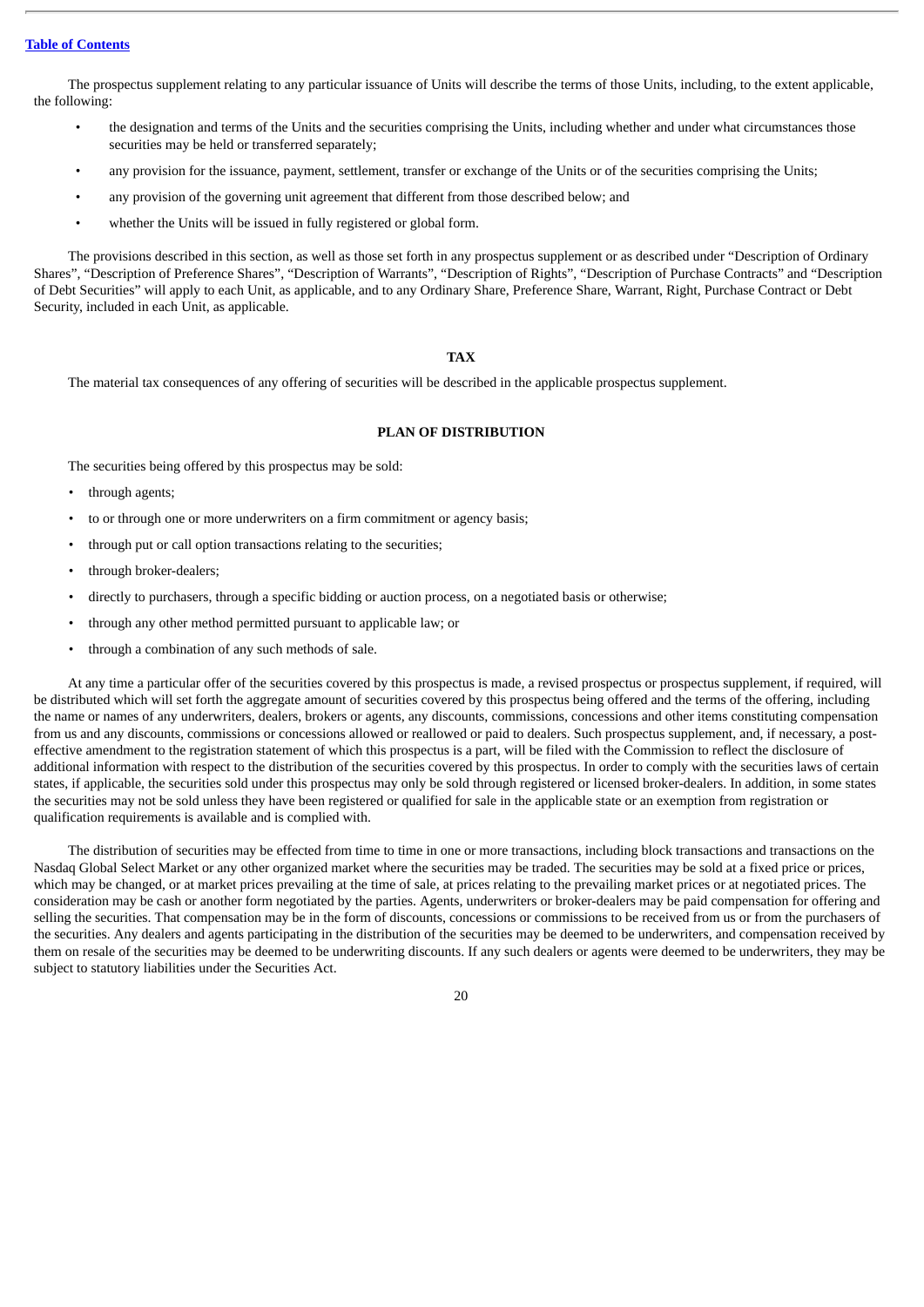The prospectus supplement relating to any particular issuance of Units will describe the terms of those Units, including, to the extent applicable, the following:

- the designation and terms of the Units and the securities comprising the Units, including whether and under what circumstances those securities may be held or transferred separately;
- any provision for the issuance, payment, settlement, transfer or exchange of the Units or of the securities comprising the Units;
- any provision of the governing unit agreement that different from those described below; and
- whether the Units will be issued in fully registered or global form.

The provisions described in this section, as well as those set forth in any prospectus supplement or as described under "Description of Ordinary Shares", "Description of Preference Shares", "Description of Warrants", "Description of Rights", "Description of Purchase Contracts" and "Description of Debt Securities" will apply to each Unit, as applicable, and to any Ordinary Share, Preference Share, Warrant, Right, Purchase Contract or Debt Security, included in each Unit, as applicable.

## TAX

The material tax consequences of any offering of securities will be described in the applicable prospectus supplement.

## PLAN OF DISTRIBUTION

The securities being offered by this prospectus may be sold:

- through agents;
- to or through one or more underwriters on a firm commitment or agency basis;
- through put or call option transactions relating to the securities;
- through broker-dealers;
- directly to purchasers, through a specific bidding or auction process, on a negotiated basis or otherwise;
- through any other method permitted pursuant to applicable law; or
- through a combination of any such methods of sale.

At any time a particular offer of the securities covered by this prospectus is made, a revised prospectus or prospectus supplement, if required, will be distributed which will set forth the aggregate amount of securities covered by this prospectus being offered and the terms of the offering, including the name or names of any underwriters, dealers, brokers or agents, any discounts, commissions, concessions and other items constituting compensation from us and any discounts, commissions or concessions allowed or reallowed or paid to dealers. Such prospectus supplement, and, if necessary, a post-effective amendment to the registration statement of which this prospectus is a part, will be filed with the Commission to reflect the disclosure of additional information with respect to the distribution of the securities covered by this prospectus. In order to comply with the securities laws of certain states, if applicable, the securities sold under this prospectus may only be sold through registered or licensed broker-dealers. In addition, in some states the securities may not be sold unless they have been registered or qualified for sale in the applicable state or an exemption from registration or qualification requirements is available and is complied with.

The distribution of securities may be effected from time to time in one or more transactions, including block transactions and transactions on the Nasdaq Global Select Market or any other organized market where the securities may be traded. The securities may be sold at a fixed price or prices, which may be changed, or at market prices prevailing at the time of sale, at prices relating to the prevailing market prices or at negotiated prices. The consideration may be cash or another form negotiated by the parties. Agents, underwriters or broker-dealers may be paid compensation for offering and selling the securities. That compensation may be in the form of discounts, concessions or commissions to be received from us or from the purchasers of the securities. Any dealers and agents participating in the distribution of the securities may be deemed to be underwriters, and compensation received by them on resale of the securities may be deemed to be underwriting discounts. If any such dealers or agents were deemed to be underwriters, they may be subject to statutory liabilities under the Securities Act.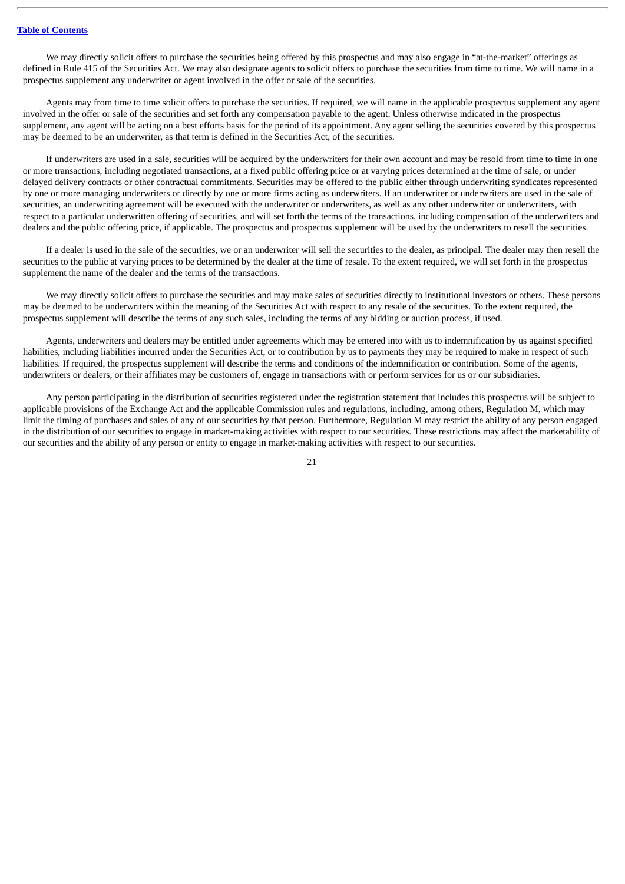We may directly solicit offers to purchase the securities being offered by this prospectus and may also engage in "at-the-market" offerings as defined in Rule 415 of the Securities Act. We may also designate agents to solicit offers to purchase the securities from time to time. We will name in a prospectus supplement any underwriter or agent involved in the offer or sale of the securities.

Agents may from time to time solicit offers to purchase the securities. If required, we will name in the applicable prospectus supplement any agent involved in the offer or sale of the securities and set forth any compensation payable to the agent. Unless otherwise indicated in the prospectus supplement, any agent will be acting on a best efforts basis for the period of its appointment. Any agent selling the securities covered by this prospectus may be deemed to be an underwriter, as that term is defined in the Securities Act, of the securities.

If underwriters are used in a sale, securities will be acquired by the underwriters for their own account and may be resold from time to time in one or more transactions, including negotiated transactions, at a fixed public offering price or at varying prices determined at the time of sale, or under delayed delivery contracts or other contractual commitments. Securities may be offered to the public either through underwriting syndicates represented by one or more managing underwriters or directly by one or more firms acting as underwriters. If an underwriter or underwriters are used in the sale of securities, an underwriting agreement will be executed with the underwriter or underwriters, as well as any other underwriter or underwriters, with respect to a particular underwritten offering of securities, and will set forth the terms of the transactions, including compensation of the underwriters and dealers and the public offering price, if applicable. The prospectus and prospectus supplement will be used by the underwriters to resell the securities.

If a dealer is used in the sale of the securities, we or an underwriter will sell the securities to the dealer, as principal. The dealer may then resell the securities to the public at varying prices to be determined by the dealer at the time of resale. To the extent required, we will set forth in the prospectus supplement the name of the dealer and the terms of the transactions.

We may directly solicit offers to purchase the securities and may make sales of securities directly to institutional investors or others. These persons may be deemed to be underwriters within the meaning of the Securities Act with respect to any resale of the securities. To the extent required, the prospectus supplement will describe the terms of any such sales, including the terms of any bidding or auction process, if used.

Agents, underwriters and dealers may be entitled under agreements which may be entered into with us to indemnification by us against specified liabilities, including liabilities incurred under the Securities Act, or to contribution by us to payments they may be required to make in respect of such liabilities. If required, the prospectus supplement will describe the terms and conditions of the indemnification or contribution. Some of the agents, underwriters or dealers, or their affiliates may be customers of, engage in transactions with or perform services for us or our subsidiaries.

Any person participating in the distribution of securities registered under the registration statement that includes this prospectus will be subject to applicable provisions of the Exchange Act and the applicable Commission rules and regulations, including, among others, Regulation M, which may limit the timing of purchases and sales of any of our securities by that person. Furthermore, Regulation M may restrict the ability of any person engaged in the distribution of our securities to engage in market-making activities with respect to our securities. These restrictions may affect the marketability of our securities and the ability of any person or entity to engage in market-making activities with respect to our securities.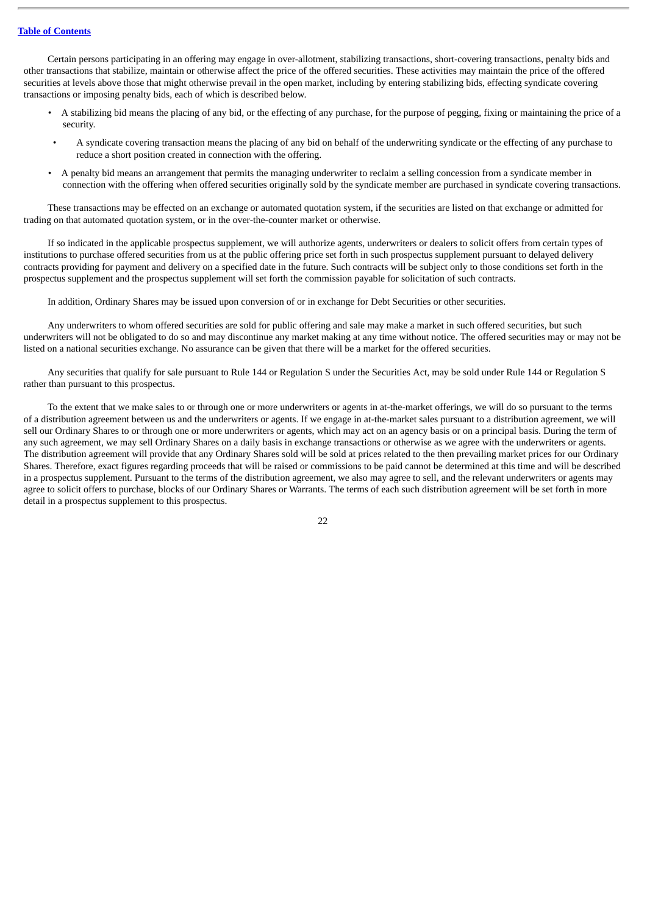Certain persons participating in an offering may engage in over-allotment, stabilizing transactions, short-covering transactions, penalty bids and other transactions that stabilize, maintain or otherwise affect the price of the offered securities. These activities may maintain the price of the offered securities at levels above those that might otherwise prevail in the open market, including by entering stabilizing bids, effecting syndicate covering transactions or imposing penalty bids, each of which is described below.

- A stabilizing bid means the placing of any bid, or the effecting of any purchase, for the purpose of pegging, fixing or maintaining the price of a security.
- A syndicate covering transaction means the placing of any bid on behalf of the underwriting syndicate or the effecting of any purchase to reduce a short position created in connection with the offering.
- A penalty bid means an arrangement that permits the managing underwriter to reclaim a selling concession from a syndicate member in connection with the offering when offered securities originally sold by the syndicate member are purchased in syndicate covering transactions.

These transactions may be effected on an exchange or automated quotation system, if the securities are listed on that exchange or admitted for trading on that automated quotation system, or in the over-the-counter market or otherwise.

If so indicated in the applicable prospectus supplement, we will authorize agents, underwriters or dealers to solicit offers from certain types of institutions to purchase offered securities from us at the public offering price set forth in such prospectus supplement pursuant to delayed delivery contracts providing for payment and delivery on a specified date in the future. Such contracts will be subject only to those conditions set forth in the prospectus supplement and the prospectus supplement will set forth the commission payable for solicitation of such contracts.

In addition, Ordinary Shares may be issued upon conversion of or in exchange for Debt Securities or other securities.

Any underwriters to whom offered securities are sold for public offering and sale may make a market in such offered securities, but such underwriters will not be obligated to do so and may discontinue any market making at any time without notice. The offered securities may or may not be listed on a national securities exchange. No assurance can be given that there will be a market for the offered securities.

Any securities that qualify for sale pursuant to Rule 144 or Regulation S under the Securities Act, may be sold under Rule 144 or Regulation S rather than pursuant to this prospectus.

To the extent that we make sales to or through one or more underwriters or agents in at-the-market offerings, we will do so pursuant to the terms of a distribution agreement between us and the underwriters or agents. If we engage in at-the-market sales pursuant to a distribution agreement, we will sell our Ordinary Shares to or through one or more underwriters or agents, which may act on an agency basis or on a principal basis. During the term of any such agreement, we may sell Ordinary Shares on a daily basis in exchange transactions or otherwise as we agree with the underwriters or agents. The distribution agreement will provide that any Ordinary Shares sold will be sold at prices related to the then prevailing market prices for our Ordinary Shares. Therefore, exact figures regarding proceeds that will be raised or commissions to be paid cannot be determined at this time and will be described in a prospectus supplement. Pursuant to the terms of the distribution agreement, we also may agree to sell, and the relevant underwriters or agents may agree to solicit offers to purchase, blocks of our Ordinary Shares or Warrants. The terms of each such distribution agreement will be set forth in more detail in a prospectus supplement to this prospectus.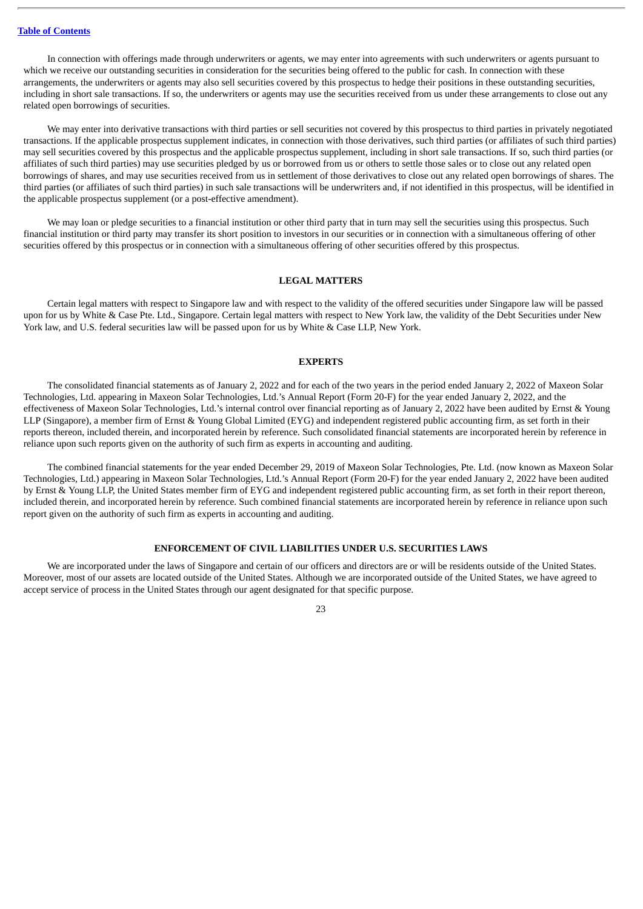In connection with offerings made through underwriters or agents, we may enter into agreements with such underwriters or agents pursuant to which we receive our outstanding securities in consideration for the securities being offered to the public for cash. In connection with these arrangements, the underwriters or agents may also sell securities covered by this prospectus to hedge their positions in these outstanding securities, including in short sale transactions. If so, the underwriters or agents may use the securities received from us under these arrangements to close out any related open borrowings of securities.

We may enter into derivative transactions with third parties or sell securities not covered by this prospectus to third parties in privately negotiated transactions. If the applicable prospectus supplement indicates, in connection with those derivatives, such third parties (or affiliates of such third parties) may sell securities covered by this prospectus and the applicable prospectus supplement, including in short sale transactions. If so, such third parties (or affiliates of such third parties) may use securities pledged by us or borrowed from us or others to settle those sales or to close out any related open borrowings of shares, and may use securities received from us in settlement of those derivatives to close out any related open borrowings of shares. The third parties (or affiliates of such third parties) in such sale transactions will be underwriters and, if not identified in this prospectus, will be identified in the applicable prospectus supplement (or a post-effective amendment).

We may loan or pledge securities to a financial institution or other third party that in turn may sell the securities using this prospectus. Such financial institution or third party may transfer its short position to investors in our securities or in connection with a simultaneous offering of other securities offered by this prospectus or in connection with a simultaneous offering of other securities offered by this prospectus.

## LEGAL MATTERS

Certain legal matters with respect to Singapore law and with respect to the validity of the offered securities under Singapore law will be passed upon for us by White & Case Pte. Ltd., Singapore. Certain legal matters with respect to New York law, the validity of the Debt Securities under New York law, and U.S. federal securities law will be passed upon for us by White & Case LLP, New York.

## EXPERTS

The consolidated financial statements as of January 2, 2022 and for each of the two years in the period ended January 2, 2022 of Maxeon Solar Technologies, Ltd. appearing in Maxeon Solar Technologies, Ltd.'s Annual Report (Form 20-F) for the year ended January 2, 2022, and the effectiveness of Maxeon Solar Technologies, Ltd.'s internal control over financial reporting as of January 2, 2022 have been audited by Ernst & Young LLP (Singapore), a member firm of Ernst & Young Global Limited (EYG) and independent registered public accounting firm, as set forth in their reports thereon, included therein, and incorporated herein by reference. Such consolidated financial statements are incorporated herein by reference in reliance upon such reports given on the authority of such firm as experts in accounting and auditing.

The combined financial statements for the year ended December 29, 2019 of Maxeon Solar Technologies, Pte. Ltd. (now known as Maxeon Solar Technologies, Ltd.) appearing in Maxeon Solar Technologies, Ltd.'s Annual Report (Form 20-F) for the year ended January 2, 2022 have been audited by Ernst & Young LLP, the United States member firm of EYG and independent registered public accounting firm, as set forth in their report thereon, included therein, and incorporated herein by reference. Such combined financial statements are incorporated herein by reference in reliance upon such report given on the authority of such firm as experts in accounting and auditing.

## ENFORCEMENT OF CIVIL LIABILITIES UNDER U.S. SECURITIES LAWS

We are incorporated under the laws of Singapore and certain of our officers and directors are or will be residents outside of the United States. Moreover, most of our assets are located outside of the United States. Although we are incorporated outside of the United States, we have agreed to accept service of process in the United States through our agent designated for that specific purpose.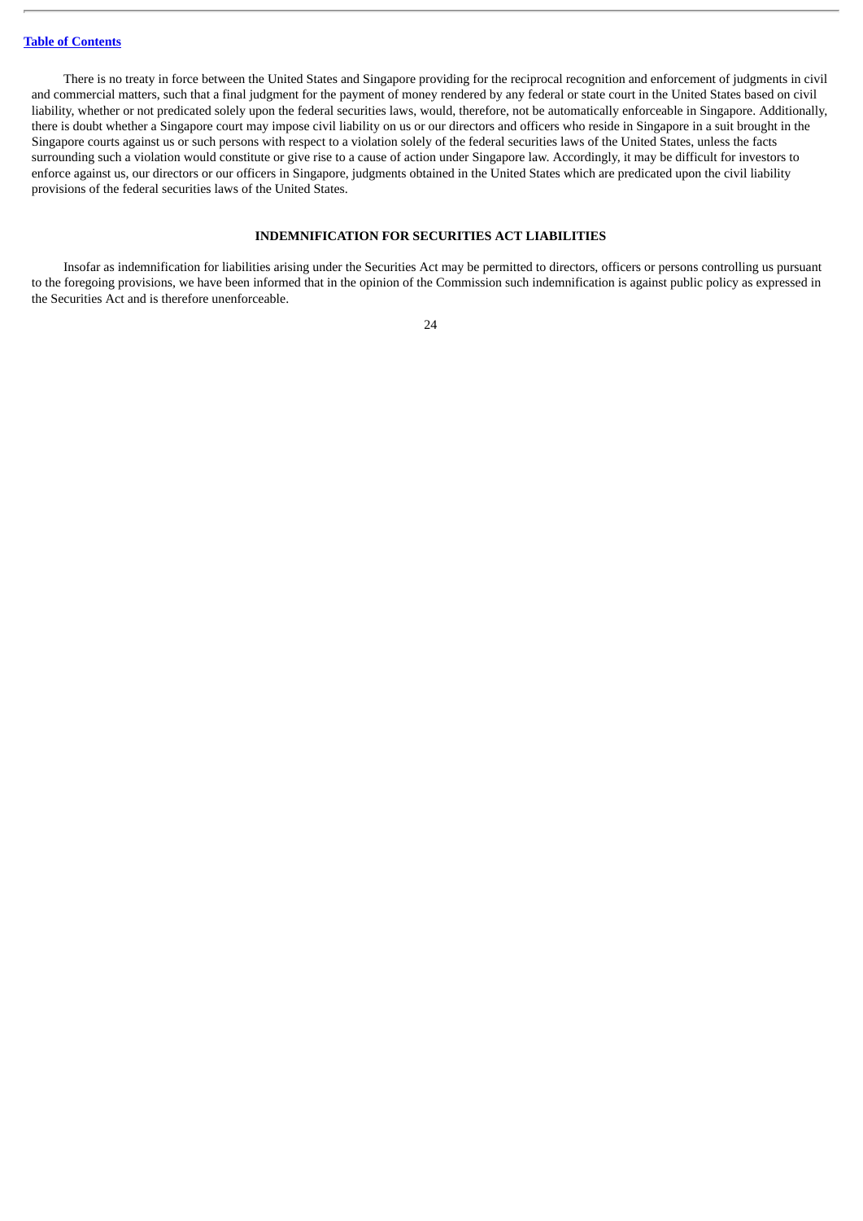There is no treaty in force between the United States and Singapore providing for the reciprocal recognition and enforcement of judgments in civil and commercial matters, such that a final judgment for the payment of money rendered by any federal or state court in the United States based on civil liability, whether or not predicated solely upon the federal securities laws, would, therefore, not be automatically enforceable in Singapore. Additionally, there is doubt whether a Singapore court may impose civil liability on us or our directors and officers who reside in Singapore in a suit brought in the Singapore courts against us or such persons with respect to a violation solely of the federal securities laws of the United States, unless the facts surrounding such a violation would constitute or give rise to a cause of action under Singapore law. Accordingly, it may be difficult for investors to enforce against us, our directors or our officers in Singapore, judgments obtained in the United States which are predicated upon the civil liability provisions of the federal securities laws of the United States.

## INDEMNIFICATION FOR SECURITIES ACT LIABILITIES

Insofar as indemnification for liabilities arising under the Securities Act may be permitted to directors, officers or persons controlling us pursuant to the foregoing provisions, we have been informed that in the opinion of the Commission such indemnification is against public policy as expressed in the Securities Act and is therefore unenforceable.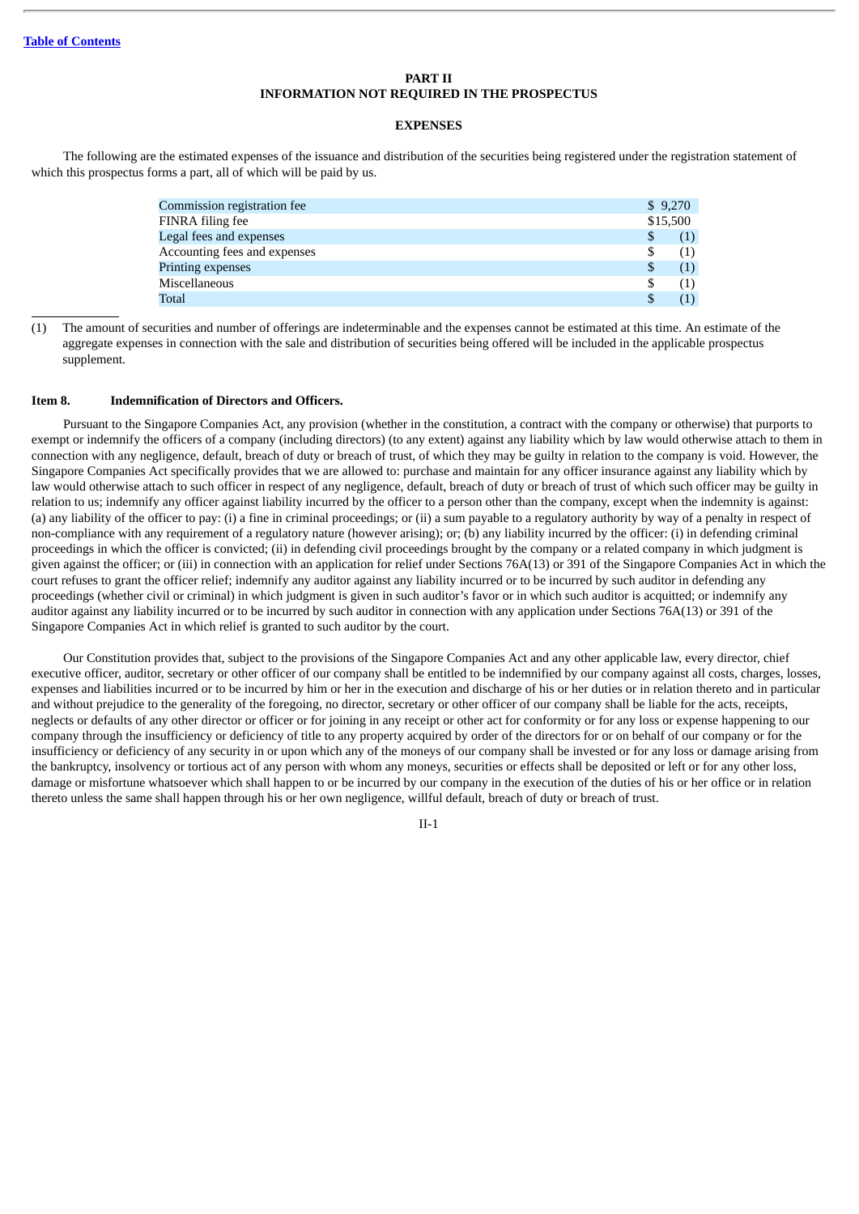# PART II
# INFORMATION NOT REQUIRED IN THE PROSPECTUS

## EXPENSES

The following are the estimated expenses of the issuance and distribution of the securities being registered under the registration statement of which this prospectus forms a part, all of which will be paid by us.

| | |
|---|---|
| Commission registration fee | $ 9,270 |
| FINRA filing fee | $15,500 |
| Legal fees and expenses | $ (1) |
| Accounting fees and expenses | $ (1) |
| Printing expenses | $ (1) |
| Miscellaneous | $ (1) |
| Total | $ (1) |

(1) The amount of securities and number of offerings are indeterminable and the expenses cannot be estimated at this time. An estimate of the aggregate expenses in connection with the sale and distribution of securities being offered will be included in the applicable prospectus supplement.

### Item 8. Indemnification of Directors and Officers.

Pursuant to the Singapore Companies Act, any provision (whether in the constitution, a contract with the company or otherwise) that purports to exempt or indemnify the officers of a company (including directors) (to any extent) against any liability which by law would otherwise attach to them in connection with any negligence, default, breach of duty or breach of trust, of which they may be guilty in relation to the company is void. However, the Singapore Companies Act specifically provides that we are allowed to: purchase and maintain for any officer insurance against any liability which by law would otherwise attach to such officer in respect of any negligence, default, breach of duty or breach of trust of which such officer may be guilty in relation to us; indemnify any officer against liability incurred by the officer to a person other than the company, except when the indemnity is against: (a) any liability of the officer to pay: (i) a fine in criminal proceedings; or (ii) a sum payable to a regulatory authority by way of a penalty in respect of non-compliance with any requirement of a regulatory nature (however arising); or; (b) any liability incurred by the officer: (i) in defending criminal proceedings in which the officer is convicted; (ii) in defending civil proceedings brought by the company or a related company in which judgment is given against the officer; or (iii) in connection with an application for relief under Sections 76A(13) or 391 of the Singapore Companies Act in which the court refuses to grant the officer relief; indemnify any auditor against any liability incurred or to be incurred by such auditor in defending any proceedings (whether civil or criminal) in which judgment is given in such auditor's favor or in which such auditor is acquitted; or indemnify any auditor against any liability incurred or to be incurred by such auditor in connection with any application under Sections 76A(13) or 391 of the Singapore Companies Act in which relief is granted to such auditor by the court.

Our Constitution provides that, subject to the provisions of the Singapore Companies Act and any other applicable law, every director, chief executive officer, auditor, secretary or other officer of our company shall be entitled to be indemnified by our company against all costs, charges, losses, expenses and liabilities incurred or to be incurred by him or her in the execution and discharge of his or her duties or in relation thereto and in particular and without prejudice to the generality of the foregoing, no director, secretary or other officer of our company shall be liable for the acts, receipts, neglects or defaults of any other director or officer or for joining in any receipt or other act for conformity or for any loss or expense happening to our company through the insufficiency or deficiency of title to any property acquired by order of the directors for or on behalf of our company or for the insufficiency or deficiency of any security in or upon which any of the moneys of our company shall be invested or for any loss or damage arising from the bankruptcy, insolvency or tortious act of any person with whom any moneys, securities or effects shall be deposited or left or for any other loss, damage or misfortune whatsoever which shall happen to or be incurred by our company in the execution of the duties of his or her office or in relation thereto unless the same shall happen through his or her own negligence, willful default, breach of duty or breach of trust.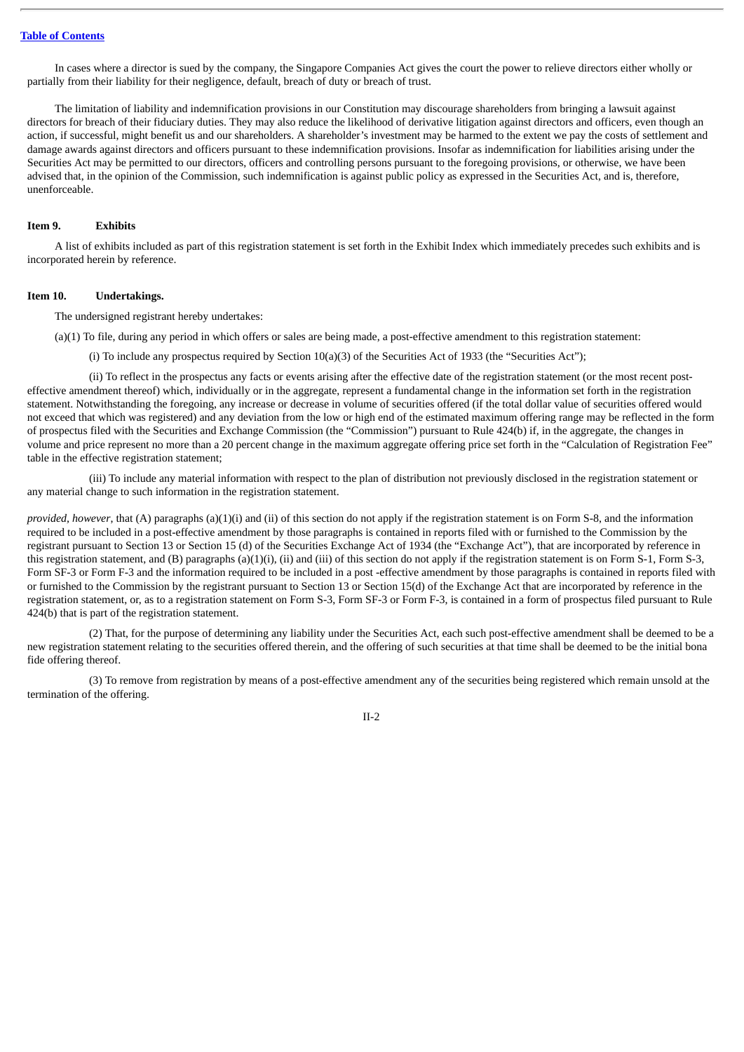In cases where a director is sued by the company, the Singapore Companies Act gives the court the power to relieve directors either wholly or partially from their liability for their negligence, default, breach of duty or breach of trust.

The limitation of liability and indemnification provisions in our Constitution may discourage shareholders from bringing a lawsuit against directors for breach of their fiduciary duties. They may also reduce the likelihood of derivative litigation against directors and officers, even though an action, if successful, might benefit us and our shareholders. A shareholder's investment may be harmed to the extent we pay the costs of settlement and damage awards against directors and officers pursuant to these indemnification provisions. Insofar as indemnification for liabilities arising under the Securities Act may be permitted to our directors, officers and controlling persons pursuant to the foregoing provisions, or otherwise, we have been advised that, in the opinion of the Commission, such indemnification is against public policy as expressed in the Securities Act, and is, therefore, unenforceable.

### Item 9. Exhibits

A list of exhibits included as part of this registration statement is set forth in the Exhibit Index which immediately precedes such exhibits and is incorporated herein by reference.

### Item 10. Undertakings.

The undersigned registrant hereby undertakes:

(a)(1) To file, during any period in which offers or sales are being made, a post-effective amendment to this registration statement:

(i) To include any prospectus required by Section 10(a)(3) of the Securities Act of 1933 (the "Securities Act");

(ii) To reflect in the prospectus any facts or events arising after the effective date of the registration statement (or the most recent post-effective amendment thereof) which, individually or in the aggregate, represent a fundamental change in the information set forth in the registration statement. Notwithstanding the foregoing, any increase or decrease in volume of securities offered (if the total dollar value of securities offered would not exceed that which was registered) and any deviation from the low or high end of the estimated maximum offering range may be reflected in the form of prospectus filed with the Securities and Exchange Commission (the "Commission") pursuant to Rule 424(b) if, in the aggregate, the changes in volume and price represent no more than a 20 percent change in the maximum aggregate offering price set forth in the "Calculation of Registration Fee" table in the effective registration statement;

(iii) To include any material information with respect to the plan of distribution not previously disclosed in the registration statement or any material change to such information in the registration statement.

*provided*, *however*, that (A) paragraphs (a)(1)(i) and (ii) of this section do not apply if the registration statement is on Form S-8, and the information required to be included in a post-effective amendment by those paragraphs is contained in reports filed with or furnished to the Commission by the registrant pursuant to Section 13 or Section 15 (d) of the Securities Exchange Act of 1934 (the "Exchange Act"), that are incorporated by reference in this registration statement, and (B) paragraphs (a)(1)(i), (ii) and (iii) of this section do not apply if the registration statement is on Form S-1, Form S-3, Form SF-3 or Form F-3 and the information required to be included in a post -effective amendment by those paragraphs is contained in reports filed with or furnished to the Commission by the registrant pursuant to Section 13 or Section 15(d) of the Exchange Act that are incorporated by reference in the registration statement, or, as to a registration statement on Form S-3, Form SF-3 or Form F-3, is contained in a form of prospectus filed pursuant to Rule 424(b) that is part of the registration statement.

(2) That, for the purpose of determining any liability under the Securities Act, each such post-effective amendment shall be deemed to be a new registration statement relating to the securities offered therein, and the offering of such securities at that time shall be deemed to be the initial bona fide offering thereof.

(3) To remove from registration by means of a post-effective amendment any of the securities being registered which remain unsold at the termination of the offering.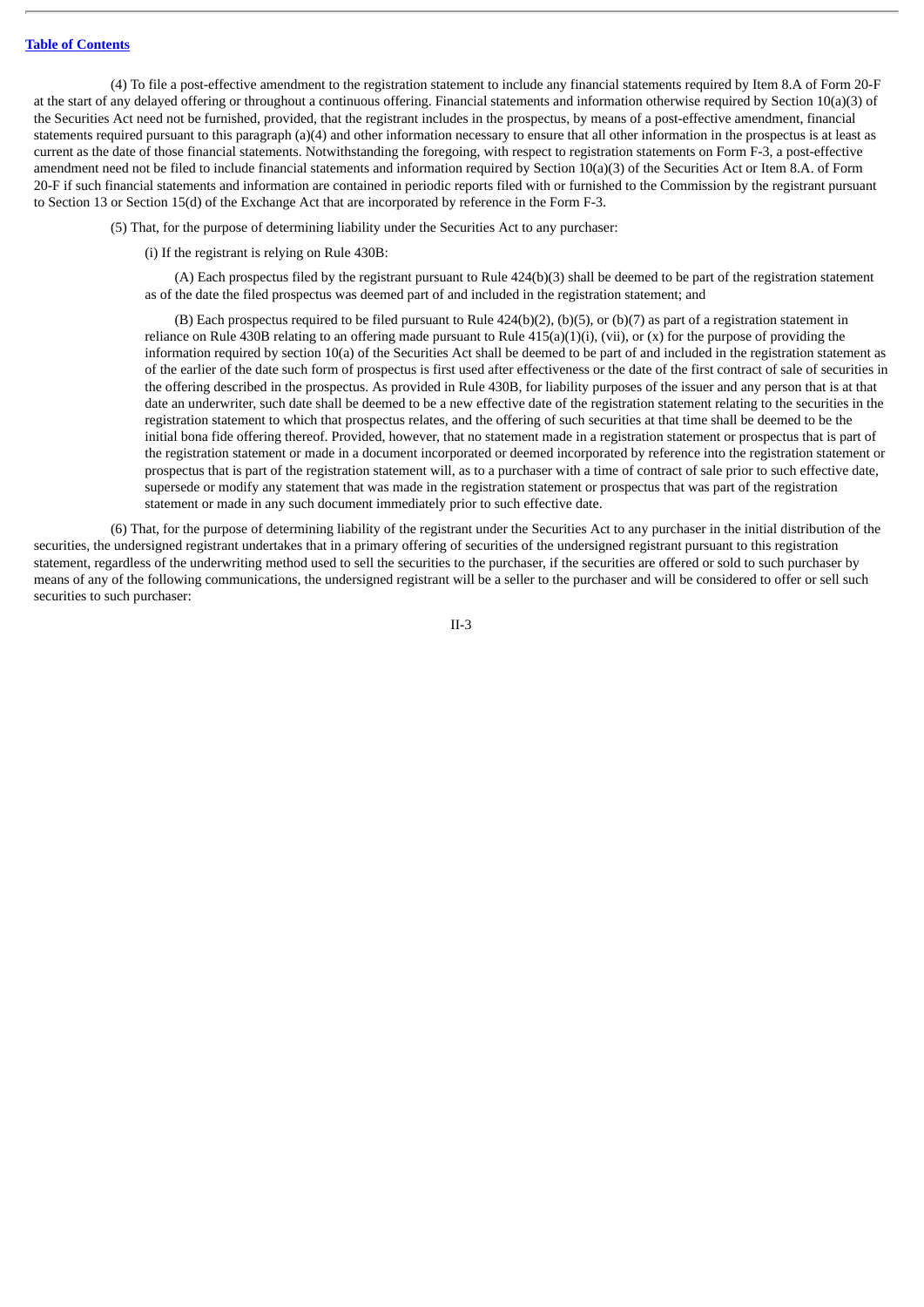(4) To file a post-effective amendment to the registration statement to include any financial statements required by Item 8.A of Form 20-F at the start of any delayed offering or throughout a continuous offering. Financial statements and information otherwise required by Section 10(a)(3) of the Securities Act need not be furnished, provided, that the registrant includes in the prospectus, by means of a post-effective amendment, financial statements required pursuant to this paragraph (a)(4) and other information necessary to ensure that all other information in the prospectus is at least as current as the date of those financial statements. Notwithstanding the foregoing, with respect to registration statements on Form F-3, a post-effective amendment need not be filed to include financial statements and information required by Section 10(a)(3) of the Securities Act or Item 8.A. of Form 20-F if such financial statements and information are contained in periodic reports filed with or furnished to the Commission by the registrant pursuant to Section 13 or Section 15(d) of the Exchange Act that are incorporated by reference in the Form F-3.

(5) That, for the purpose of determining liability under the Securities Act to any purchaser:

(i) If the registrant is relying on Rule 430B:

(A) Each prospectus filed by the registrant pursuant to Rule 424(b)(3) shall be deemed to be part of the registration statement as of the date the filed prospectus was deemed part of and included in the registration statement; and

(B) Each prospectus required to be filed pursuant to Rule 424(b)(2), (b)(5), or (b)(7) as part of a registration statement in reliance on Rule 430B relating to an offering made pursuant to Rule 415(a)(1)(i), (vii), or (x) for the purpose of providing the information required by section 10(a) of the Securities Act shall be deemed to be part of and included in the registration statement as of the earlier of the date such form of prospectus is first used after effectiveness or the date of the first contract of sale of securities in the offering described in the prospectus. As provided in Rule 430B, for liability purposes of the issuer and any person that is at that date an underwriter, such date shall be deemed to be a new effective date of the registration statement relating to the securities in the registration statement to which that prospectus relates, and the offering of such securities at that time shall be deemed to be the initial bona fide offering thereof. Provided, however, that no statement made in a registration statement or prospectus that is part of the registration statement or made in a document incorporated or deemed incorporated by reference into the registration statement or prospectus that is part of the registration statement will, as to a purchaser with a time of contract of sale prior to such effective date, supersede or modify any statement that was made in the registration statement or prospectus that was part of the registration statement or made in any such document immediately prior to such effective date.

(6) That, for the purpose of determining liability of the registrant under the Securities Act to any purchaser in the initial distribution of the securities, the undersigned registrant undertakes that in a primary offering of securities of the undersigned registrant pursuant to this registration statement, regardless of the underwriting method used to sell the securities to the purchaser, if the securities are offered or sold to such purchaser by means of any of the following communications, the undersigned registrant will be a seller to the purchaser and will be considered to offer or sell such securities to such purchaser: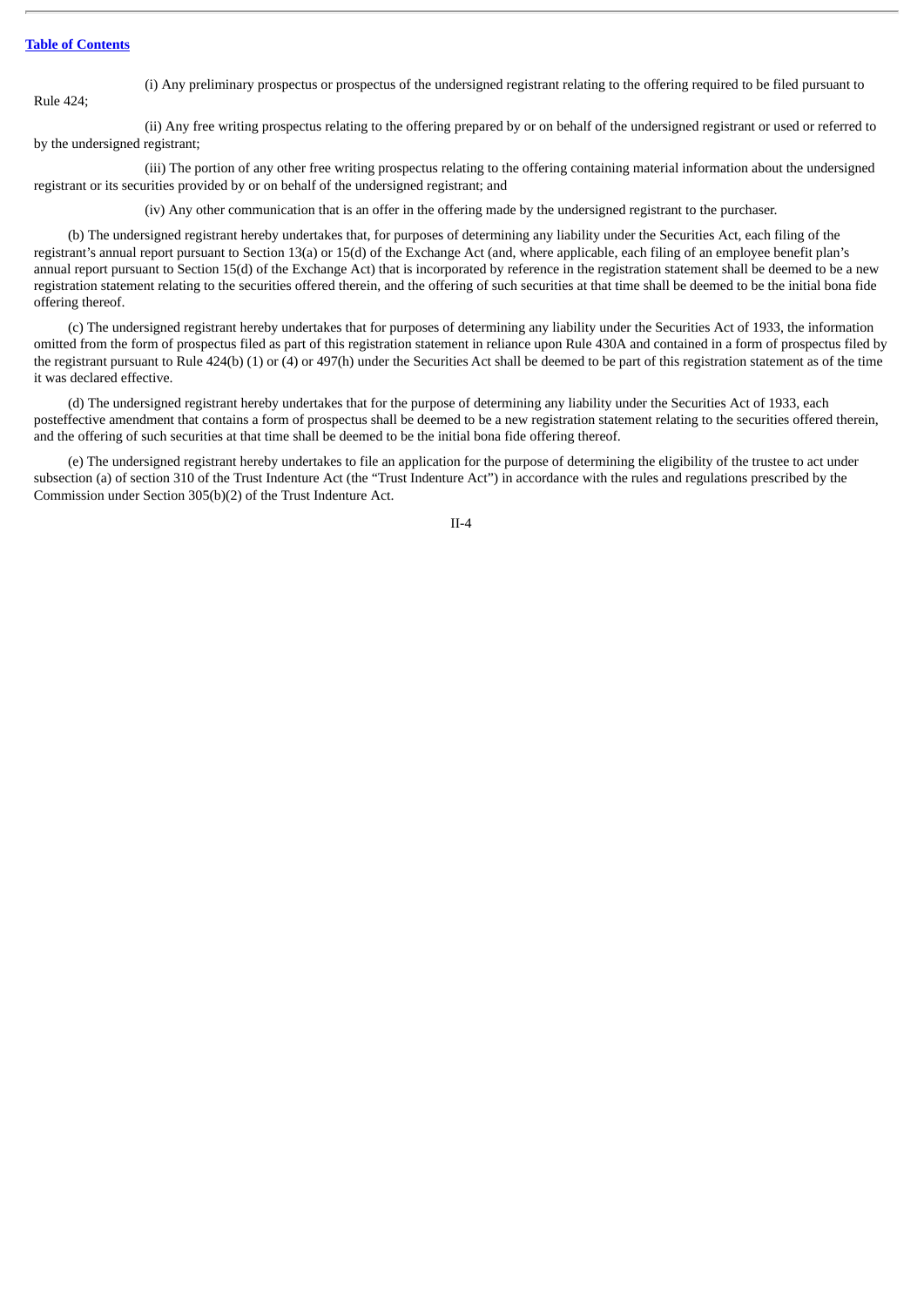(i) Any preliminary prospectus or prospectus of the undersigned registrant relating to the offering required to be filed pursuant to Rule 424;

(ii) Any free writing prospectus relating to the offering prepared by or on behalf of the undersigned registrant or used or referred to by the undersigned registrant;

(iii) The portion of any other free writing prospectus relating to the offering containing material information about the undersigned registrant or its securities provided by or on behalf of the undersigned registrant; and

(iv) Any other communication that is an offer in the offering made by the undersigned registrant to the purchaser.

(b) The undersigned registrant hereby undertakes that, for purposes of determining any liability under the Securities Act, each filing of the registrant's annual report pursuant to Section 13(a) or 15(d) of the Exchange Act (and, where applicable, each filing of an employee benefit plan's annual report pursuant to Section 15(d) of the Exchange Act) that is incorporated by reference in the registration statement shall be deemed to be a new registration statement relating to the securities offered therein, and the offering of such securities at that time shall be deemed to be the initial bona fide offering thereof.

(c) The undersigned registrant hereby undertakes that for purposes of determining any liability under the Securities Act of 1933, the information omitted from the form of prospectus filed as part of this registration statement in reliance upon Rule 430A and contained in a form of prospectus filed by the registrant pursuant to Rule 424(b) (1) or (4) or 497(h) under the Securities Act shall be deemed to be part of this registration statement as of the time it was declared effective.

(d) The undersigned registrant hereby undertakes that for the purpose of determining any liability under the Securities Act of 1933, each posteffective amendment that contains a form of prospectus shall be deemed to be a new registration statement relating to the securities offered therein, and the offering of such securities at that time shall be deemed to be the initial bona fide offering thereof.

(e) The undersigned registrant hereby undertakes to file an application for the purpose of determining the eligibility of the trustee to act under subsection (a) of section 310 of the Trust Indenture Act (the "Trust Indenture Act") in accordance with the rules and regulations prescribed by the Commission under Section 305(b)(2) of the Trust Indenture Act.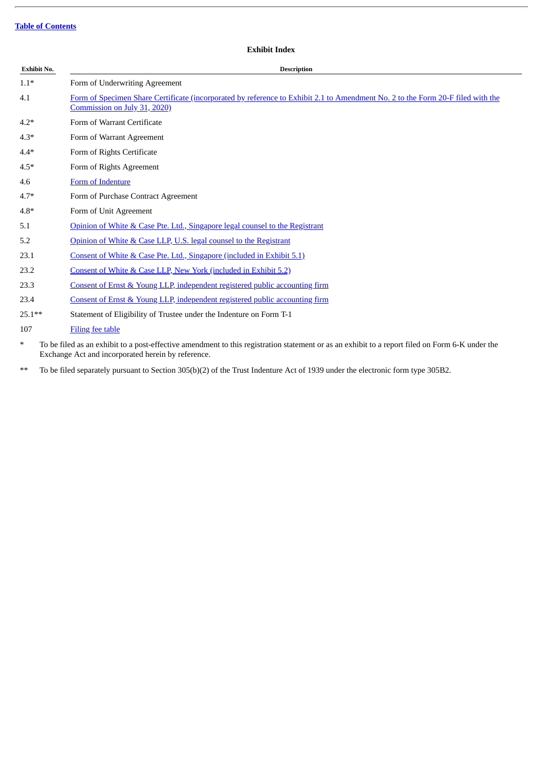Table of Contents

## Exhibit Index

| Exhibit No. | Description |
|---|---|
| 1.1* | Form of Underwriting Agreement |
| 4.1 | Form of Specimen Share Certificate (incorporated by reference to Exhibit 2.1 to Amendment No. 2 to the Form 20-F filed with the Commission on July 31, 2020) |
| 4.2* | Form of Warrant Certificate |
| 4.3* | Form of Warrant Agreement |
| 4.4* | Form of Rights Certificate |
| 4.5* | Form of Rights Agreement |
| 4.6 | Form of Indenture |
| 4.7* | Form of Purchase Contract Agreement |
| 4.8* | Form of Unit Agreement |
| 5.1 | Opinion of White & Case Pte. Ltd., Singapore legal counsel to the Registrant |
| 5.2 | Opinion of White & Case LLP, U.S. legal counsel to the Registrant |
| 23.1 | Consent of White & Case Pte. Ltd., Singapore (included in Exhibit 5.1) |
| 23.2 | Consent of White & Case LLP, New York (included in Exhibit 5.2) |
| 23.3 | Consent of Ernst & Young LLP, independent registered public accounting firm |
| 23.4 | Consent of Ernst & Young LLP, independent registered public accounting firm |
| 25.1** | Statement of Eligibility of Trustee under the Indenture on Form T-1 |
| 107 | Filing fee table |

\* To be filed as an exhibit to a post-effective amendment to this registration statement or as an exhibit to a report filed on Form 6-K under the Exchange Act and incorporated herein by reference.

\*\* To be filed separately pursuant to Section 305(b)(2) of the Trust Indenture Act of 1939 under the electronic form type 305B2.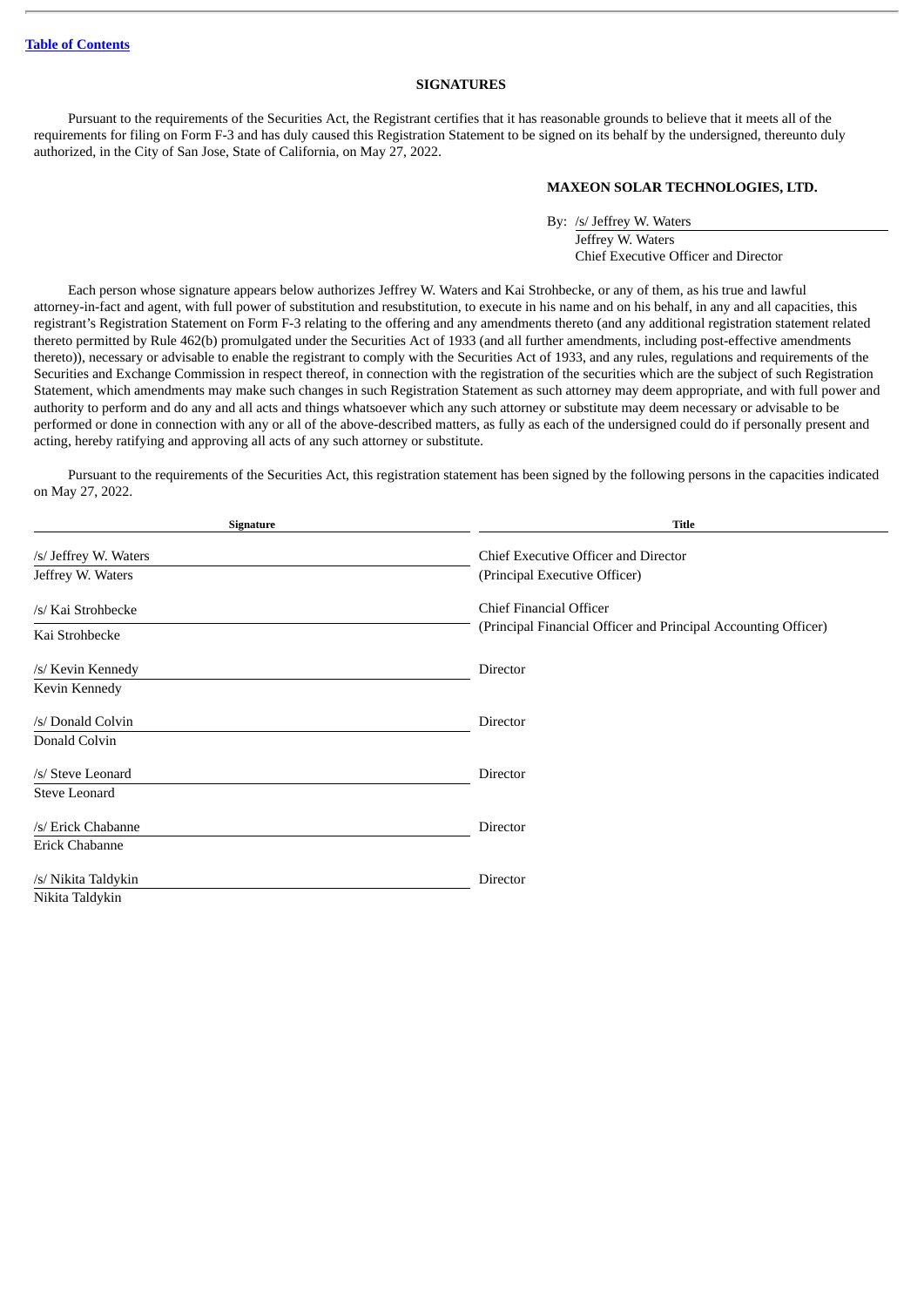[Table of Contents](#)

## SIGNATURES

Pursuant to the requirements of the Securities Act, the Registrant certifies that it has reasonable grounds to believe that it meets all of the requirements for filing on Form F-3 and has duly caused this Registration Statement to be signed on its behalf by the undersigned, thereunto duly authorized, in the City of San Jose, State of California, on May 27, 2022.

**MAXEON SOLAR TECHNOLOGIES, LTD.**

By: /s/ Jeffrey W. Waters
Jeffrey W. Waters
Chief Executive Officer and Director

Each person whose signature appears below authorizes Jeffrey W. Waters and Kai Strohbecke, or any of them, as his true and lawful attorney-in-fact and agent, with full power of substitution and resubstitution, to execute in his name and on his behalf, in any and all capacities, this registrant's Registration Statement on Form F-3 relating to the offering and any amendments thereto (and any additional registration statement related thereto permitted by Rule 462(b) promulgated under the Securities Act of 1933 (and all further amendments, including post-effective amendments thereto)), necessary or advisable to enable the registrant to comply with the Securities Act of 1933, and any rules, regulations and requirements of the Securities and Exchange Commission in respect thereof, in connection with the registration of the securities which are the subject of such Registration Statement, which amendments may make such changes in such Registration Statement as such attorney may deem appropriate, and with full power and authority to perform and do any and all acts and things whatsoever which any such attorney or substitute may deem necessary or advisable to be performed or done in connection with any or all of the above-described matters, as fully as each of the undersigned could do if personally present and acting, hereby ratifying and approving all acts of any such attorney or substitute.

Pursuant to the requirements of the Securities Act, this registration statement has been signed by the following persons in the capacities indicated on May 27, 2022.

| Signature | Title |
|---|---|
| /s/ Jeffrey W. Waters<br>Jeffrey W. Waters | Chief Executive Officer and Director<br>(Principal Executive Officer) |
| /s/ Kai Strohbecke<br>Kai Strohbecke | Chief Financial Officer<br>(Principal Financial Officer and Principal Accounting Officer) |
| /s/ Kevin Kennedy<br>Kevin Kennedy | Director |
| /s/ Donald Colvin<br>Donald Colvin | Director |
| /s/ Steve Leonard<br>Steve Leonard | Director |
| /s/ Erick Chabanne<br>Erick Chabanne | Director |
| /s/ Nikita Taldykin<br>Nikita Taldykin | Director |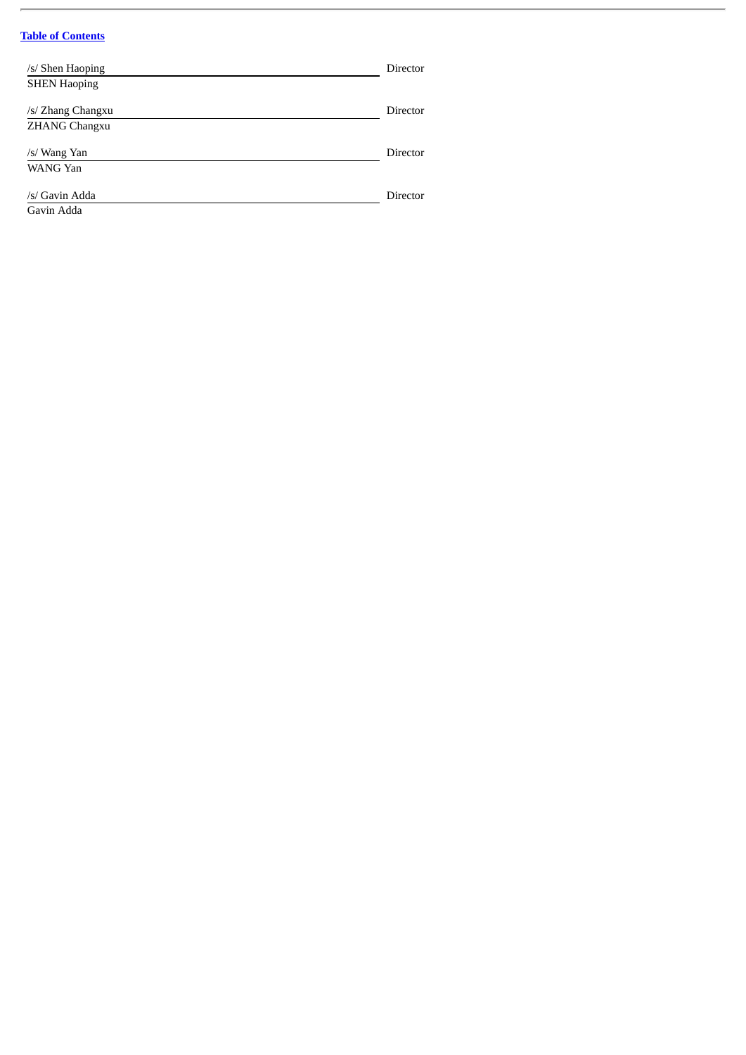[Table of Contents](#)

| | |
|---|---|
| /s/ Shen Haoping<br>SHEN Haoping | Director |
| /s/ Zhang Changxu<br>ZHANG Changxu | Director |
| /s/ Wang Yan<br>WANG Yan | Director |
| /s/ Gavin Adda<br>Gavin Adda | Director |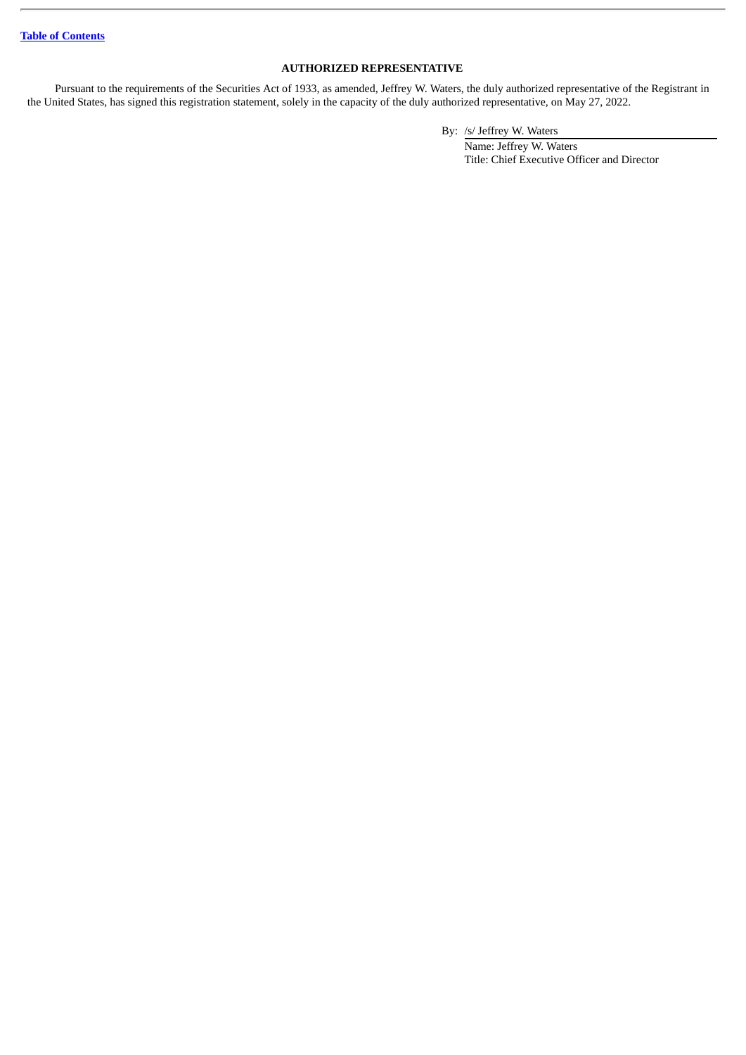[Table of Contents](#)

## AUTHORIZED REPRESENTATIVE

Pursuant to the requirements of the Securities Act of 1933, as amended, Jeffrey W. Waters, the duly authorized representative of the Registrant in the United States, has signed this registration statement, solely in the capacity of the duly authorized representative, on May 27, 2022.

By: /s/ Jeffrey W. Waters

Name: Jeffrey W. Waters

Title: Chief Executive Officer and Director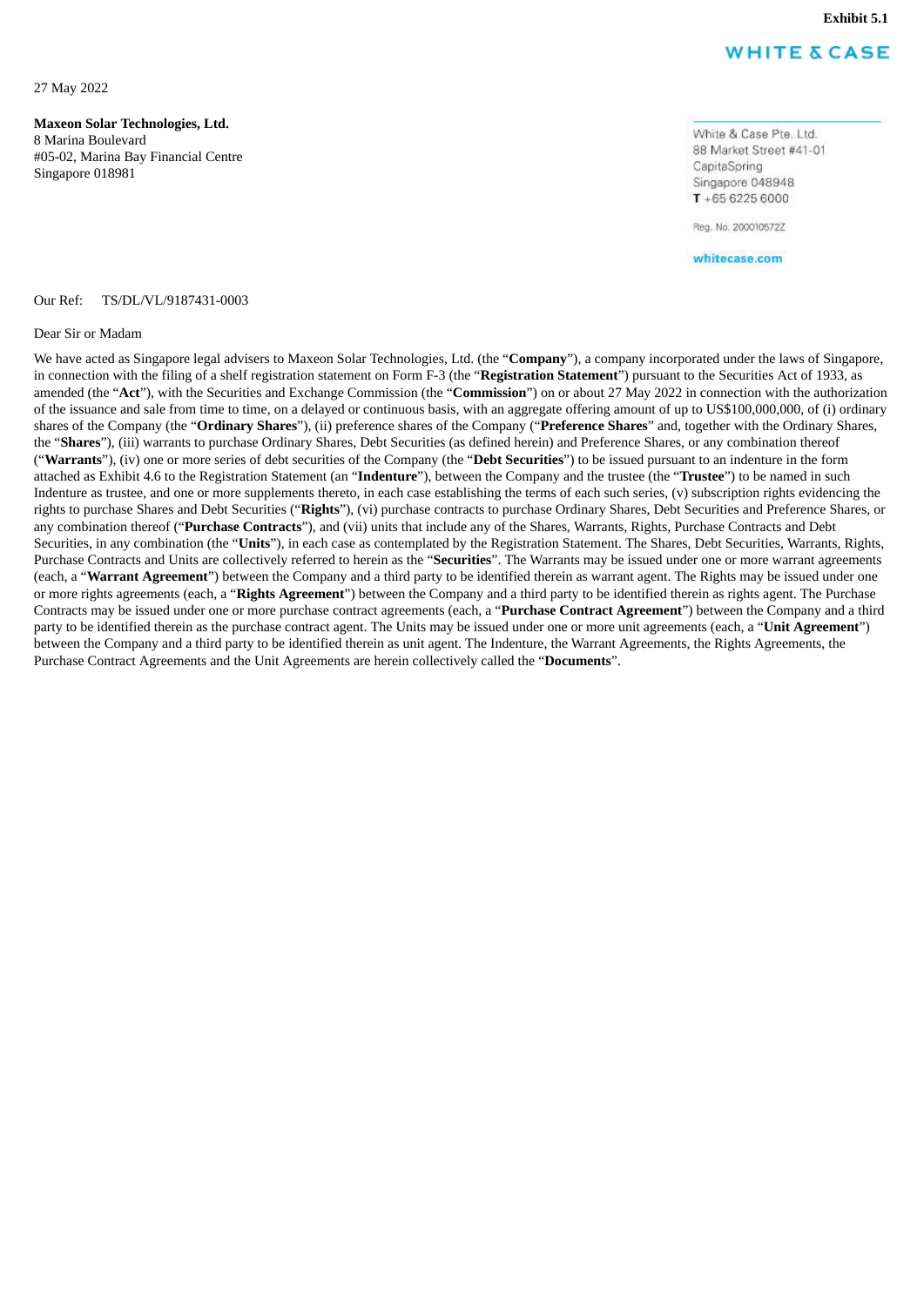**Exhibit 5.1**

WHITE & CASE

27 May 2022

**Maxeon Solar Technologies, Ltd.**
8 Marina Boulevard
#05-02, Marina Bay Financial Centre
Singapore 018981

White & Case Pte. Ltd.
88 Market Street #41-01
CapitaSpring
Singapore 048948
**T** +65 6225 6000

Reg. No. 200010572Z

whitecase.com

Our Ref: TS/DL/VL/9187431-0003

Dear Sir or Madam

We have acted as Singapore legal advisers to Maxeon Solar Technologies, Ltd. (the "**Company**"), a company incorporated under the laws of Singapore, in connection with the filing of a shelf registration statement on Form F-3 (the "**Registration Statement**") pursuant to the Securities Act of 1933, as amended (the "**Act**"), with the Securities and Exchange Commission (the "**Commission**") on or about 27 May 2022 in connection with the authorization of the issuance and sale from time to time, on a delayed or continuous basis, with an aggregate offering amount of up to US$100,000,000, of (i) ordinary shares of the Company (the "**Ordinary Shares**"), (ii) preference shares of the Company ("**Preference Shares**" and, together with the Ordinary Shares, the "**Shares**"), (iii) warrants to purchase Ordinary Shares, Debt Securities (as defined herein) and Preference Shares, or any combination thereof ("**Warrants**"), (iv) one or more series of debt securities of the Company (the "**Debt Securities**") to be issued pursuant to an indenture in the form attached as Exhibit 4.6 to the Registration Statement (an "**Indenture**"), between the Company and the trustee (the "**Trustee**") to be named in such Indenture as trustee, and one or more supplements thereto, in each case establishing the terms of each such series, (v) subscription rights evidencing the rights to purchase Shares and Debt Securities ("**Rights**"), (vi) purchase contracts to purchase Ordinary Shares, Debt Securities and Preference Shares, or any combination thereof ("**Purchase Contracts**"), and (vii) units that include any of the Shares, Warrants, Rights, Purchase Contracts and Debt Securities, in any combination (the "**Units**"), in each case as contemplated by the Registration Statement. The Shares, Debt Securities, Warrants, Rights, Purchase Contracts and Units are collectively referred to herein as the "**Securities**". The Warrants may be issued under one or more warrant agreements (each, a "**Warrant Agreement**") between the Company and a third party to be identified therein as warrant agent. The Rights may be issued under one or more rights agreements (each, a "**Rights Agreement**") between the Company and a third party to be identified therein as rights agent. The Purchase Contracts may be issued under one or more purchase contract agreements (each, a "**Purchase Contract Agreement**") between the Company and a third party to be identified therein as the purchase contract agent. The Units may be issued under one or more unit agreements (each, a "**Unit Agreement**") between the Company and a third party to be identified therein as unit agent. The Indenture, the Warrant Agreements, the Rights Agreements, the Purchase Contract Agreements and the Unit Agreements are herein collectively called the "**Documents**".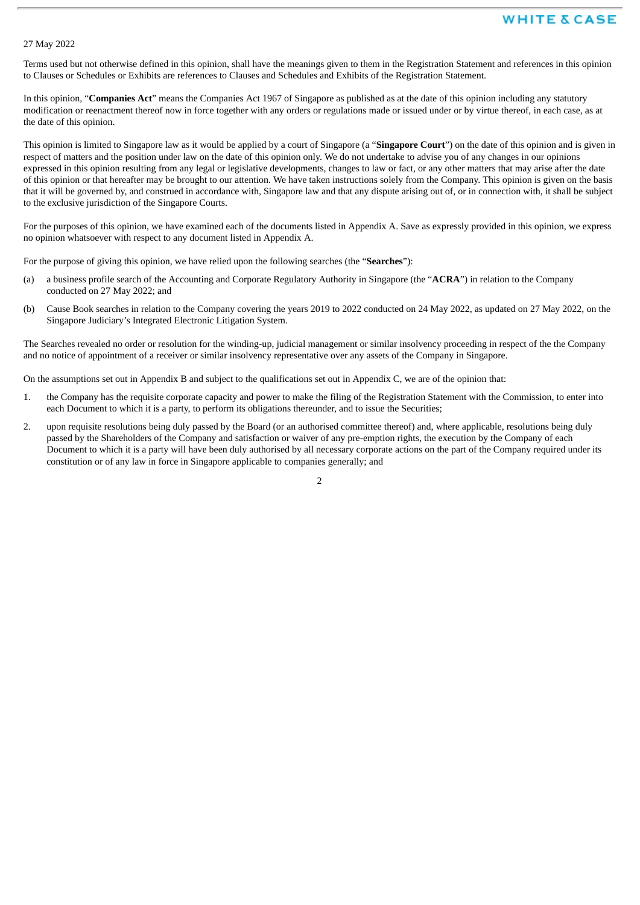27 May 2022

Terms used but not otherwise defined in this opinion, shall have the meanings given to them in the Registration Statement and references in this opinion to Clauses or Schedules or Exhibits are references to Clauses and Schedules and Exhibits of the Registration Statement.

In this opinion, "**Companies Act**" means the Companies Act 1967 of Singapore as published as at the date of this opinion including any statutory modification or reenactment thereof now in force together with any orders or regulations made or issued under or by virtue thereof, in each case, as at the date of this opinion.

This opinion is limited to Singapore law as it would be applied by a court of Singapore (a "**Singapore Court**") on the date of this opinion and is given in respect of matters and the position under law on the date of this opinion only. We do not undertake to advise you of any changes in our opinions expressed in this opinion resulting from any legal or legislative developments, changes to law or fact, or any other matters that may arise after the date of this opinion or that hereafter may be brought to our attention. We have taken instructions solely from the Company. This opinion is given on the basis that it will be governed by, and construed in accordance with, Singapore law and that any dispute arising out of, or in connection with, it shall be subject to the exclusive jurisdiction of the Singapore Courts.

For the purposes of this opinion, we have examined each of the documents listed in Appendix A. Save as expressly provided in this opinion, we express no opinion whatsoever with respect to any document listed in Appendix A.

For the purpose of giving this opinion, we have relied upon the following searches (the "**Searches**"):

(a) a business profile search of the Accounting and Corporate Regulatory Authority in Singapore (the "**ACRA**") in relation to the Company conducted on 27 May 2022; and

(b) Cause Book searches in relation to the Company covering the years 2019 to 2022 conducted on 24 May 2022, as updated on 27 May 2022, on the Singapore Judiciary's Integrated Electronic Litigation System.

The Searches revealed no order or resolution for the winding-up, judicial management or similar insolvency proceeding in respect of the the Company and no notice of appointment of a receiver or similar insolvency representative over any assets of the Company in Singapore.

On the assumptions set out in Appendix B and subject to the qualifications set out in Appendix C, we are of the opinion that:

1. the Company has the requisite corporate capacity and power to make the filing of the Registration Statement with the Commission, to enter into each Document to which it is a party, to perform its obligations thereunder, and to issue the Securities;

2. upon requisite resolutions being duly passed by the Board (or an authorised committee thereof) and, where applicable, resolutions being duly passed by the Shareholders of the Company and satisfaction or waiver of any pre-emption rights, the execution by the Company of each Document to which it is a party will have been duly authorised by all necessary corporate actions on the part of the Company required under its constitution or of any law in force in Singapore applicable to companies generally; and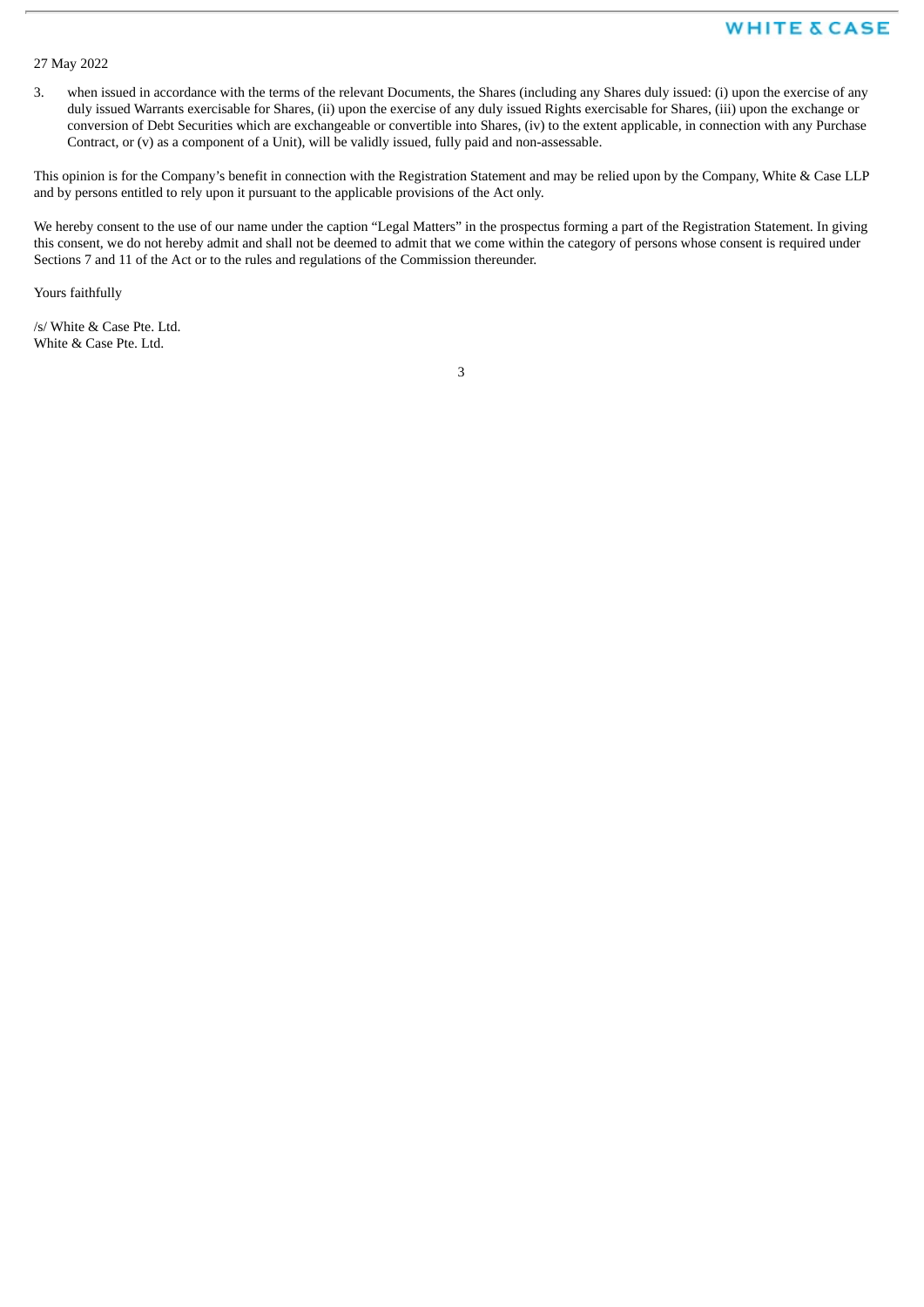27 May 2022

3. when issued in accordance with the terms of the relevant Documents, the Shares (including any Shares duly issued: (i) upon the exercise of any duly issued Warrants exercisable for Shares, (ii) upon the exercise of any duly issued Rights exercisable for Shares, (iii) upon the exchange or conversion of Debt Securities which are exchangeable or convertible into Shares, (iv) to the extent applicable, in connection with any Purchase Contract, or (v) as a component of a Unit), will be validly issued, fully paid and non-assessable.

This opinion is for the Company's benefit in connection with the Registration Statement and may be relied upon by the Company, White & Case LLP and by persons entitled to rely upon it pursuant to the applicable provisions of the Act only.

We hereby consent to the use of our name under the caption "Legal Matters" in the prospectus forming a part of the Registration Statement. In giving this consent, we do not hereby admit and shall not be deemed to admit that we come within the category of persons whose consent is required under Sections 7 and 11 of the Act or to the rules and regulations of the Commission thereunder.

Yours faithfully

/s/ White & Case Pte. Ltd.
White & Case Pte. Ltd.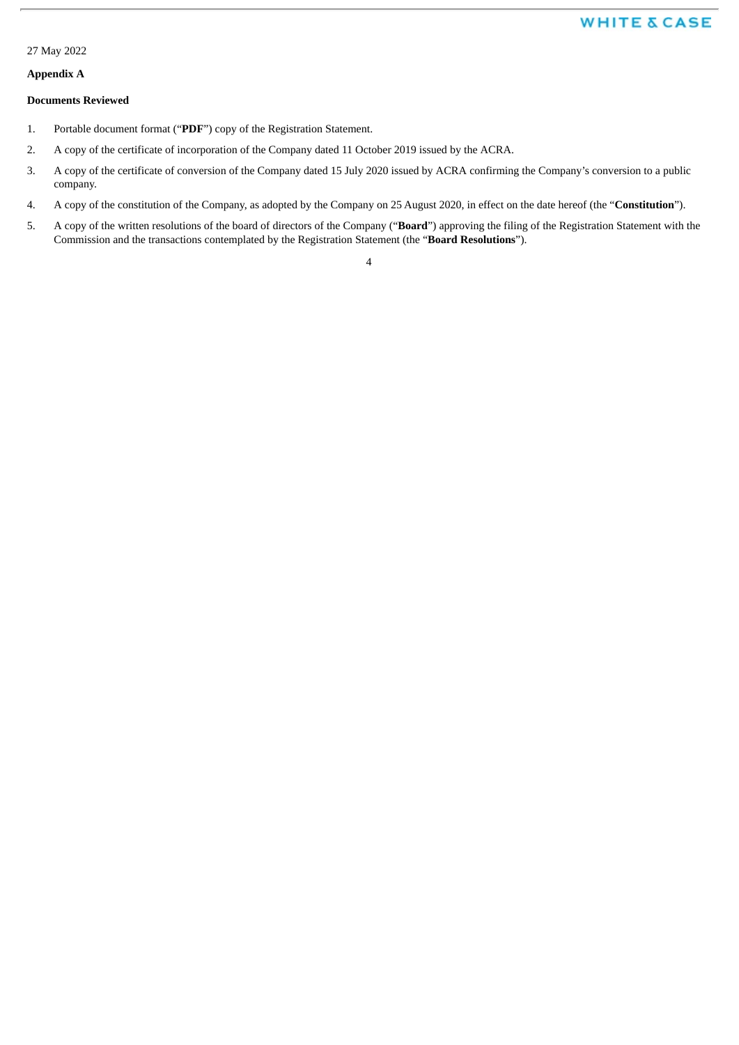27 May 2022

**Appendix A**

**Documents Reviewed**

1. Portable document format ("**PDF**") copy of the Registration Statement.
2. A copy of the certificate of incorporation of the Company dated 11 October 2019 issued by the ACRA.
3. A copy of the certificate of conversion of the Company dated 15 July 2020 issued by ACRA confirming the Company's conversion to a public company.
4. A copy of the constitution of the Company, as adopted by the Company on 25 August 2020, in effect on the date hereof (the "**Constitution**").
5. A copy of the written resolutions of the board of directors of the Company ("**Board**") approving the filing of the Registration Statement with the Commission and the transactions contemplated by the Registration Statement (the "**Board Resolutions**").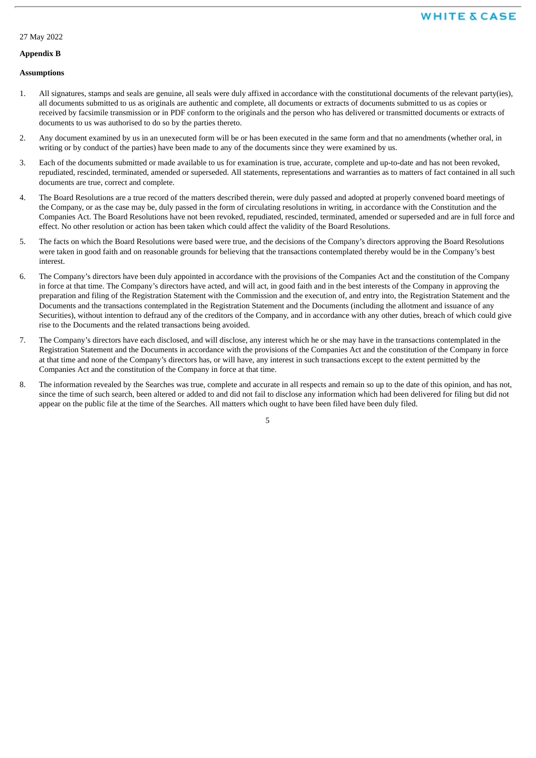27 May 2022

**Appendix B**

**Assumptions**

1. All signatures, stamps and seals are genuine, all seals were duly affixed in accordance with the constitutional documents of the relevant party(ies), all documents submitted to us as originals are authentic and complete, all documents or extracts of documents submitted to us as copies or received by facsimile transmission or in PDF conform to the originals and the person who has delivered or transmitted documents or extracts of documents to us was authorised to do so by the parties thereto.

2. Any document examined by us in an unexecuted form will be or has been executed in the same form and that no amendments (whether oral, in writing or by conduct of the parties) have been made to any of the documents since they were examined by us.

3. Each of the documents submitted or made available to us for examination is true, accurate, complete and up-to-date and has not been revoked, repudiated, rescinded, terminated, amended or superseded. All statements, representations and warranties as to matters of fact contained in all such documents are true, correct and complete.

4. The Board Resolutions are a true record of the matters described therein, were duly passed and adopted at properly convened board meetings of the Company, or as the case may be, duly passed in the form of circulating resolutions in writing, in accordance with the Constitution and the Companies Act. The Board Resolutions have not been revoked, repudiated, rescinded, terminated, amended or superseded and are in full force and effect. No other resolution or action has been taken which could affect the validity of the Board Resolutions.

5. The facts on which the Board Resolutions were based were true, and the decisions of the Company's directors approving the Board Resolutions were taken in good faith and on reasonable grounds for believing that the transactions contemplated thereby would be in the Company's best interest.

6. The Company's directors have been duly appointed in accordance with the provisions of the Companies Act and the constitution of the Company in force at that time. The Company's directors have acted, and will act, in good faith and in the best interests of the Company in approving the preparation and filing of the Registration Statement with the Commission and the execution of, and entry into, the Registration Statement and the Documents and the transactions contemplated in the Registration Statement and the Documents (including the allotment and issuance of any Securities), without intention to defraud any of the creditors of the Company, and in accordance with any other duties, breach of which could give rise to the Documents and the related transactions being avoided.

7. The Company's directors have each disclosed, and will disclose, any interest which he or she may have in the transactions contemplated in the Registration Statement and the Documents in accordance with the provisions of the Companies Act and the constitution of the Company in force at that time and none of the Company's directors has, or will have, any interest in such transactions except to the extent permitted by the Companies Act and the constitution of the Company in force at that time.

8. The information revealed by the Searches was true, complete and accurate in all respects and remain so up to the date of this opinion, and has not, since the time of such search, been altered or added to and did not fail to disclose any information which had been delivered for filing but did not appear on the public file at the time of the Searches. All matters which ought to have been filed have been duly filed.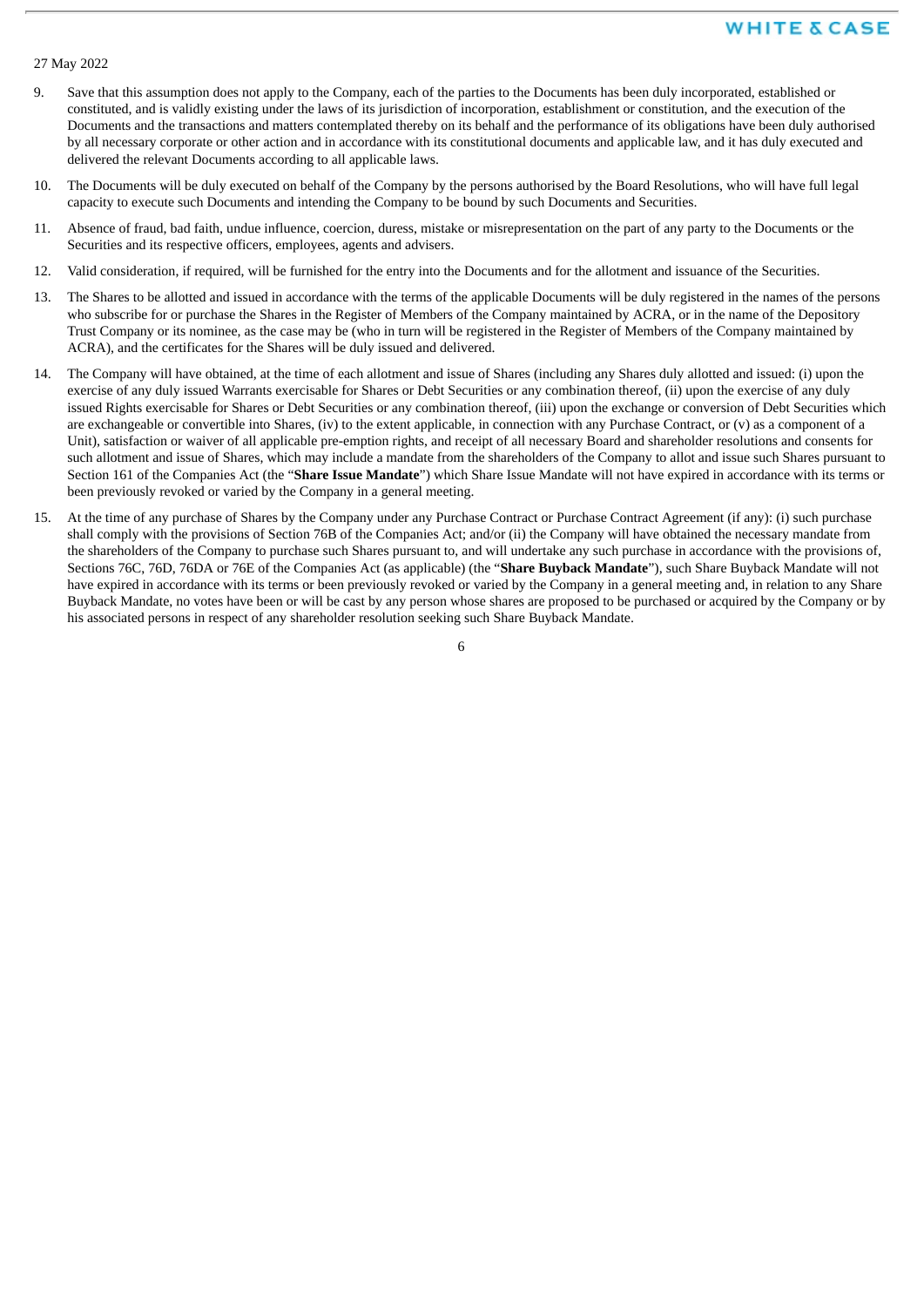27 May 2022

9. Save that this assumption does not apply to the Company, each of the parties to the Documents has been duly incorporated, established or constituted, and is validly existing under the laws of its jurisdiction of incorporation, establishment or constitution, and the execution of the Documents and the transactions and matters contemplated thereby on its behalf and the performance of its obligations have been duly authorised by all necessary corporate or other action and in accordance with its constitutional documents and applicable law, and it has duly executed and delivered the relevant Documents according to all applicable laws.

10. The Documents will be duly executed on behalf of the Company by the persons authorised by the Board Resolutions, who will have full legal capacity to execute such Documents and intending the Company to be bound by such Documents and Securities.

11. Absence of fraud, bad faith, undue influence, coercion, duress, mistake or misrepresentation on the part of any party to the Documents or the Securities and its respective officers, employees, agents and advisers.

12. Valid consideration, if required, will be furnished for the entry into the Documents and for the allotment and issuance of the Securities.

13. The Shares to be allotted and issued in accordance with the terms of the applicable Documents will be duly registered in the names of the persons who subscribe for or purchase the Shares in the Register of Members of the Company maintained by ACRA, or in the name of the Depository Trust Company or its nominee, as the case may be (who in turn will be registered in the Register of Members of the Company maintained by ACRA), and the certificates for the Shares will be duly issued and delivered.

14. The Company will have obtained, at the time of each allotment and issue of Shares (including any Shares duly allotted and issued: (i) upon the exercise of any duly issued Warrants exercisable for Shares or Debt Securities or any combination thereof, (ii) upon the exercise of any duly issued Rights exercisable for Shares or Debt Securities or any combination thereof, (iii) upon the exchange or conversion of Debt Securities which are exchangeable or convertible into Shares, (iv) to the extent applicable, in connection with any Purchase Contract, or (v) as a component of a Unit), satisfaction or waiver of all applicable pre-emption rights, and receipt of all necessary Board and shareholder resolutions and consents for such allotment and issue of Shares, which may include a mandate from the shareholders of the Company to allot and issue such Shares pursuant to Section 161 of the Companies Act (the "**Share Issue Mandate**") which Share Issue Mandate will not have expired in accordance with its terms or been previously revoked or varied by the Company in a general meeting.

15. At the time of any purchase of Shares by the Company under any Purchase Contract or Purchase Contract Agreement (if any): (i) such purchase shall comply with the provisions of Section 76B of the Companies Act; and/or (ii) the Company will have obtained the necessary mandate from the shareholders of the Company to purchase such Shares pursuant to, and will undertake any such purchase in accordance with the provisions of, Sections 76C, 76D, 76DA or 76E of the Companies Act (as applicable) (the "**Share Buyback Mandate**"), such Share Buyback Mandate will not have expired in accordance with its terms or been previously revoked or varied by the Company in a general meeting and, in relation to any Share Buyback Mandate, no votes have been or will be cast by any person whose shares are proposed to be purchased or acquired by the Company or by his associated persons in respect of any shareholder resolution seeking such Share Buyback Mandate.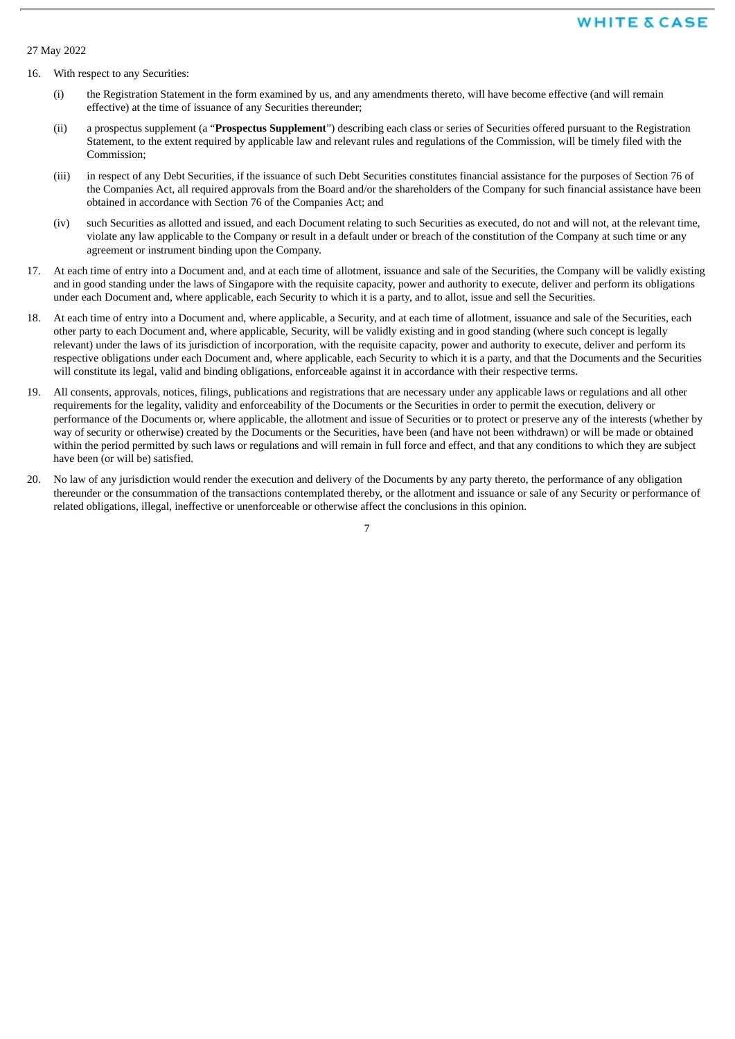27 May 2022

16. With respect to any Securities:

    (i) the Registration Statement in the form examined by us, and any amendments thereto, will have become effective (and will remain effective) at the time of issuance of any Securities thereunder;

    (ii) a prospectus supplement (a "**Prospectus Supplement**") describing each class or series of Securities offered pursuant to the Registration Statement, to the extent required by applicable law and relevant rules and regulations of the Commission, will be timely filed with the Commission;

    (iii) in respect of any Debt Securities, if the issuance of such Debt Securities constitutes financial assistance for the purposes of Section 76 of the Companies Act, all required approvals from the Board and/or the shareholders of the Company for such financial assistance have been obtained in accordance with Section 76 of the Companies Act; and

    (iv) such Securities as allotted and issued, and each Document relating to such Securities as executed, do not and will not, at the relevant time, violate any law applicable to the Company or result in a default under or breach of the constitution of the Company at such time or any agreement or instrument binding upon the Company.

17. At each time of entry into a Document and, and at each time of allotment, issuance and sale of the Securities, the Company will be validly existing and in good standing under the laws of Singapore with the requisite capacity, power and authority to execute, deliver and perform its obligations under each Document and, where applicable, each Security to which it is a party, and to allot, issue and sell the Securities.

18. At each time of entry into a Document and, where applicable, a Security, and at each time of allotment, issuance and sale of the Securities, each other party to each Document and, where applicable, Security, will be validly existing and in good standing (where such concept is legally relevant) under the laws of its jurisdiction of incorporation, with the requisite capacity, power and authority to execute, deliver and perform its respective obligations under each Document and, where applicable, each Security to which it is a party, and that the Documents and the Securities will constitute its legal, valid and binding obligations, enforceable against it in accordance with their respective terms.

19. All consents, approvals, notices, filings, publications and registrations that are necessary under any applicable laws or regulations and all other requirements for the legality, validity and enforceability of the Documents or the Securities in order to permit the execution, delivery or performance of the Documents or, where applicable, the allotment and issue of Securities or to protect or preserve any of the interests (whether by way of security or otherwise) created by the Documents or the Securities, have been (and have not been withdrawn) or will be made or obtained within the period permitted by such laws or regulations and will remain in full force and effect, and that any conditions to which they are subject have been (or will be) satisfied.

20. No law of any jurisdiction would render the execution and delivery of the Documents by any party thereto, the performance of any obligation thereunder or the consummation of the transactions contemplated thereby, or the allotment and issuance or sale of any Security or performance of related obligations, illegal, ineffective or unenforceable or otherwise affect the conclusions in this opinion.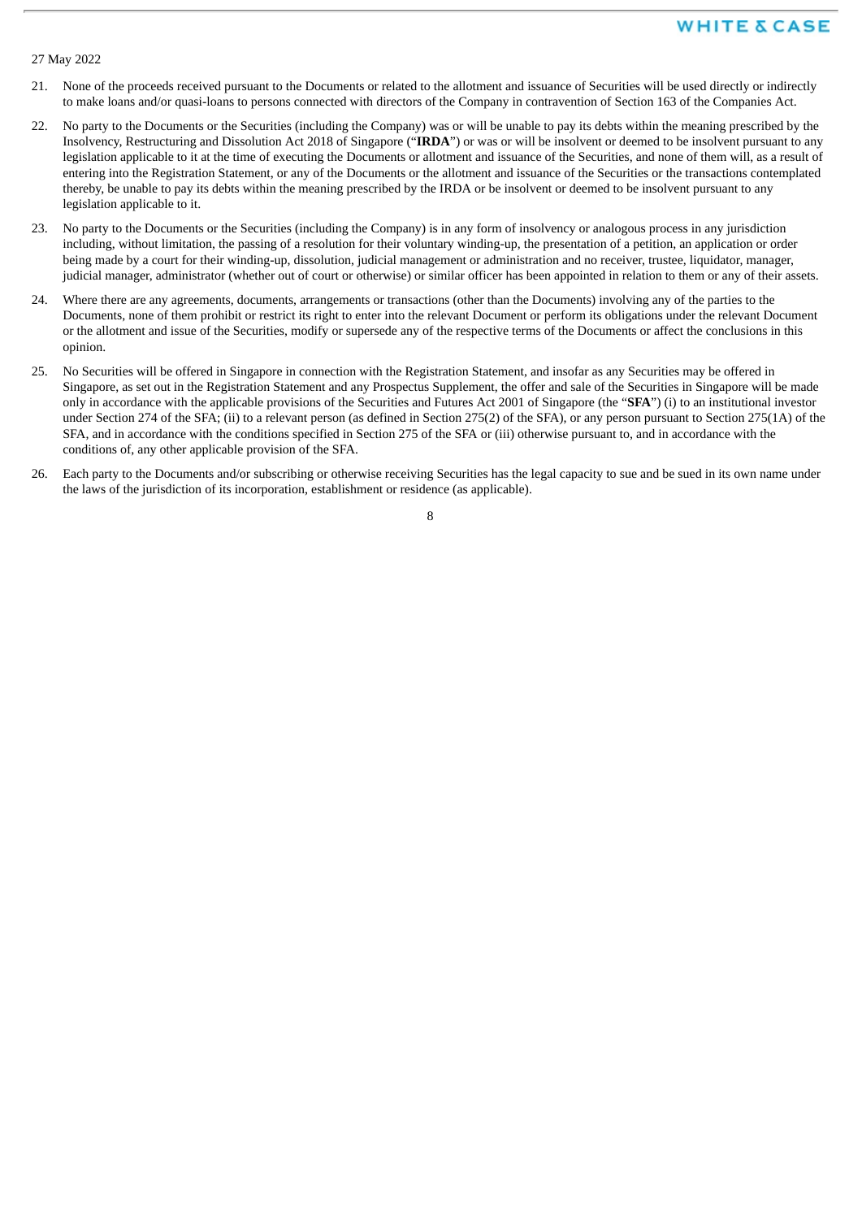27 May 2022

21. None of the proceeds received pursuant to the Documents or related to the allotment and issuance of Securities will be used directly or indirectly to make loans and/or quasi-loans to persons connected with directors of the Company in contravention of Section 163 of the Companies Act.

22. No party to the Documents or the Securities (including the Company) was or will be unable to pay its debts within the meaning prescribed by the Insolvency, Restructuring and Dissolution Act 2018 of Singapore ("**IRDA**") or was or will be insolvent or deemed to be insolvent pursuant to any legislation applicable to it at the time of executing the Documents or allotment and issuance of the Securities, and none of them will, as a result of entering into the Registration Statement, or any of the Documents or the allotment and issuance of the Securities or the transactions contemplated thereby, be unable to pay its debts within the meaning prescribed by the IRDA or be insolvent or deemed to be insolvent pursuant to any legislation applicable to it.

23. No party to the Documents or the Securities (including the Company) is in any form of insolvency or analogous process in any jurisdiction including, without limitation, the passing of a resolution for their voluntary winding-up, the presentation of a petition, an application or order being made by a court for their winding-up, dissolution, judicial management or administration and no receiver, trustee, liquidator, manager, judicial manager, administrator (whether out of court or otherwise) or similar officer has been appointed in relation to them or any of their assets.

24. Where there are any agreements, documents, arrangements or transactions (other than the Documents) involving any of the parties to the Documents, none of them prohibit or restrict its right to enter into the relevant Document or perform its obligations under the relevant Document or the allotment and issue of the Securities, modify or supersede any of the respective terms of the Documents or affect the conclusions in this opinion.

25. No Securities will be offered in Singapore in connection with the Registration Statement, and insofar as any Securities may be offered in Singapore, as set out in the Registration Statement and any Prospectus Supplement, the offer and sale of the Securities in Singapore will be made only in accordance with the applicable provisions of the Securities and Futures Act 2001 of Singapore (the "**SFA**") (i) to an institutional investor under Section 274 of the SFA; (ii) to a relevant person (as defined in Section 275(2) of the SFA), or any person pursuant to Section 275(1A) of the SFA, and in accordance with the conditions specified in Section 275 of the SFA or (iii) otherwise pursuant to, and in accordance with the conditions of, any other applicable provision of the SFA.

26. Each party to the Documents and/or subscribing or otherwise receiving Securities has the legal capacity to sue and be sued in its own name under the laws of the jurisdiction of its incorporation, establishment or residence (as applicable).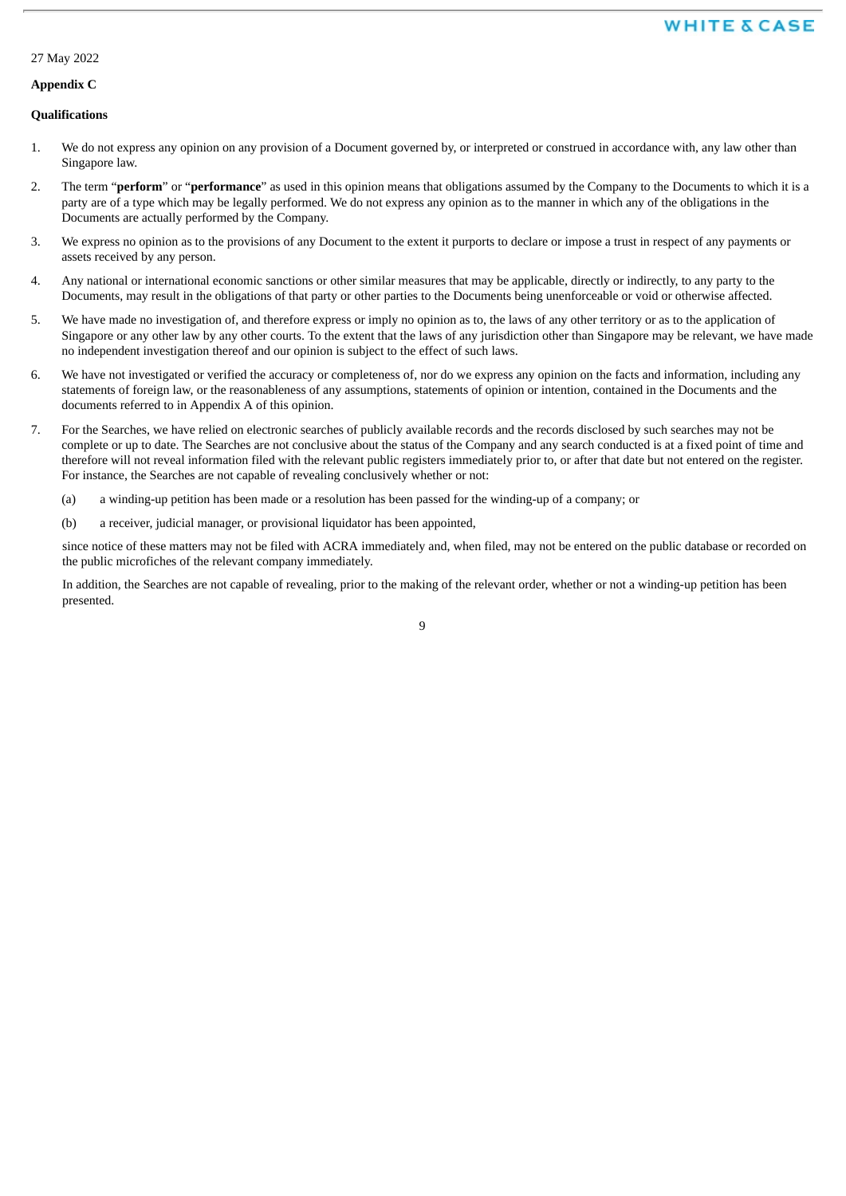27 May 2022

**Appendix C**

**Qualifications**

1. We do not express any opinion on any provision of a Document governed by, or interpreted or construed in accordance with, any law other than Singapore law.

2. The term "**perform**" or "**performance**" as used in this opinion means that obligations assumed by the Company to the Documents to which it is a party are of a type which may be legally performed. We do not express any opinion as to the manner in which any of the obligations in the Documents are actually performed by the Company.

3. We express no opinion as to the provisions of any Document to the extent it purports to declare or impose a trust in respect of any payments or assets received by any person.

4. Any national or international economic sanctions or other similar measures that may be applicable, directly or indirectly, to any party to the Documents, may result in the obligations of that party or other parties to the Documents being unenforceable or void or otherwise affected.

5. We have made no investigation of, and therefore express or imply no opinion as to, the laws of any other territory or as to the application of Singapore or any other law by any other courts. To the extent that the laws of any jurisdiction other than Singapore may be relevant, we have made no independent investigation thereof and our opinion is subject to the effect of such laws.

6. We have not investigated or verified the accuracy or completeness of, nor do we express any opinion on the facts and information, including any statements of foreign law, or the reasonableness of any assumptions, statements of opinion or intention, contained in the Documents and the documents referred to in Appendix A of this opinion.

7. For the Searches, we have relied on electronic searches of publicly available records and the records disclosed by such searches may not be complete or up to date. The Searches are not conclusive about the status of the Company and any search conducted is at a fixed point of time and therefore will not reveal information filed with the relevant public registers immediately prior to, or after that date but not entered on the register. For instance, the Searches are not capable of revealing conclusively whether or not:

   (a) a winding-up petition has been made or a resolution has been passed for the winding-up of a company; or

   (b) a receiver, judicial manager, or provisional liquidator has been appointed,

   since notice of these matters may not be filed with ACRA immediately and, when filed, may not be entered on the public database or recorded on the public microfiches of the relevant company immediately.

   In addition, the Searches are not capable of revealing, prior to the making of the relevant order, whether or not a winding-up petition has been presented.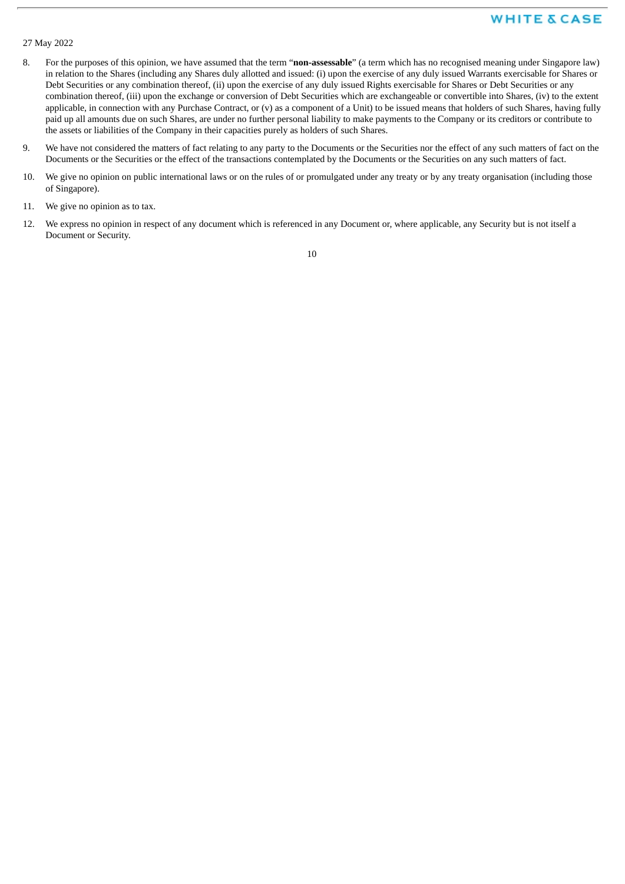27 May 2022

8. For the purposes of this opinion, we have assumed that the term "**non-assessable**" (a term which has no recognised meaning under Singapore law) in relation to the Shares (including any Shares duly allotted and issued: (i) upon the exercise of any duly issued Warrants exercisable for Shares or Debt Securities or any combination thereof, (ii) upon the exercise of any duly issued Rights exercisable for Shares or Debt Securities or any combination thereof, (iii) upon the exchange or conversion of Debt Securities which are exchangeable or convertible into Shares, (iv) to the extent applicable, in connection with any Purchase Contract, or (v) as a component of a Unit) to be issued means that holders of such Shares, having fully paid up all amounts due on such Shares, are under no further personal liability to make payments to the Company or its creditors or contribute to the assets or liabilities of the Company in their capacities purely as holders of such Shares.

9. We have not considered the matters of fact relating to any party to the Documents or the Securities nor the effect of any such matters of fact on the Documents or the Securities or the effect of the transactions contemplated by the Documents or the Securities on any such matters of fact.

10. We give no opinion on public international laws or on the rules of or promulgated under any treaty or by any treaty organisation (including those of Singapore).

11. We give no opinion as to tax.

12. We express no opinion in respect of any document which is referenced in any Document or, where applicable, any Security but is not itself a Document or Security.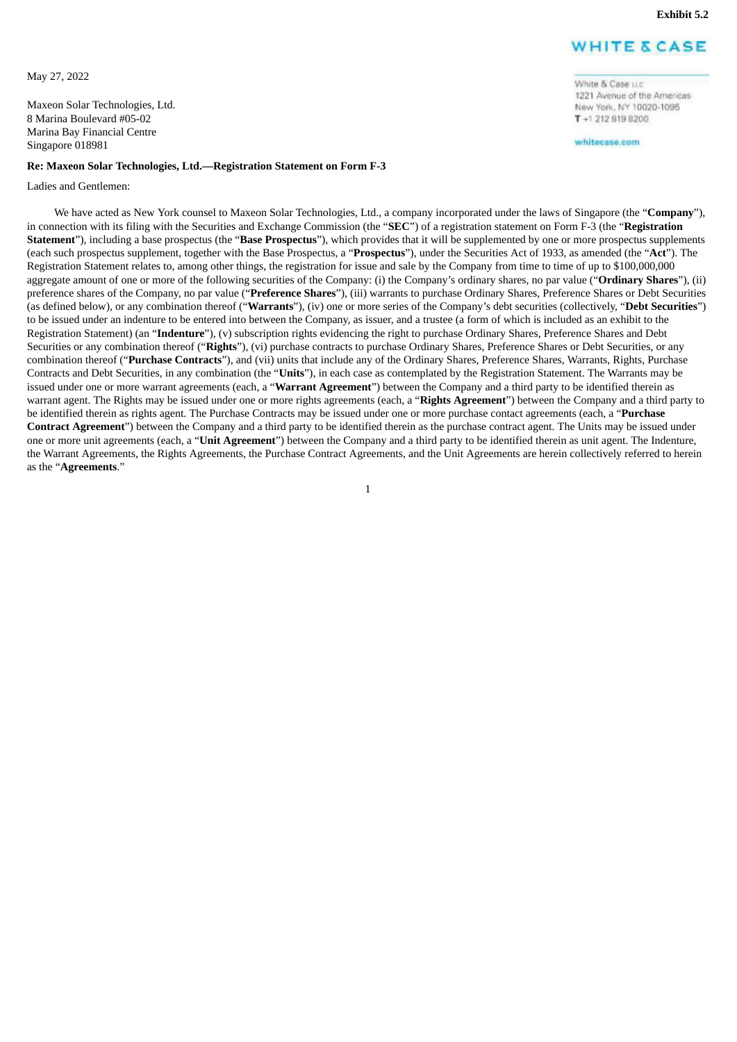Exhibit 5.2

**WHITE & CASE**

White & Case LLP
1221 Avenue of the Americas
New York, NY 10020-1095
T +1 212 819 8200

whitecase.com

May 27, 2022

Maxeon Solar Technologies, Ltd.
8 Marina Boulevard #05-02
Marina Bay Financial Centre
Singapore 018981

**Re: Maxeon Solar Technologies, Ltd.—Registration Statement on Form F-3**

Ladies and Gentlemen:

We have acted as New York counsel to Maxeon Solar Technologies, Ltd., a company incorporated under the laws of Singapore (the "**Company**"), in connection with its filing with the Securities and Exchange Commission (the "**SEC**") of a registration statement on Form F-3 (the "**Registration Statement**"), including a base prospectus (the "**Base Prospectus**"), which provides that it will be supplemented by one or more prospectus supplements (each such prospectus supplement, together with the Base Prospectus, a "**Prospectus**"), under the Securities Act of 1933, as amended (the "**Act**"). The Registration Statement relates to, among other things, the registration for issue and sale by the Company from time to time of up to $100,000,000 aggregate amount of one or more of the following securities of the Company: (i) the Company's ordinary shares, no par value ("**Ordinary Shares**"), (ii) preference shares of the Company, no par value ("**Preference Shares**"), (iii) warrants to purchase Ordinary Shares, Preference Shares or Debt Securities (as defined below), or any combination thereof ("**Warrants**"), (iv) one or more series of the Company's debt securities (collectively, "**Debt Securities**") to be issued under an indenture to be entered into between the Company, as issuer, and a trustee (a form of which is included as an exhibit to the Registration Statement) (an "**Indenture**"), (v) subscription rights evidencing the right to purchase Ordinary Shares, Preference Shares and Debt Securities or any combination thereof ("**Rights**"), (vi) purchase contracts to purchase Ordinary Shares, Preference Shares or Debt Securities, or any combination thereof ("**Purchase Contracts**"), and (vii) units that include any of the Ordinary Shares, Preference Shares, Warrants, Rights, Purchase Contracts and Debt Securities, in any combination (the "**Units**"), in each case as contemplated by the Registration Statement. The Warrants may be issued under one or more warrant agreements (each, a "**Warrant Agreement**") between the Company and a third party to be identified therein as warrant agent. The Rights may be issued under one or more rights agreements (each, a "**Rights Agreement**") between the Company and a third party to be identified therein as rights agent. The Purchase Contracts may be issued under one or more purchase contact agreements (each, a "**Purchase Contract Agreement**") between the Company and a third party to be identified therein as the purchase contract agent. The Units may be issued under one or more unit agreements (each, a "**Unit Agreement**") between the Company and a third party to be identified therein as unit agent. The Indenture, the Warrant Agreements, the Rights Agreements, the Purchase Contract Agreements, and the Unit Agreements are herein collectively referred to herein as the "**Agreements**."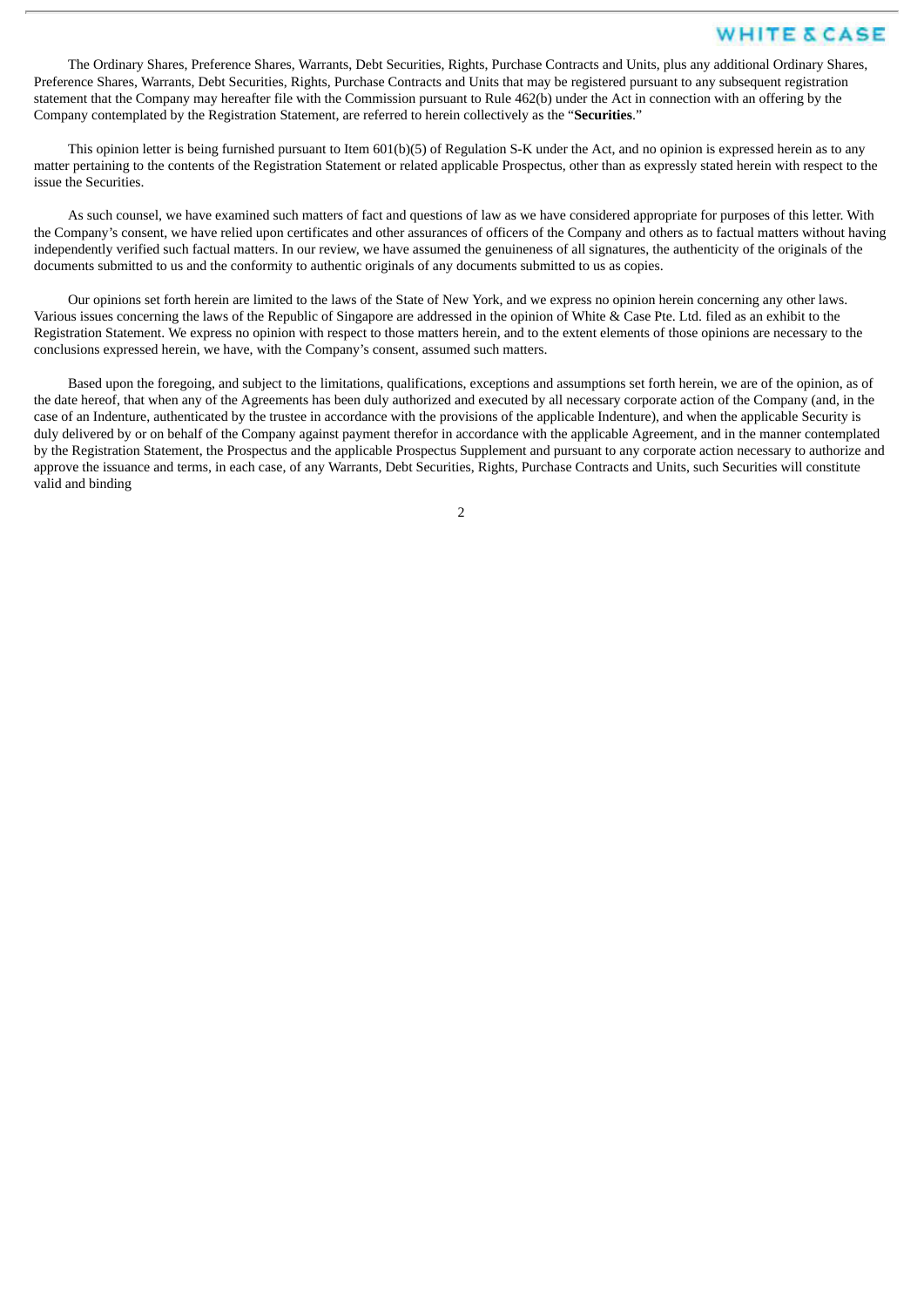The Ordinary Shares, Preference Shares, Warrants, Debt Securities, Rights, Purchase Contracts and Units, plus any additional Ordinary Shares, Preference Shares, Warrants, Debt Securities, Rights, Purchase Contracts and Units that may be registered pursuant to any subsequent registration statement that the Company may hereafter file with the Commission pursuant to Rule 462(b) under the Act in connection with an offering by the Company contemplated by the Registration Statement, are referred to herein collectively as the "**Securities**."

This opinion letter is being furnished pursuant to Item 601(b)(5) of Regulation S-K under the Act, and no opinion is expressed herein as to any matter pertaining to the contents of the Registration Statement or related applicable Prospectus, other than as expressly stated herein with respect to the issue the Securities.

As such counsel, we have examined such matters of fact and questions of law as we have considered appropriate for purposes of this letter. With the Company's consent, we have relied upon certificates and other assurances of officers of the Company and others as to factual matters without having independently verified such factual matters. In our review, we have assumed the genuineness of all signatures, the authenticity of the originals of the documents submitted to us and the conformity to authentic originals of any documents submitted to us as copies.

Our opinions set forth herein are limited to the laws of the State of New York, and we express no opinion herein concerning any other laws. Various issues concerning the laws of the Republic of Singapore are addressed in the opinion of White & Case Pte. Ltd. filed as an exhibit to the Registration Statement. We express no opinion with respect to those matters herein, and to the extent elements of those opinions are necessary to the conclusions expressed herein, we have, with the Company's consent, assumed such matters.

Based upon the foregoing, and subject to the limitations, qualifications, exceptions and assumptions set forth herein, we are of the opinion, as of the date hereof, that when any of the Agreements has been duly authorized and executed by all necessary corporate action of the Company (and, in the case of an Indenture, authenticated by the trustee in accordance with the provisions of the applicable Indenture), and when the applicable Security is duly delivered by or on behalf of the Company against payment therefor in accordance with the applicable Agreement, and in the manner contemplated by the Registration Statement, the Prospectus and the applicable Prospectus Supplement and pursuant to any corporate action necessary to authorize and approve the issuance and terms, in each case, of any Warrants, Debt Securities, Rights, Purchase Contracts and Units, such Securities will constitute valid and binding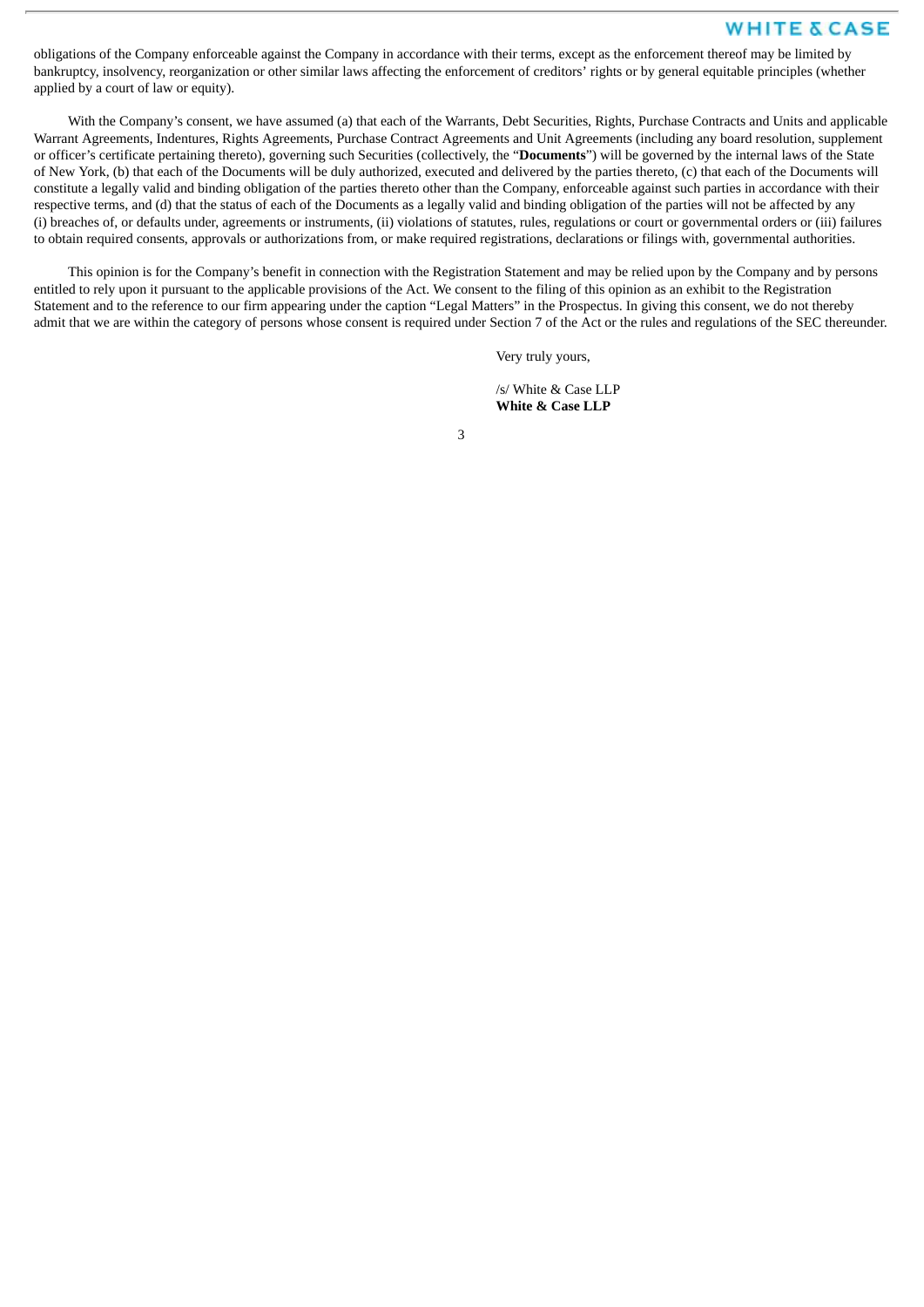obligations of the Company enforceable against the Company in accordance with their terms, except as the enforcement thereof may be limited by bankruptcy, insolvency, reorganization or other similar laws affecting the enforcement of creditors' rights or by general equitable principles (whether applied by a court of law or equity).

With the Company's consent, we have assumed (a) that each of the Warrants, Debt Securities, Rights, Purchase Contracts and Units and applicable Warrant Agreements, Indentures, Rights Agreements, Purchase Contract Agreements and Unit Agreements (including any board resolution, supplement or officer's certificate pertaining thereto), governing such Securities (collectively, the "**Documents**") will be governed by the internal laws of the State of New York, (b) that each of the Documents will be duly authorized, executed and delivered by the parties thereto, (c) that each of the Documents will constitute a legally valid and binding obligation of the parties thereto other than the Company, enforceable against such parties in accordance with their respective terms, and (d) that the status of each of the Documents as a legally valid and binding obligation of the parties will not be affected by any (i) breaches of, or defaults under, agreements or instruments, (ii) violations of statutes, rules, regulations or court or governmental orders or (iii) failures to obtain required consents, approvals or authorizations from, or make required registrations, declarations or filings with, governmental authorities.

This opinion is for the Company's benefit in connection with the Registration Statement and may be relied upon by the Company and by persons entitled to rely upon it pursuant to the applicable provisions of the Act. We consent to the filing of this opinion as an exhibit to the Registration Statement and to the reference to our firm appearing under the caption "Legal Matters" in the Prospectus. In giving this consent, we do not thereby admit that we are within the category of persons whose consent is required under Section 7 of the Act or the rules and regulations of the SEC thereunder.

Very truly yours,

/s/ White & Case LLP
**White & Case LLP**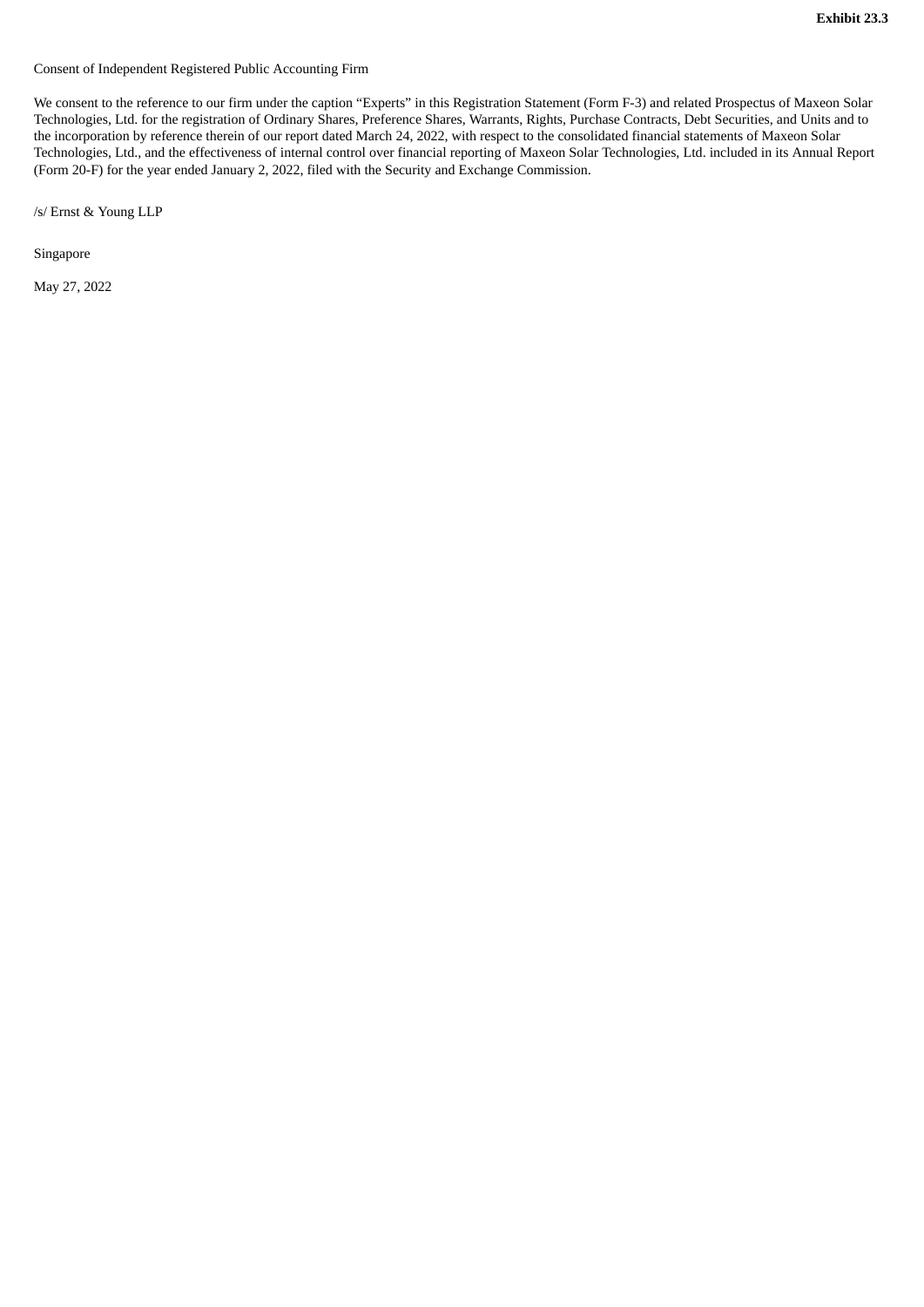**Exhibit 23.3**

Consent of Independent Registered Public Accounting Firm

We consent to the reference to our firm under the caption “Experts” in this Registration Statement (Form F-3) and related Prospectus of Maxeon Solar Technologies, Ltd. for the registration of Ordinary Shares, Preference Shares, Warrants, Rights, Purchase Contracts, Debt Securities, and Units and to the incorporation by reference therein of our report dated March 24, 2022, with respect to the consolidated financial statements of Maxeon Solar Technologies, Ltd., and the effectiveness of internal control over financial reporting of Maxeon Solar Technologies, Ltd. included in its Annual Report (Form 20-F) for the year ended January 2, 2022, filed with the Security and Exchange Commission.

/s/ Ernst & Young LLP

Singapore

May 27, 2022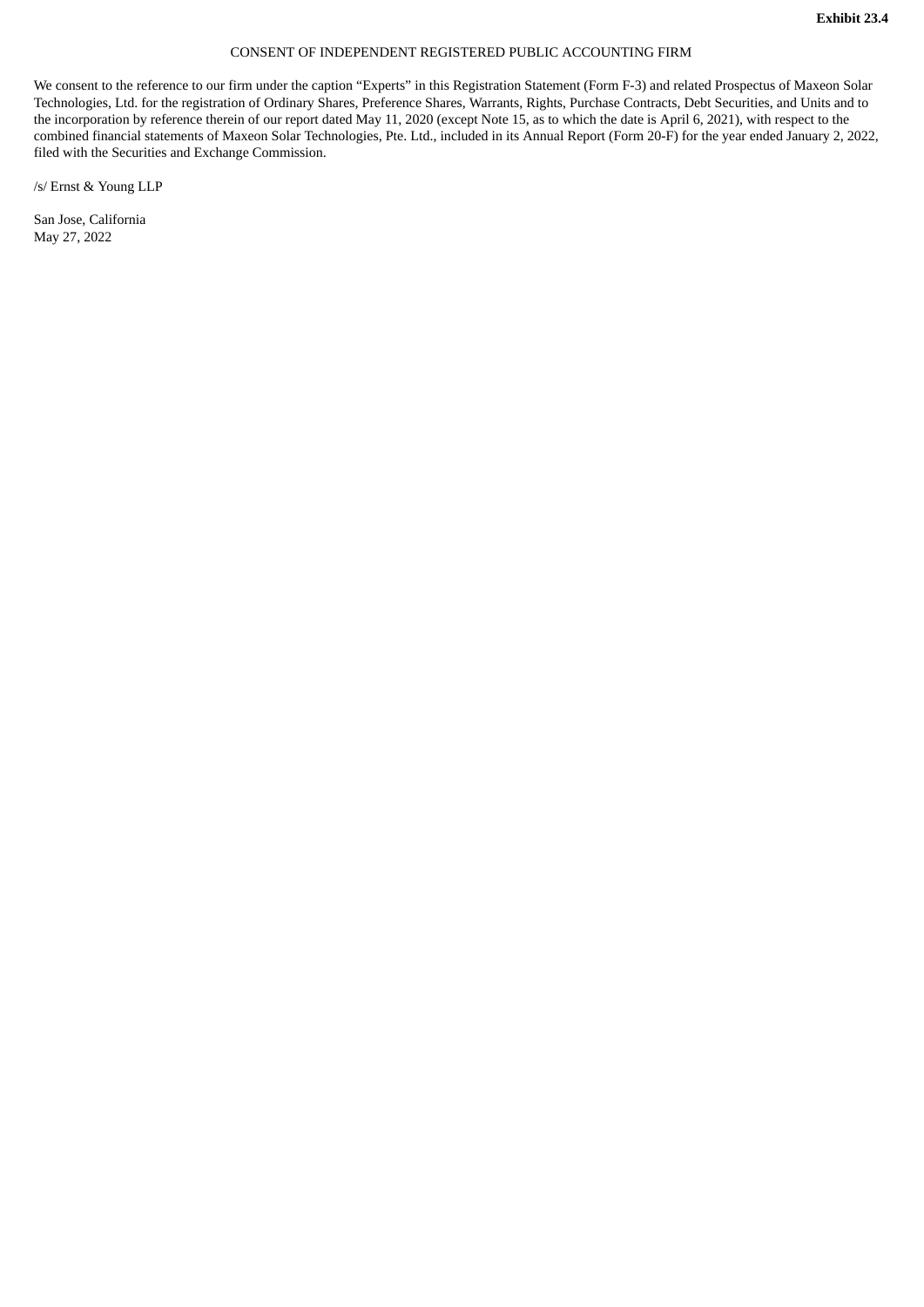**Exhibit 23.4**

CONSENT OF INDEPENDENT REGISTERED PUBLIC ACCOUNTING FIRM

We consent to the reference to our firm under the caption "Experts" in this Registration Statement (Form F-3) and related Prospectus of Maxeon Solar Technologies, Ltd. for the registration of Ordinary Shares, Preference Shares, Warrants, Rights, Purchase Contracts, Debt Securities, and Units and to the incorporation by reference therein of our report dated May 11, 2020 (except Note 15, as to which the date is April 6, 2021), with respect to the combined financial statements of Maxeon Solar Technologies, Pte. Ltd., included in its Annual Report (Form 20-F) for the year ended January 2, 2022, filed with the Securities and Exchange Commission.

/s/ Ernst & Young LLP

San Jose, California
May 27, 2022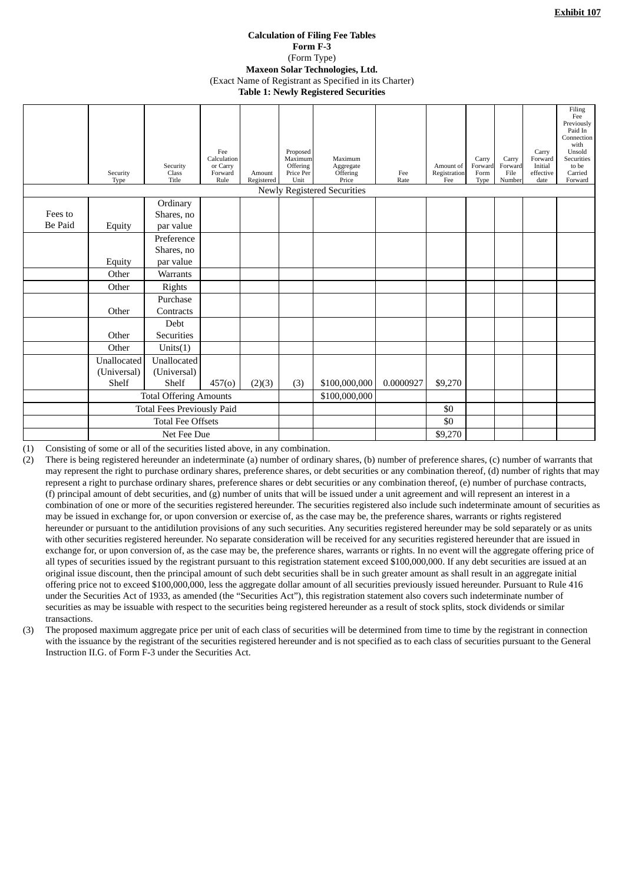**Exhibit 107**

**Calculation of Filing Fee Tables**
**Form F-3**
(Form Type)
**Maxeon Solar Technologies, Ltd.**
(Exact Name of Registrant as Specified in its Charter)
**Table 1: Newly Registered Securities**

| | Security Type | Security Class Title | Fee Calculation or Carry Forward Rule | Amount Registered | Proposed Maximum Offering Price Per Unit | Maximum Aggregate Offering Price | Fee Rate | Amount of Registration Fee | Carry Forward Form Type | Carry Forward File Number | Carry Forward Initial effective date | Filing Fee Previously Paid In Connection with Unsold Securities to be Carried Forward |
|---|---|---|---|---|---|---|---|---|---|---|---|---|
| Newly Registered Securities | | | | | | | | | | | | |
| Fees to Be Paid | Equity | Ordinary Shares, no par value | | | | | | | | | | |
| | Equity | Preference Shares, no par value | | | | | | | | | | |
| | Other | Warrants | | | | | | | | | | |
| | Other | Rights | | | | | | | | | | |
| | Other | Purchase Contracts | | | | | | | | | | |
| | Other | Debt Securities | | | | | | | | | | |
| | Other | Units(1) | | | | | | | | | | |
| | Unallocated (Universal) Shelf | Unallocated (Universal) Shelf | 457(o) | (2)(3) | (3) | $100,000,000 | 0.0000927 | $9,270 | | | | |
| | Total Offering Amounts | | | | | $100,000,000 | | | | | | |
| | Total Fees Previously Paid | | | | | | | $0 | | | | |
| | Total Fee Offsets | | | | | | | $0 | | | | |
| | Net Fee Due | | | | | | | $9,270 | | | | |

(1) Consisting of some or all of the securities listed above, in any combination.

(2) There is being registered hereunder an indeterminate (a) number of ordinary shares, (b) number of preference shares, (c) number of warrants that may represent the right to purchase ordinary shares, preference shares, or debt securities or any combination thereof, (d) number of rights that may represent a right to purchase ordinary shares, preference shares or debt securities or any combination thereof, (e) number of purchase contracts, (f) principal amount of debt securities, and (g) number of units that will be issued under a unit agreement and will represent an interest in a combination of one or more of the securities registered hereunder. The securities registered also include such indeterminate amount of securities as may be issued in exchange for, or upon conversion or exercise of, as the case may be, the preference shares, warrants or rights registered hereunder or pursuant to the antidilution provisions of any such securities. Any securities registered hereunder may be sold separately or as units with other securities registered hereunder. No separate consideration will be received for any securities registered hereunder that are issued in exchange for, or upon conversion of, as the case may be, the preference shares, warrants or rights. In no event will the aggregate offering price of all types of securities issued by the registrant pursuant to this registration statement exceed $100,000,000. If any debt securities are issued at an original issue discount, then the principal amount of such debt securities shall be in such greater amount as shall result in an aggregate initial offering price not to exceed $100,000,000, less the aggregate dollar amount of all securities previously issued hereunder. Pursuant to Rule 416 under the Securities Act of 1933, as amended (the "Securities Act"), this registration statement also covers such indeterminate number of securities as may be issuable with respect to the securities being registered hereunder as a result of stock splits, stock dividends or similar transactions.

(3) The proposed maximum aggregate price per unit of each class of securities will be determined from time to time by the registrant in connection with the issuance by the registrant of the securities registered hereunder and is not specified as to each class of securities pursuant to the General Instruction II.G. of Form F-3 under the Securities Act.